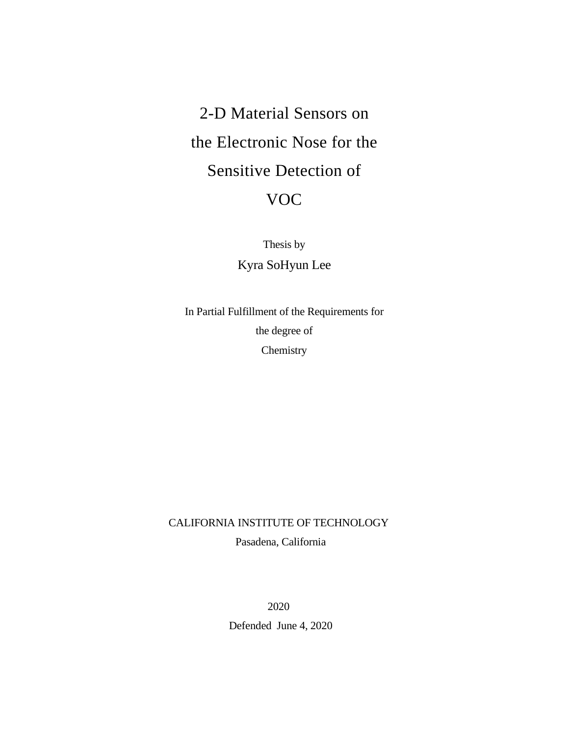# 2-D Material Sensors on the Electronic Nose for the Sensitive Detection of VOC

Thesis by

Kyra SoHyun Lee

In Partial Fulfillment of the Requirements for the degree of Chemistry

CALIFORNIA INSTITUTE OF TECHNOLOGY

Pasadena, California

2020

Defended June 4, 2020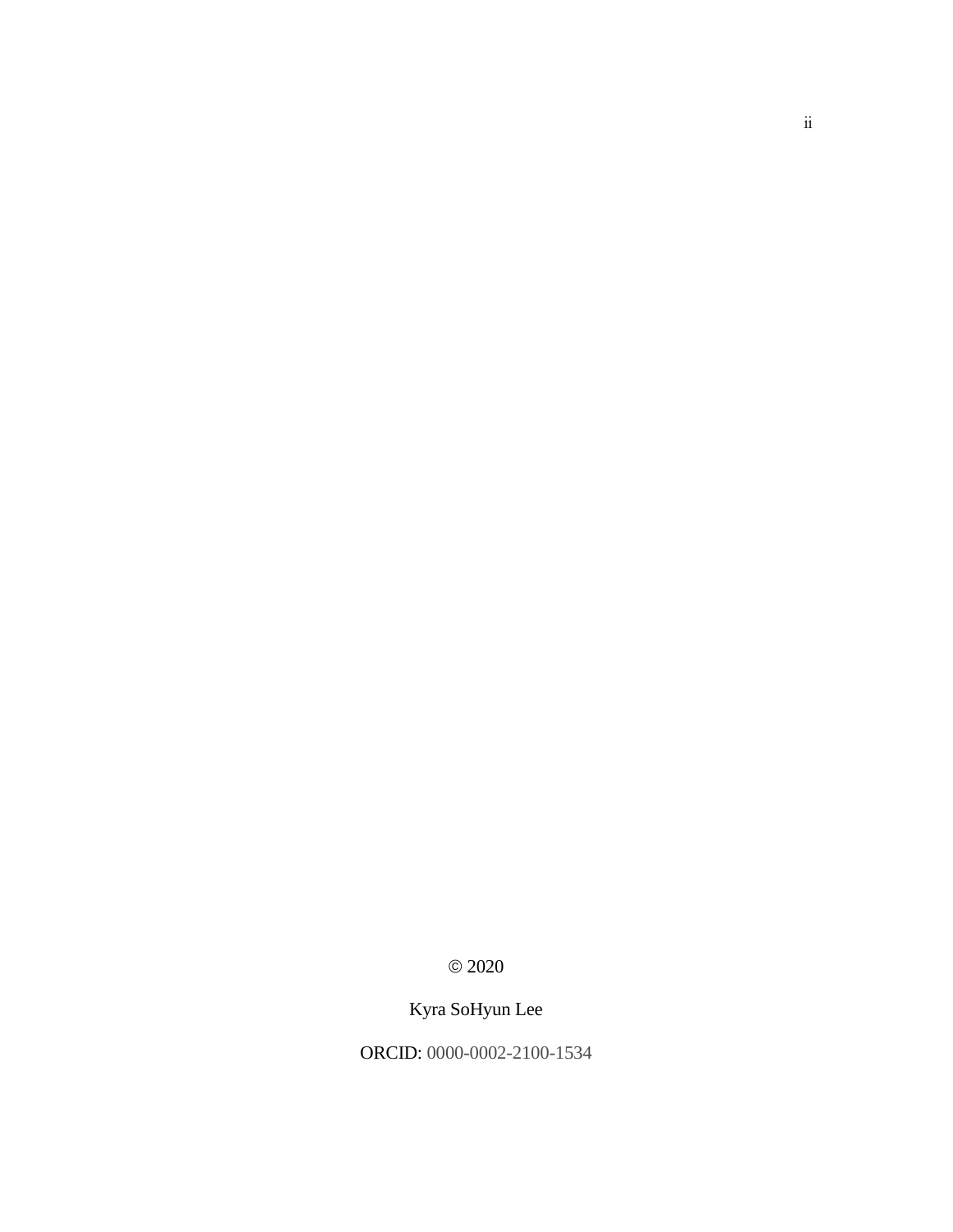© 2020

Kyra SoHyun Lee

ORCID: 0000-0002-2100-1534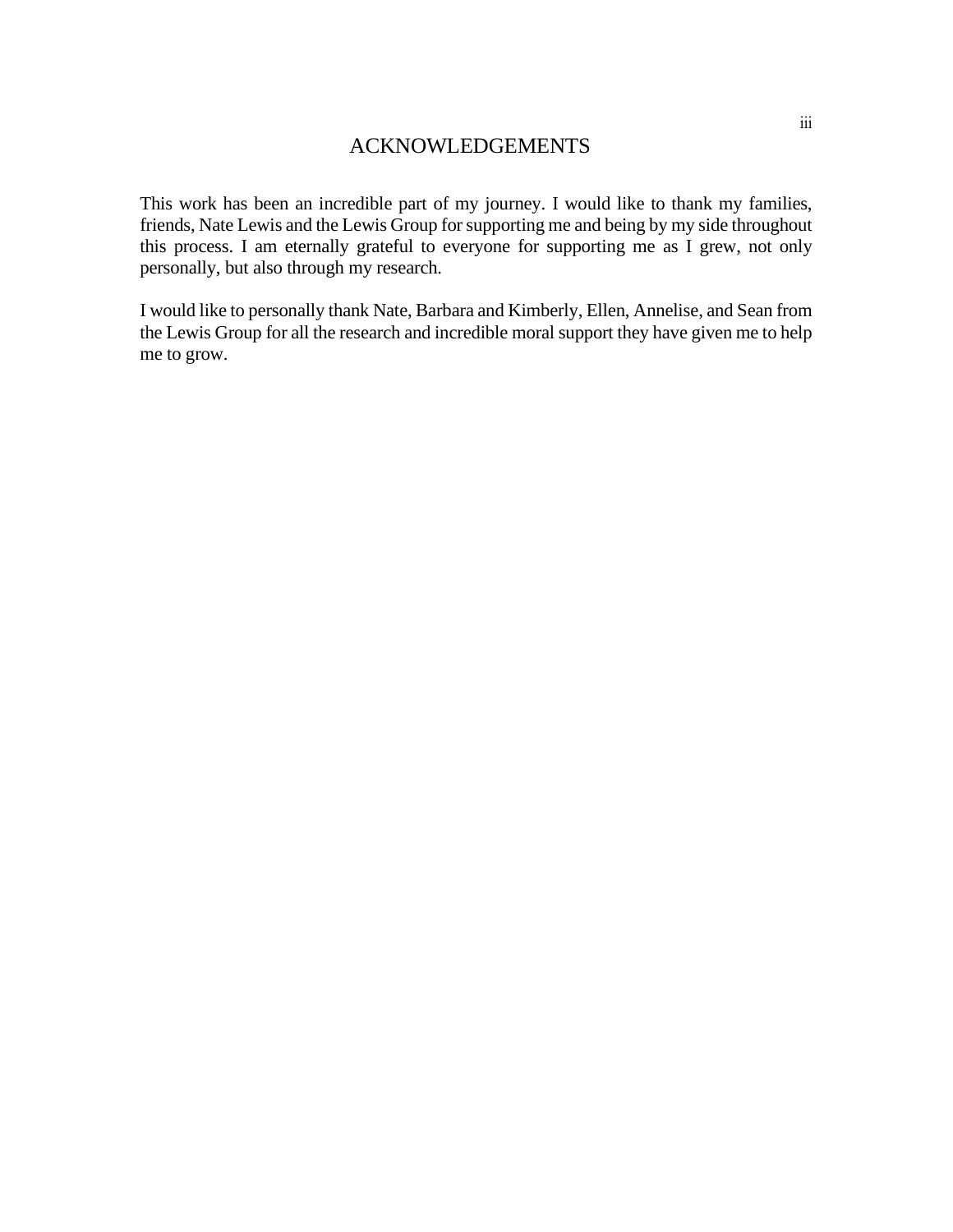# ACKNOWLEDGEMENTS

This work has been an incredible part of my journey. I would like to thank my families, friends, Nate Lewis and the Lewis Group for supporting me and being by my side throughout this process. I am eternally grateful to everyone for supporting me as I grew, not only personally, but also through my research.

I would like to personally thank Nate, Barbara and Kimberly, Ellen, Annelise, and Sean from the Lewis Group for all the research and incredible moral support they have given me to help me to grow.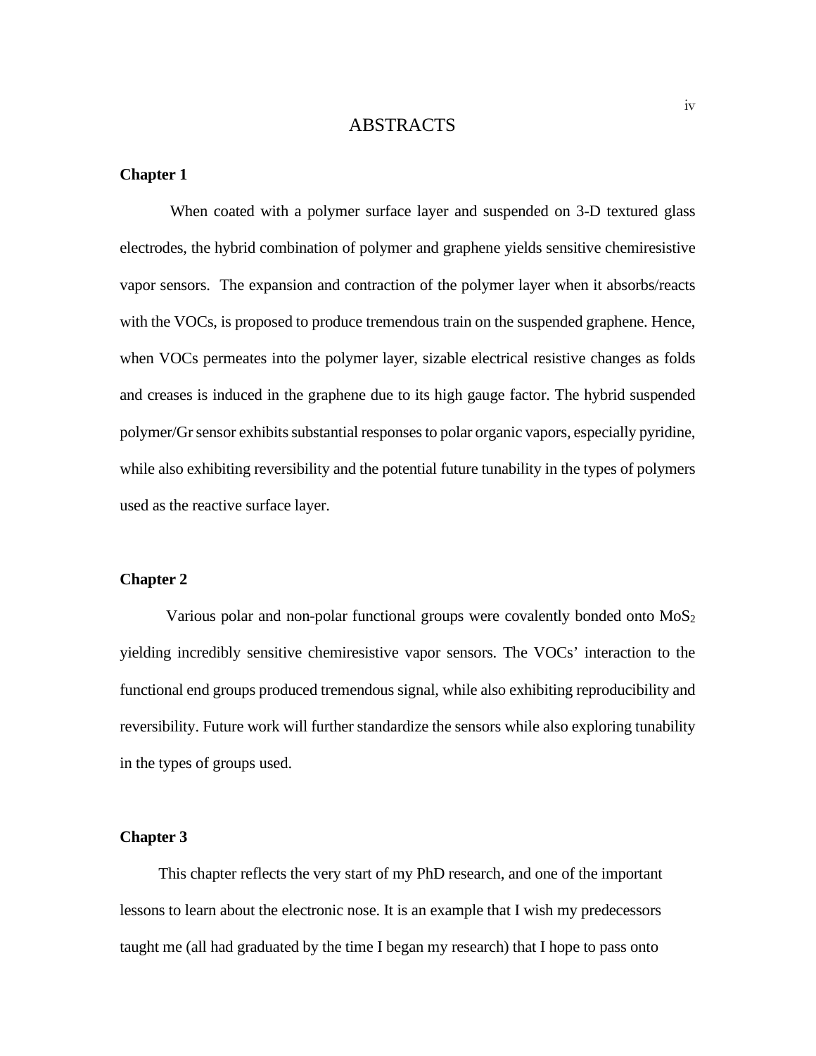# ABSTRACTS

**Chapter 1**

When coated with a polymer surface layer and suspended on 3-D textured glass electrodes, the hybrid combination of polymer and graphene yields sensitive chemiresistive vapor sensors. The expansion and contraction of the polymer layer when it absorbs/reacts with the VOCs, is proposed to produce tremendous train on the suspended graphene. Hence, when VOCs permeates into the polymer layer, sizable electrical resistive changes as folds and creases is induced in the graphene due to its high gauge factor. The hybrid suspended polymer/Gr sensor exhibits substantial responses to polar organic vapors, especially pyridine, while also exhibiting reversibility and the potential future tunability in the types of polymers used as the reactive surface layer.

**Chapter 2**

Various polar and non-polar functional groups were covalently bonded onto $MoS_2$ yielding incredibly sensitive chemiresistive vapor sensors. The VOCs' interaction to the functional end groups produced tremendous signal, while also exhibiting reproducibility and reversibility. Future work will further standardize the sensors while also exploring tunability in the types of groups used.

**Chapter 3**

This chapter reflects the very start of my PhD research, and one of the important lessons to learn about the electronic nose. It is an example that I wish my predecessors taught me (all had graduated by the time I began my research) that I hope to pass onto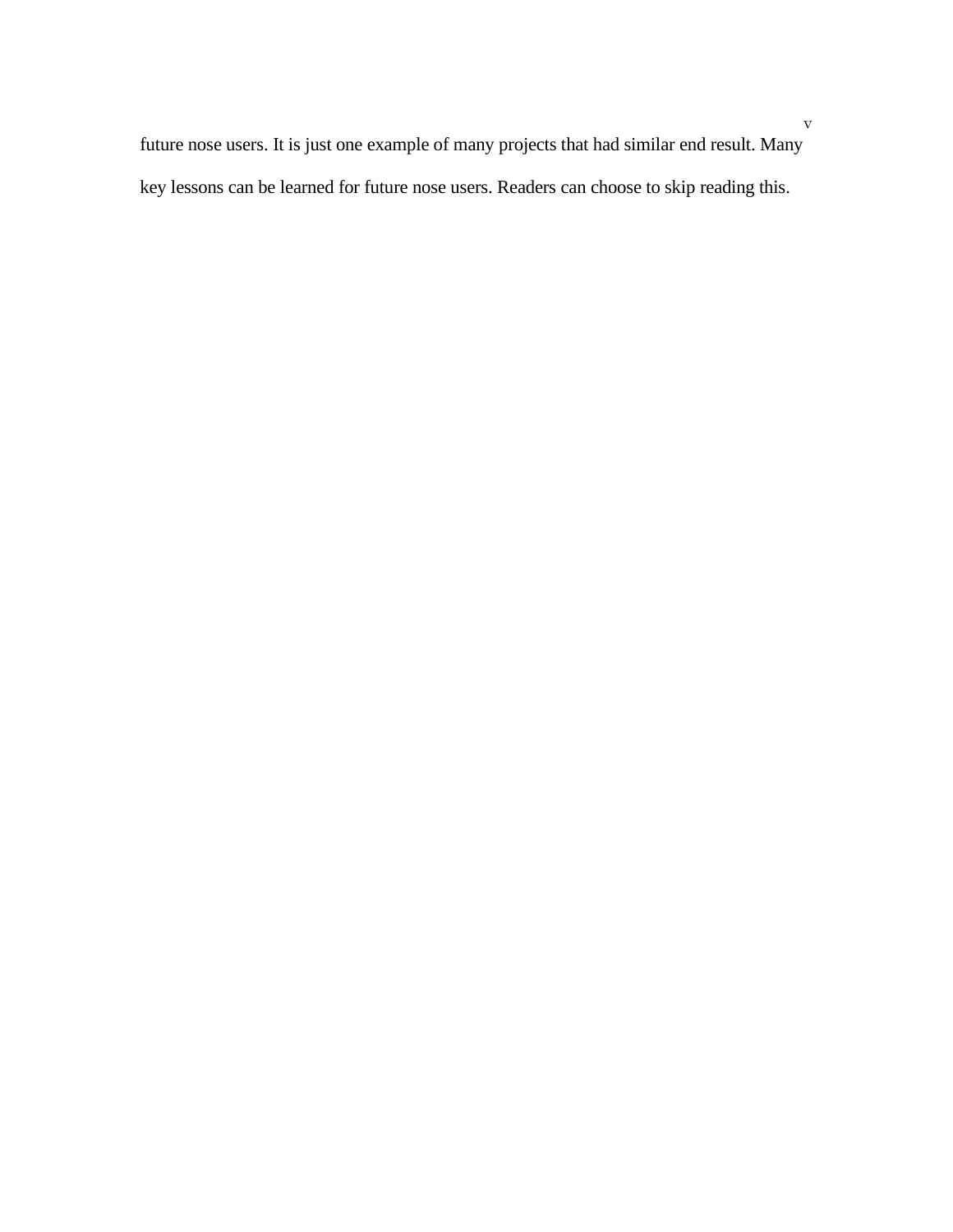future nose users. It is just one example of many projects that had similar end result. Many key lessons can be learned for future nose users. Readers can choose to skip reading this.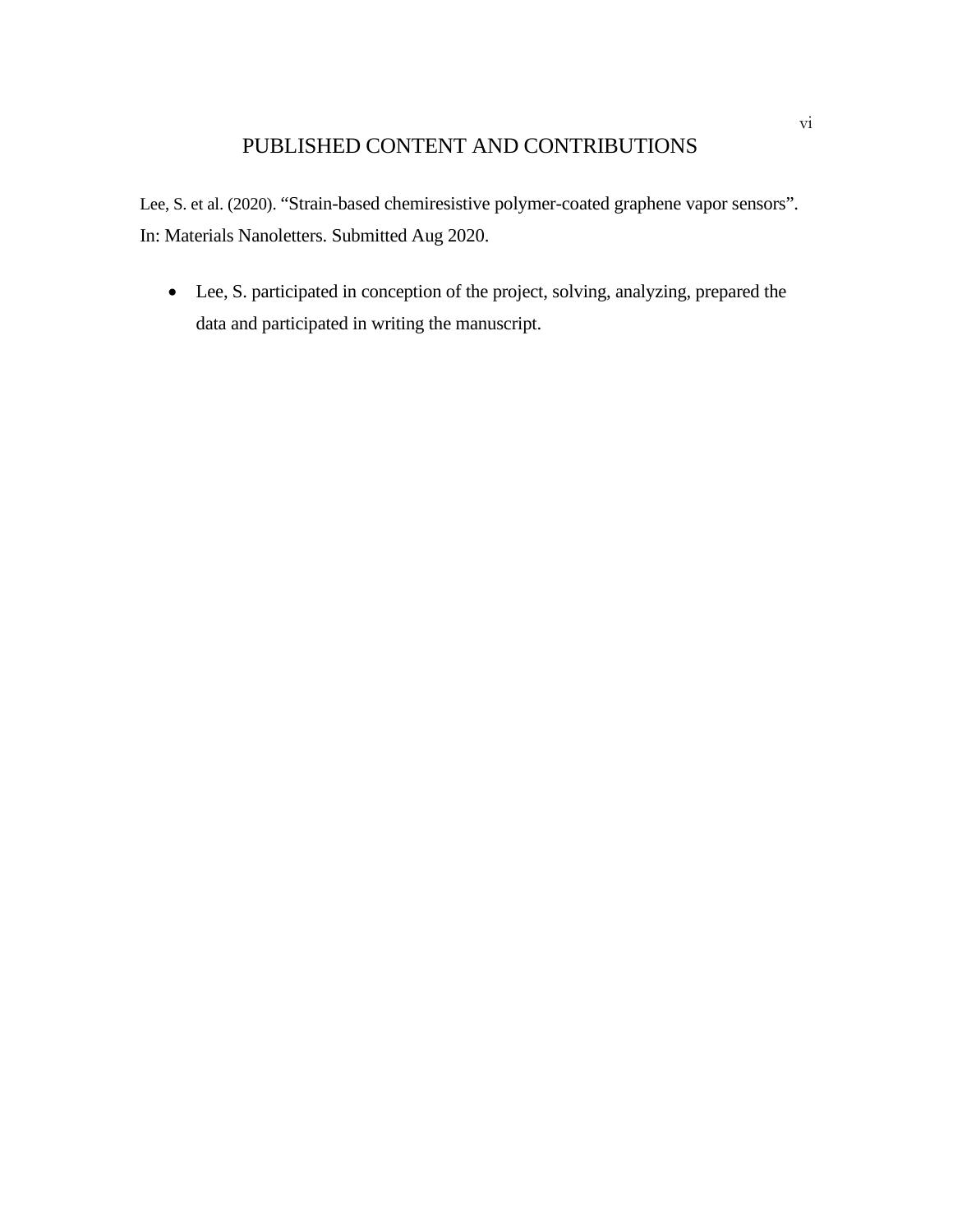# PUBLISHED CONTENT AND CONTRIBUTIONS

Lee, S. et al. (2020). "Strain-based chemiresistive polymer-coated graphene vapor sensors". In: Materials Nanoletters. Submitted Aug 2020.

- Lee, S. participated in conception of the project, solving, analyzing, prepared the data and participated in writing the manuscript.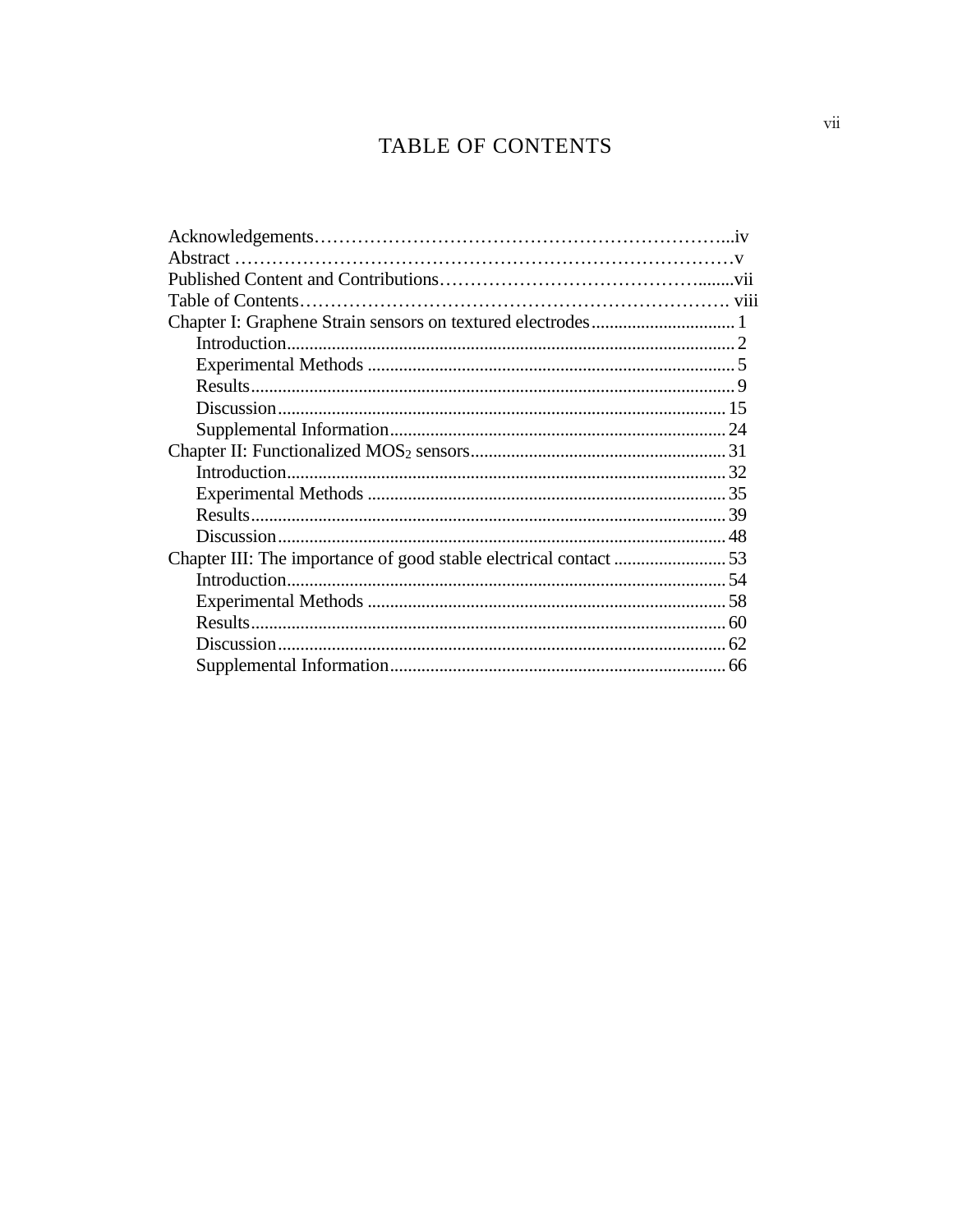# TABLE OF CONTENTS

Acknowledgements……………………………………………………………...iv
Abstract ………………………………………………………………………v
Published Content and Contributions……………………………………........vii
Table of Contents………………………………………………………………. viii
Chapter I: Graphene Strain sensors on textured electrodes................................ 1
- Introduction................................................................................................... 2
- Experimental Methods .................................................................................. 5
- Results........................................................................................................... 9
- Discussion.................................................................................................... 15
- Supplemental Information........................................................................... 24

Chapter II: Functionalized $MOS_2$ sensors......................................................... 31
- Introduction.................................................................................................. 32
- Experimental Methods ................................................................................ 35
- Results.......................................................................................................... 39
- Discussion.................................................................................................... 48

Chapter III: The importance of good stable electrical contact ......................... 53
- Introduction.................................................................................................. 54
- Experimental Methods ................................................................................ 58
- Results.......................................................................................................... 60
- Discussion.................................................................................................... 62
- Supplemental Information........................................................................... 66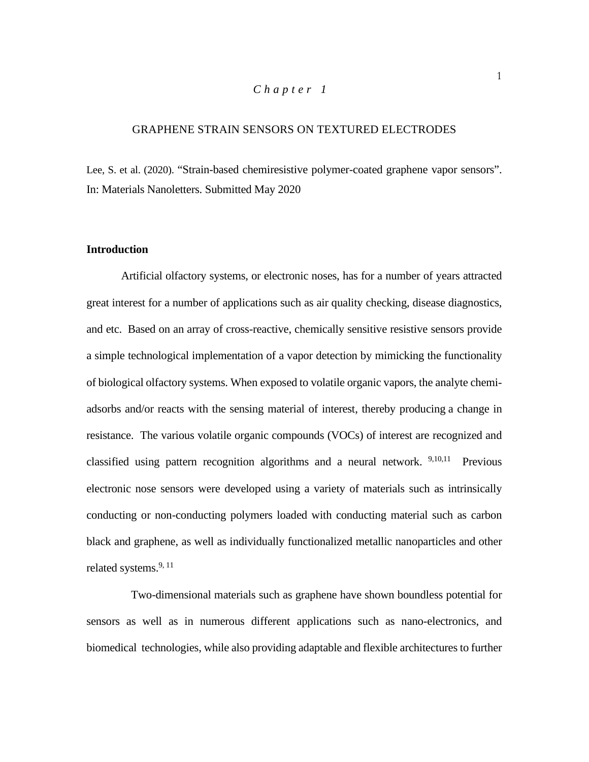*Chapter 1*

# GRAPHENE STRAIN SENSORS ON TEXTURED ELECTRODES

Lee, S. et al. (2020). "Strain-based chemiresistive polymer-coated graphene vapor sensors". In: Materials Nanoletters. Submitted May 2020

## Introduction

Artificial olfactory systems, or electronic noses, has for a number of years attracted great interest for a number of applications such as air quality checking, disease diagnostics, and etc. Based on an array of cross-reactive, chemically sensitive resistive sensors provide a simple technological implementation of a vapor detection by mimicking the functionality of biological olfactory systems. When exposed to volatile organic vapors, the analyte chemi-adsorbs and/or reacts with the sensing material of interest, thereby producing a change in resistance. The various volatile organic compounds (VOCs) of interest are recognized and classified using pattern recognition algorithms and a neural network. [9,10,11] Previous electronic nose sensors were developed using a variety of materials such as intrinsically conducting or non-conducting polymers loaded with conducting material such as carbon black and graphene, as well as individually functionalized metallic nanoparticles and other related systems.[9, 11]

Two-dimensional materials such as graphene have shown boundless potential for sensors as well as in numerous different applications such as nano-electronics, and biomedical technologies, while also providing adaptable and flexible architectures to further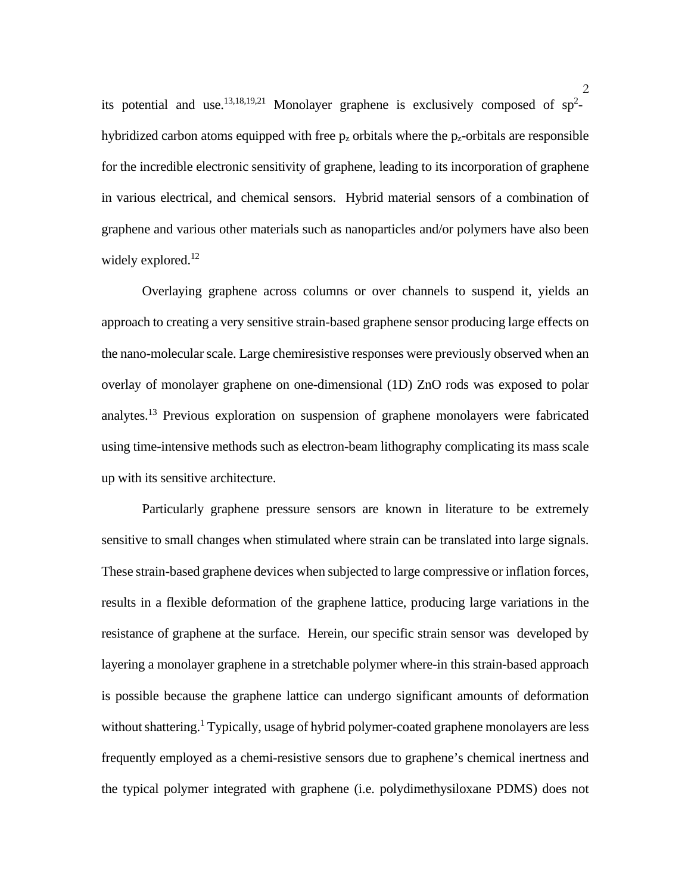its potential and use.[13,18,19,21] Monolayer graphene is exclusively composed of $sp^2$-hybridized carbon atoms equipped with free $p_z$ orbitals where the $p_z$-orbitals are responsible for the incredible electronic sensitivity of graphene, leading to its incorporation of graphene in various electrical, and chemical sensors. Hybrid material sensors of a combination of graphene and various other materials such as nanoparticles and/or polymers have also been widely explored.[12]

Overlaying graphene across columns or over channels to suspend it, yields an approach to creating a very sensitive strain-based graphene sensor producing large effects on the nano-molecular scale. Large chemiresistive responses were previously observed when an overlay of monolayer graphene on one-dimensional (1D) ZnO rods was exposed to polar analytes.[13] Previous exploration on suspension of graphene monolayers were fabricated using time-intensive methods such as electron-beam lithography complicating its mass scale up with its sensitive architecture.

Particularly graphene pressure sensors are known in literature to be extremely sensitive to small changes when stimulated where strain can be translated into large signals. These strain-based graphene devices when subjected to large compressive or inflation forces, results in a flexible deformation of the graphene lattice, producing large variations in the resistance of graphene at the surface. Herein, our specific strain sensor was developed by layering a monolayer graphene in a stretchable polymer where-in this strain-based approach is possible because the graphene lattice can undergo significant amounts of deformation without shattering.[1] Typically, usage of hybrid polymer-coated graphene monolayers are less frequently employed as a chemi-resistive sensors due to graphene's chemical inertness and the typical polymer integrated with graphene (i.e. polydimethysiloxane PDMS) does not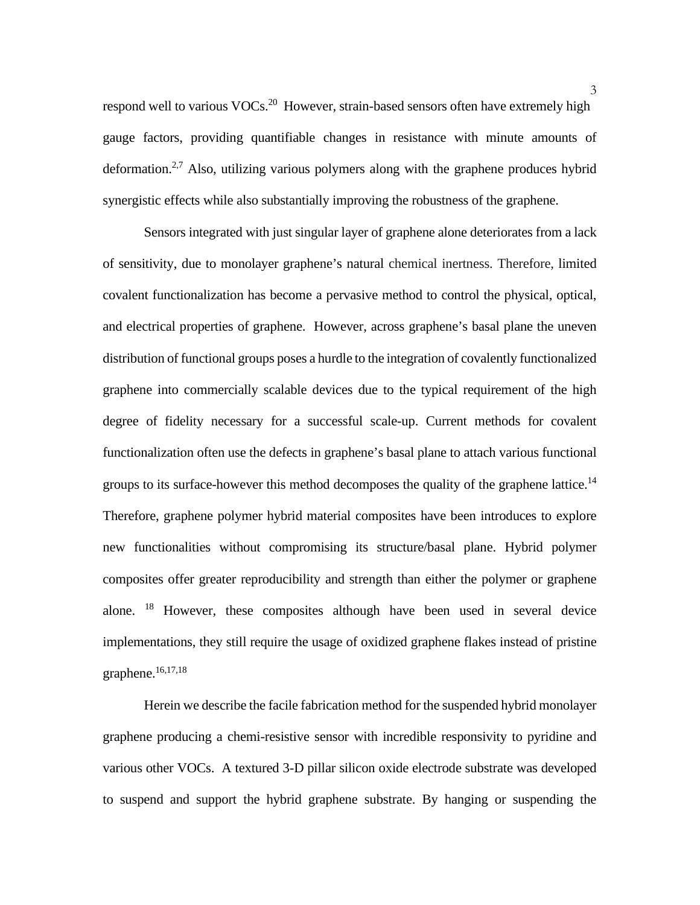respond well to various VOCs.[20] However, strain-based sensors often have extremely high gauge factors, providing quantifiable changes in resistance with minute amounts of deformation.[2,7] Also, utilizing various polymers along with the graphene produces hybrid synergistic effects while also substantially improving the robustness of the graphene.

Sensors integrated with just singular layer of graphene alone deteriorates from a lack of sensitivity, due to monolayer graphene's natural chemical inertness. Therefore, limited covalent functionalization has become a pervasive method to control the physical, optical, and electrical properties of graphene. However, across graphene's basal plane the uneven distribution of functional groups poses a hurdle to the integration of covalently functionalized graphene into commercially scalable devices due to the typical requirement of the high degree of fidelity necessary for a successful scale-up. Current methods for covalent functionalization often use the defects in graphene's basal plane to attach various functional groups to its surface-however this method decomposes the quality of the graphene lattice.[14] Therefore, graphene polymer hybrid material composites have been introduces to explore new functionalities without compromising its structure/basal plane. Hybrid polymer composites offer greater reproducibility and strength than either the polymer or graphene alone. [18] However, these composites although have been used in several device implementations, they still require the usage of oxidized graphene flakes instead of pristine graphene.[16,17,18]

Herein we describe the facile fabrication method for the suspended hybrid monolayer graphene producing a chemi-resistive sensor with incredible responsivity to pyridine and various other VOCs. A textured 3-D pillar silicon oxide electrode substrate was developed to suspend and support the hybrid graphene substrate. By hanging or suspending the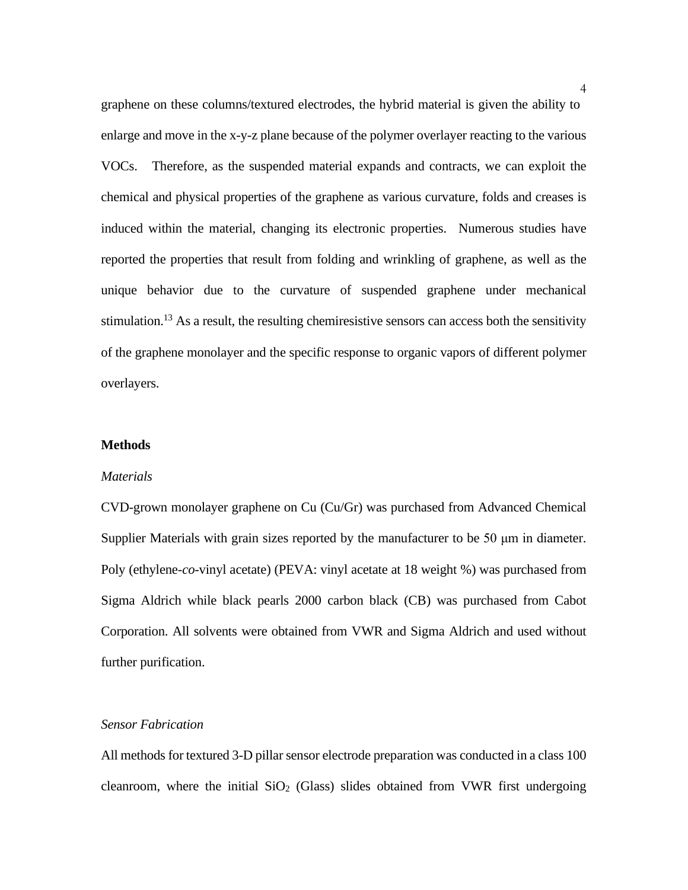graphene on these columns/textured electrodes, the hybrid material is given the ability to enlarge and move in the x-y-z plane because of the polymer overlayer reacting to the various VOCs. Therefore, as the suspended material expands and contracts, we can exploit the chemical and physical properties of the graphene as various curvature, folds and creases is induced within the material, changing its electronic properties. Numerous studies have reported the properties that result from folding and wrinkling of graphene, as well as the unique behavior due to the curvature of suspended graphene under mechanical stimulation.[13] As a result, the resulting chemiresistive sensors can access both the sensitivity of the graphene monolayer and the specific response to organic vapors of different polymer overlayers.

## Methods

### *Materials*

CVD-grown monolayer graphene on Cu (Cu/Gr) was purchased from Advanced Chemical Supplier Materials with grain sizes reported by the manufacturer to be 50 μm in diameter. Poly (ethylene-*co*-vinyl acetate) (PEVA: vinyl acetate at 18 weight %) was purchased from Sigma Aldrich while black pearls 2000 carbon black (CB) was purchased from Cabot Corporation. All solvents were obtained from VWR and Sigma Aldrich and used without further purification.

### *Sensor Fabrication*

All methods for textured 3-D pillar sensor electrode preparation was conducted in a class 100 cleanroom, where the initial $SiO_2$ (Glass) slides obtained from VWR first undergoing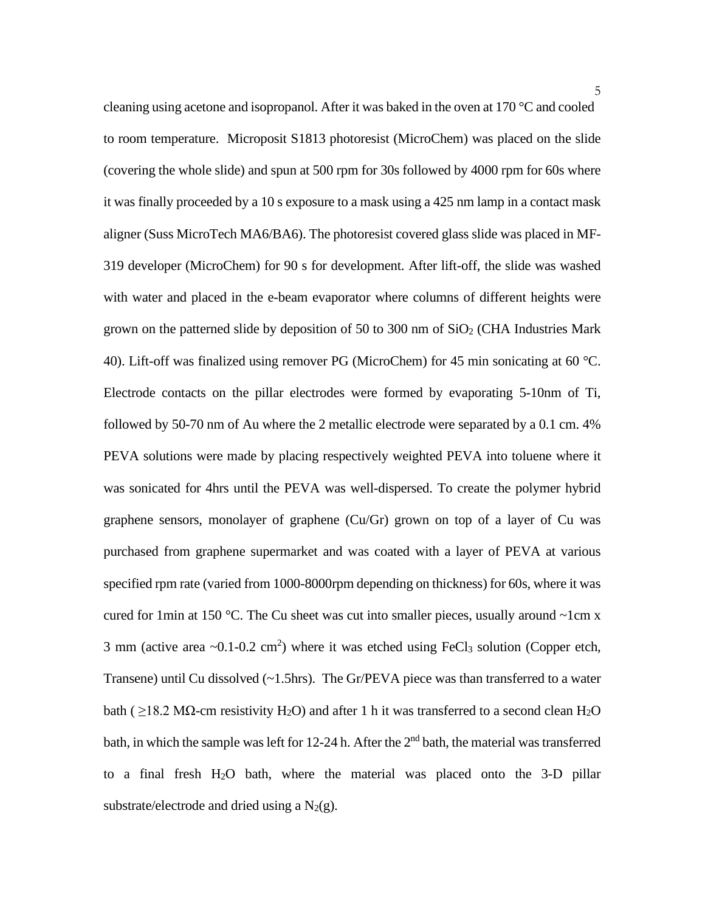cleaning using acetone and isopropanol. After it was baked in the oven at 170 °C and cooled to room temperature. Microposit S1813 photoresist (MicroChem) was placed on the slide (covering the whole slide) and spun at 500 rpm for 30s followed by 4000 rpm for 60s where it was finally proceeded by a 10 s exposure to a mask using a 425 nm lamp in a contact mask aligner (Suss MicroTech MA6/BA6). The photoresist covered glass slide was placed in MF-319 developer (MicroChem) for 90 s for development. After lift-off, the slide was washed with water and placed in the e-beam evaporator where columns of different heights were grown on the patterned slide by deposition of 50 to 300 nm of $SiO_2$ (CHA Industries Mark 40). Lift-off was finalized using remover PG (MicroChem) for 45 min sonicating at 60 °C. Electrode contacts on the pillar electrodes were formed by evaporating 5-10nm of Ti, followed by 50-70 nm of Au where the 2 metallic electrode were separated by a 0.1 cm. 4% PEVA solutions were made by placing respectively weighted PEVA into toluene where it was sonicated for 4hrs until the PEVA was well-dispersed. To create the polymer hybrid graphene sensors, monolayer of graphene (Cu/Gr) grown on top of a layer of Cu was purchased from graphene supermarket and was coated with a layer of PEVA at various specified rpm rate (varied from 1000-8000rpm depending on thickness) for 60s, where it was cured for 1min at 150 °C. The Cu sheet was cut into smaller pieces, usually around ~1cm x 3 mm (active area ~0.1-0.2 $cm^2$) where it was etched using $FeCl_3$ solution (Copper etch, Transene) until Cu dissolved (~1.5hrs). The Gr/PEVA piece was than transferred to a water bath ( ≥18.2 MΩ-cm resistivity $H_2O$) and after 1 h it was transferred to a second clean $H_2O$ bath, in which the sample was left for 12-24 h. After the 2nd bath, the material was transferred to a final fresh $H_2O$ bath, where the material was placed onto the 3-D pillar substrate/electrode and dried using a $N_2(g)$.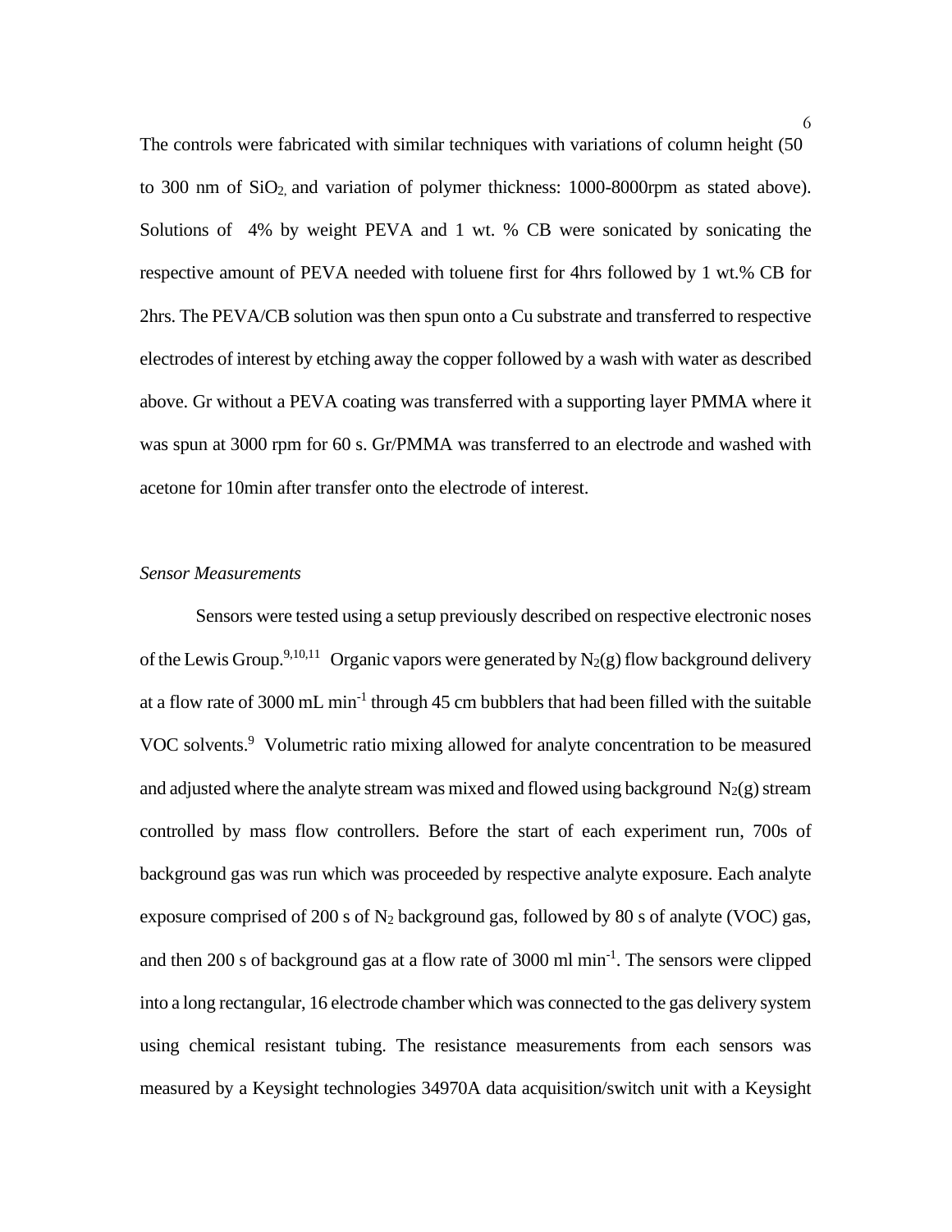The controls were fabricated with similar techniques with variations of column height (50 to 300 nm of $SiO_2$, and variation of polymer thickness: 1000-8000rpm as stated above). Solutions of 4% by weight PEVA and 1 wt. % CB were sonicated by sonicating the respective amount of PEVA needed with toluene first for 4hrs followed by 1 wt.% CB for 2hrs. The PEVA/CB solution was then spun onto a Cu substrate and transferred to respective electrodes of interest by etching away the copper followed by a wash with water as described above. Gr without a PEVA coating was transferred with a supporting layer PMMA where it was spun at 3000 rpm for 60 s. Gr/PMMA was transferred to an electrode and washed with acetone for 10min after transfer onto the electrode of interest.

*Sensor Measurements*

Sensors were tested using a setup previously described on respective electronic noses of the Lewis Group.[9,10,11] Organic vapors were generated by $N_2(g)$ flow background delivery at a flow rate of 3000 mL $min^{-1}$ through 45 cm bubblers that had been filled with the suitable VOC solvents.[9] Volumetric ratio mixing allowed for analyte concentration to be measured and adjusted where the analyte stream was mixed and flowed using background $N_2(g)$ stream controlled by mass flow controllers. Before the start of each experiment run, 700s of background gas was run which was proceeded by respective analyte exposure. Each analyte exposure comprised of 200 s of $N_2$ background gas, followed by 80 s of analyte (VOC) gas, and then 200 s of background gas at a flow rate of 3000 ml $min^{-1}$. The sensors were clipped into a long rectangular, 16 electrode chamber which was connected to the gas delivery system using chemical resistant tubing. The resistance measurements from each sensors was measured by a Keysight technologies 34970A data acquisition/switch unit with a Keysight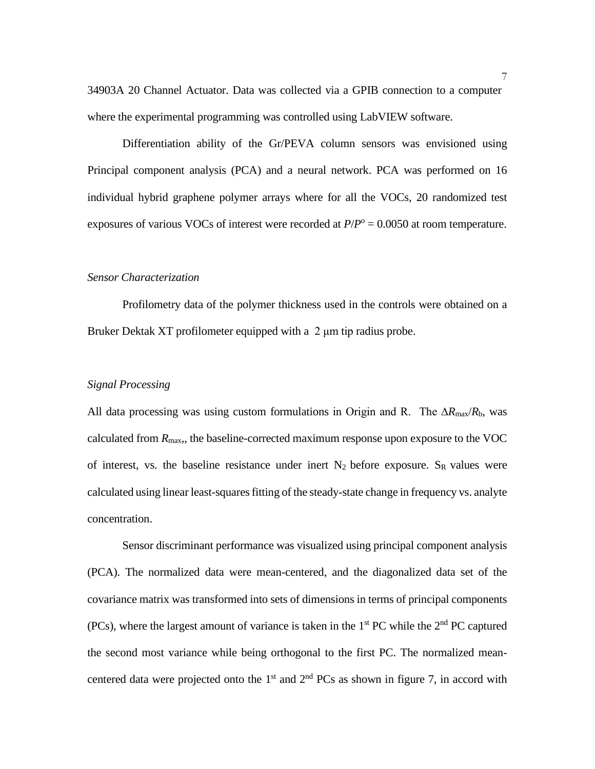34903A 20 Channel Actuator. Data was collected via a GPIB connection to a computer where the experimental programming was controlled using LabVIEW software.

Differentiation ability of the Gr/PEVA column sensors was envisioned using Principal component analysis (PCA) and a neural network. PCA was performed on 16 individual hybrid graphene polymer arrays where for all the VOCs, 20 randomized test exposures of various VOCs of interest were recorded at $P/P^o = 0.0050$ at room temperature.

*Sensor Characterization*

Profilometry data of the polymer thickness used in the controls were obtained on a Bruker Dektak XT profilometer equipped with a 2 μm tip radius probe.

*Signal Processing*

All data processing was using custom formulations in Origin and R. The $\Delta R_{max}/R_b$, was calculated from $R_{max}$,, the baseline-corrected maximum response upon exposure to the VOC of interest, vs. the baseline resistance under inert $N_2$ before exposure. $S_R$ values were calculated using linear least-squares fitting of the steady-state change in frequency vs. analyte concentration.

Sensor discriminant performance was visualized using principal component analysis (PCA). The normalized data were mean-centered, and the diagonalized data set of the covariance matrix was transformed into sets of dimensions in terms of principal components (PCs), where the largest amount of variance is taken in the 1st PC while the 2nd PC captured the second most variance while being orthogonal to the first PC. The normalized mean-centered data were projected onto the 1st and 2nd PCs as shown in figure 7, in accord with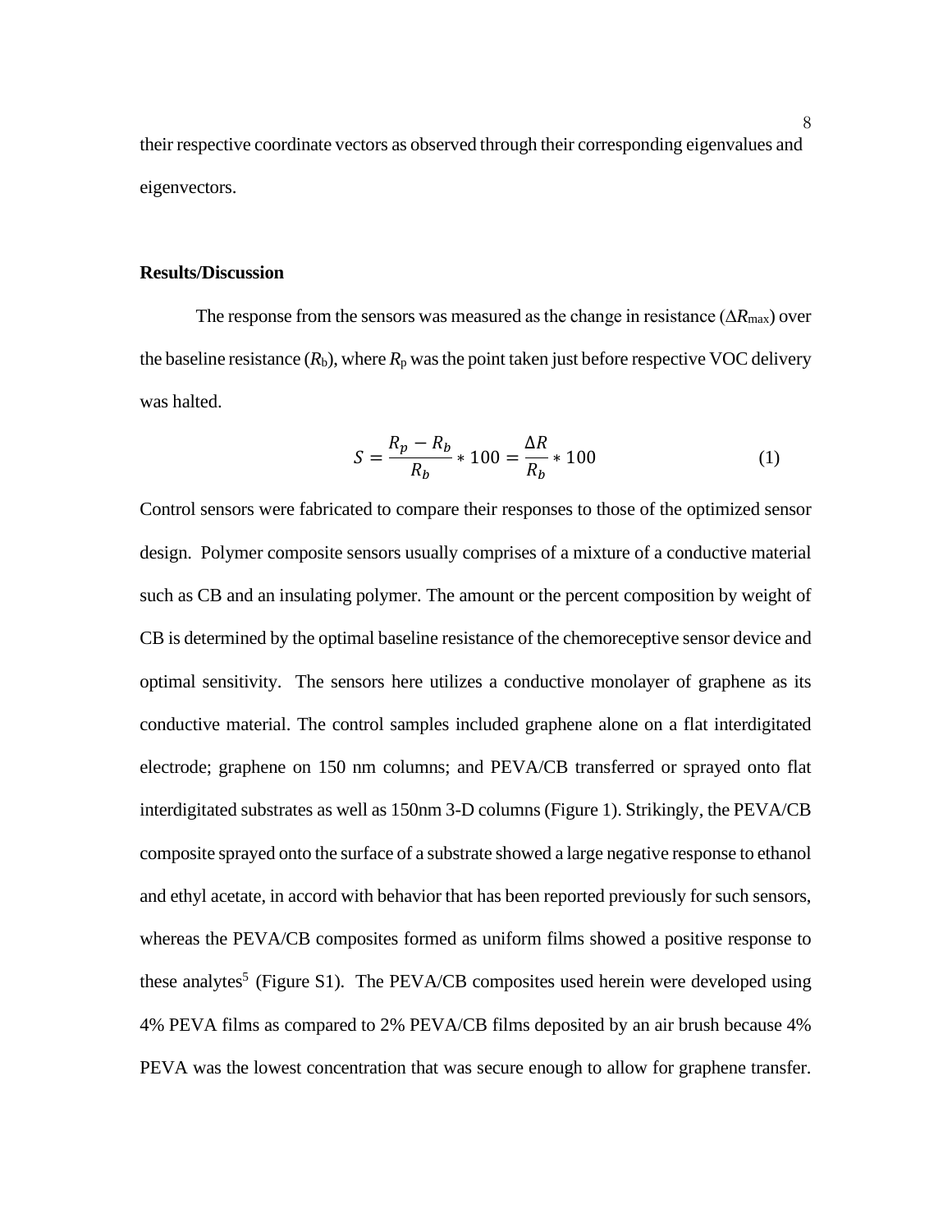their respective coordinate vectors as observed through their corresponding eigenvalues and eigenvectors.

**Results/Discussion**

The response from the sensors was measured as the change in resistance ($\Delta R_{max}$) over the baseline resistance ($R_b$), where $R_p$ was the point taken just before respective VOC delivery was halted.

$$S = \frac{R_p - R_b}{R_b} * 100 = \frac{\Delta R}{R_b} * 100 \qquad (1)$$

Control sensors were fabricated to compare their responses to those of the optimized sensor design. Polymer composite sensors usually comprises of a mixture of a conductive material such as CB and an insulating polymer. The amount or the percent composition by weight of CB is determined by the optimal baseline resistance of the chemoreceptive sensor device and optimal sensitivity. The sensors here utilizes a conductive monolayer of graphene as its conductive material. The control samples included graphene alone on a flat interdigitated electrode; graphene on 150 nm columns; and PEVA/CB transferred or sprayed onto flat interdigitated substrates as well as 150nm 3-D columns (Figure 1). Strikingly, the PEVA/CB composite sprayed onto the surface of a substrate showed a large negative response to ethanol and ethyl acetate, in accord with behavior that has been reported previously for such sensors, whereas the PEVA/CB composites formed as uniform films showed a positive response to these analytes[5] (Figure S1). The PEVA/CB composites used herein were developed using 4% PEVA films as compared to 2% PEVA/CB films deposited by an air brush because 4% PEVA was the lowest concentration that was secure enough to allow for graphene transfer.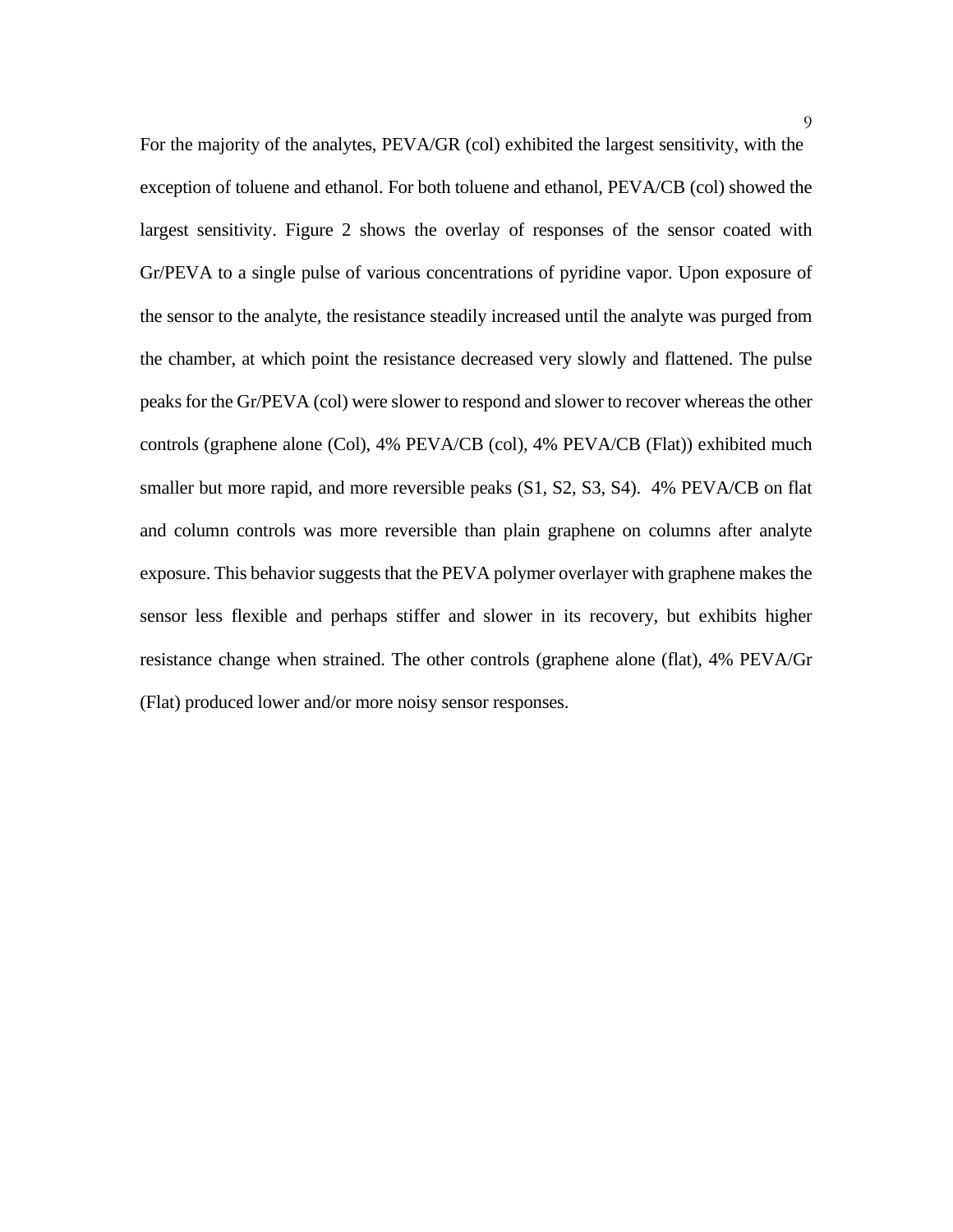For the majority of the analytes, PEVA/GR (col) exhibited the largest sensitivity, with the exception of toluene and ethanol. For both toluene and ethanol, PEVA/CB (col) showed the largest sensitivity. Figure 2 shows the overlay of responses of the sensor coated with Gr/PEVA to a single pulse of various concentrations of pyridine vapor. Upon exposure of the sensor to the analyte, the resistance steadily increased until the analyte was purged from the chamber, at which point the resistance decreased very slowly and flattened. The pulse peaks for the Gr/PEVA (col) were slower to respond and slower to recover whereas the other controls (graphene alone (Col), 4% PEVA/CB (col), 4% PEVA/CB (Flat)) exhibited much smaller but more rapid, and more reversible peaks (S1, S2, S3, S4). 4% PEVA/CB on flat and column controls was more reversible than plain graphene on columns after analyte exposure. This behavior suggests that the PEVA polymer overlayer with graphene makes the sensor less flexible and perhaps stiffer and slower in its recovery, but exhibits higher resistance change when strained. The other controls (graphene alone (flat), 4% PEVA/Gr (Flat) produced lower and/or more noisy sensor responses.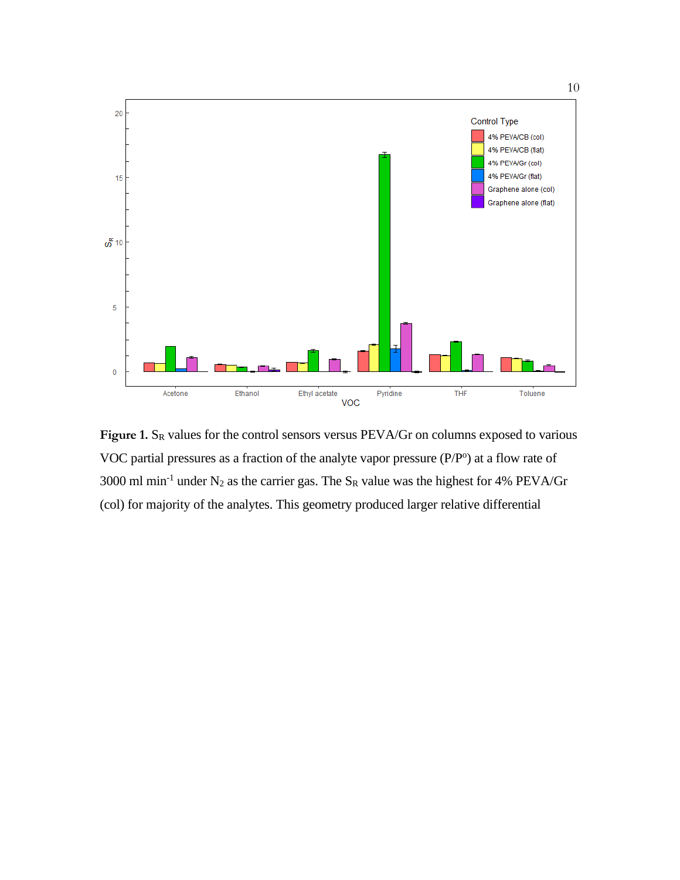**Figure 1.** $S_R$ values for the control sensors versus PEVA/Gr on columns exposed to various VOC partial pressures as a fraction of the analyte vapor pressure ($P/P^o$) at a flow rate of 3000 ml $min^{-1}$ under $N_2$ as the carrier gas. The $S_R$ value was the highest for 4% PEVA/Gr (col) for majority of the analytes. This geometry produced larger relative differential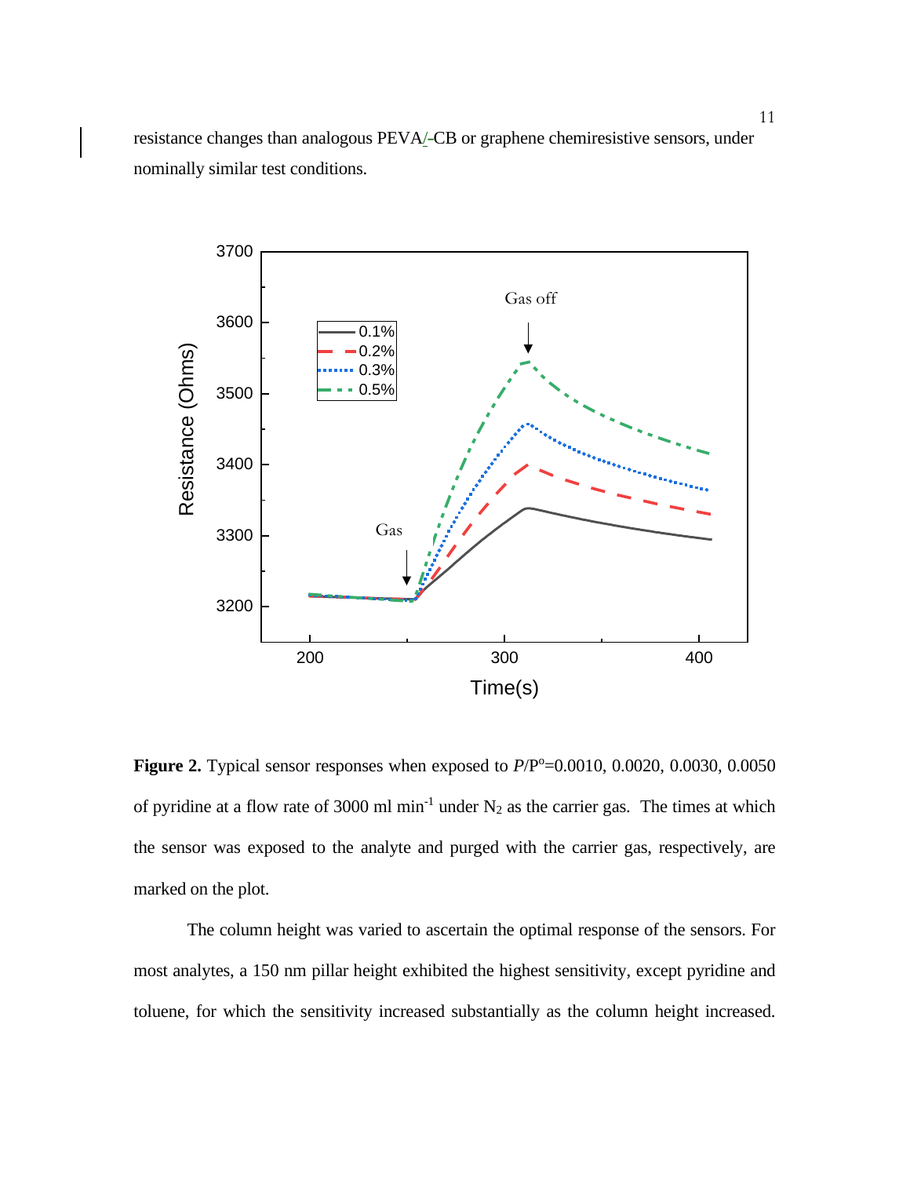resistance changes than analogous PEVA/-CB or graphene chemiresistive sensors, under nominally similar test conditions.

**Figure 2.** Typical sensor responses when exposed to $P/P^o$=0.0010, 0.0020, 0.0030, 0.0050 of pyridine at a flow rate of 3000 ml $min^{-1}$ under $N_2$ as the carrier gas. The times at which the sensor was exposed to the analyte and purged with the carrier gas, respectively, are marked on the plot.

The column height was varied to ascertain the optimal response of the sensors. For most analytes, a 150 nm pillar height exhibited the highest sensitivity, except pyridine and toluene, for which the sensitivity increased substantially as the column height increased.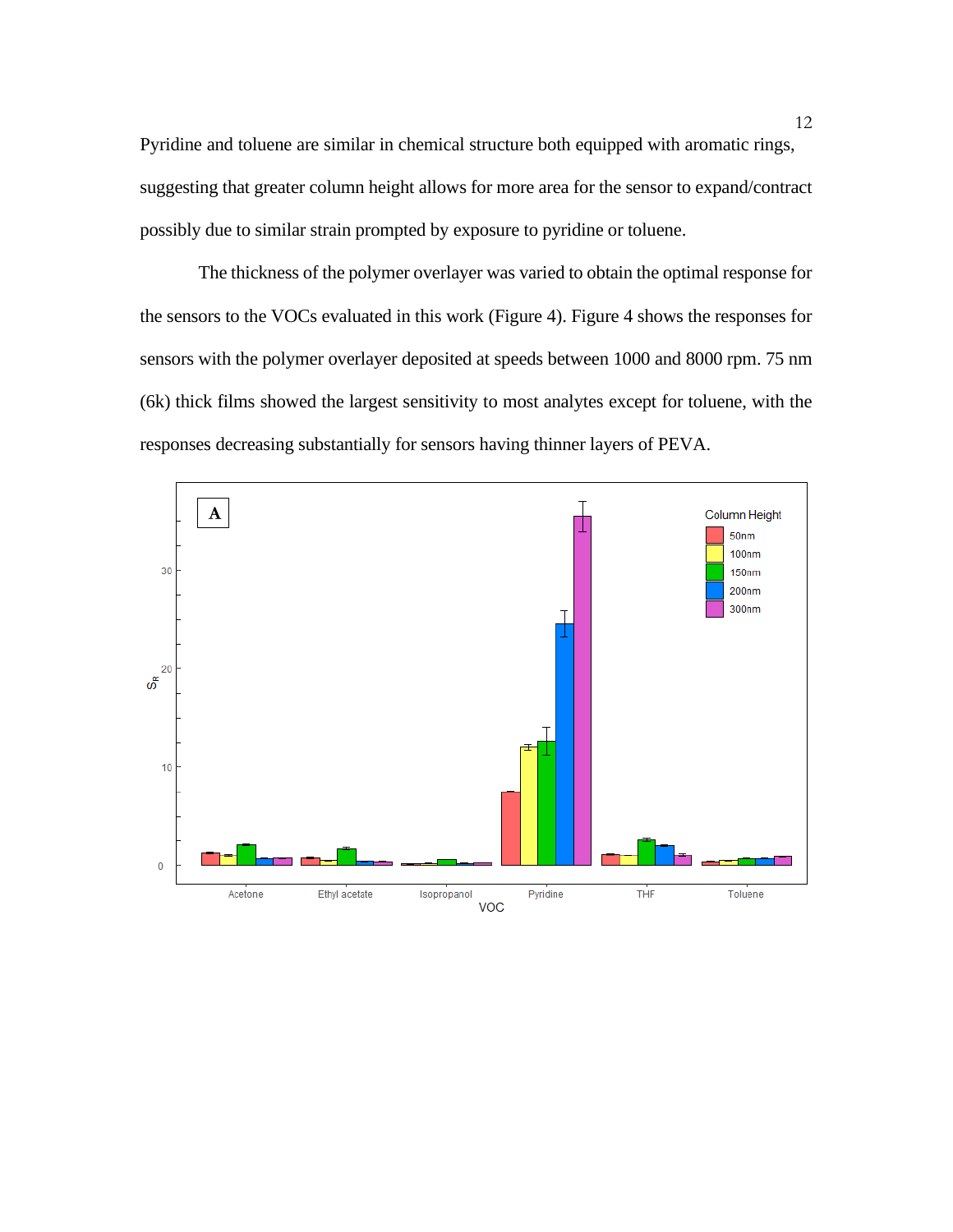Pyridine and toluene are similar in chemical structure both equipped with aromatic rings, suggesting that greater column height allows for more area for the sensor to expand/contract possibly due to similar strain prompted by exposure to pyridine or toluene.

The thickness of the polymer overlayer was varied to obtain the optimal response for the sensors to the VOCs evaluated in this work (Figure 4). Figure 4 shows the responses for sensors with the polymer overlayer deposited at speeds between 1000 and 8000 rpm. 75 nm (6k) thick films showed the largest sensitivity to most analytes except for toluene, with the responses decreasing substantially for sensors having thinner layers of PEVA.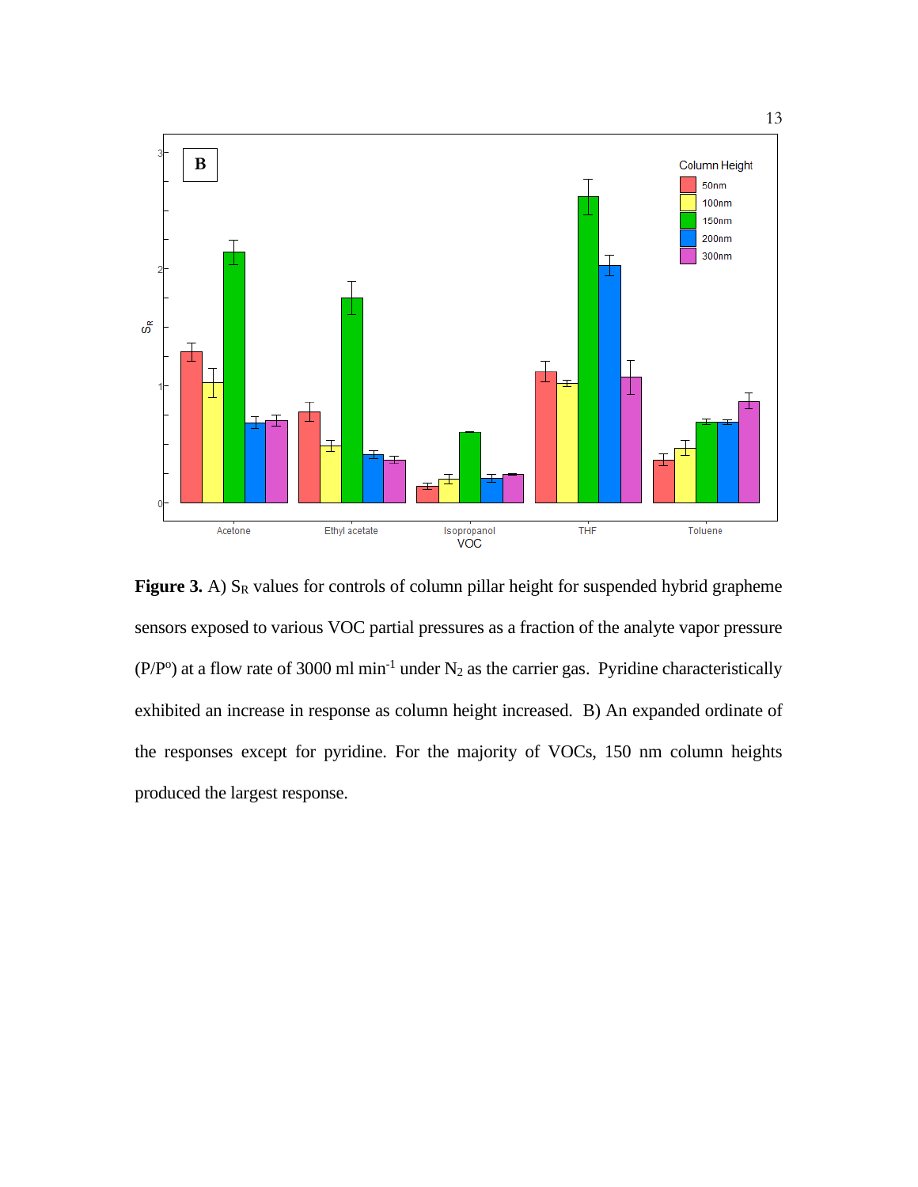**Figure 3.** A) $S_R$ values for controls of column pillar height for suspended hybrid grapheme sensors exposed to various VOC partial pressures as a fraction of the analyte vapor pressure ($P/P^o$) at a flow rate of 3000 ml min$^{-1}$ under $N_2$ as the carrier gas. Pyridine characteristically exhibited an increase in response as column height increased. B) An expanded ordinate of the responses except for pyridine. For the majority of VOCs, 150 nm column heights produced the largest response.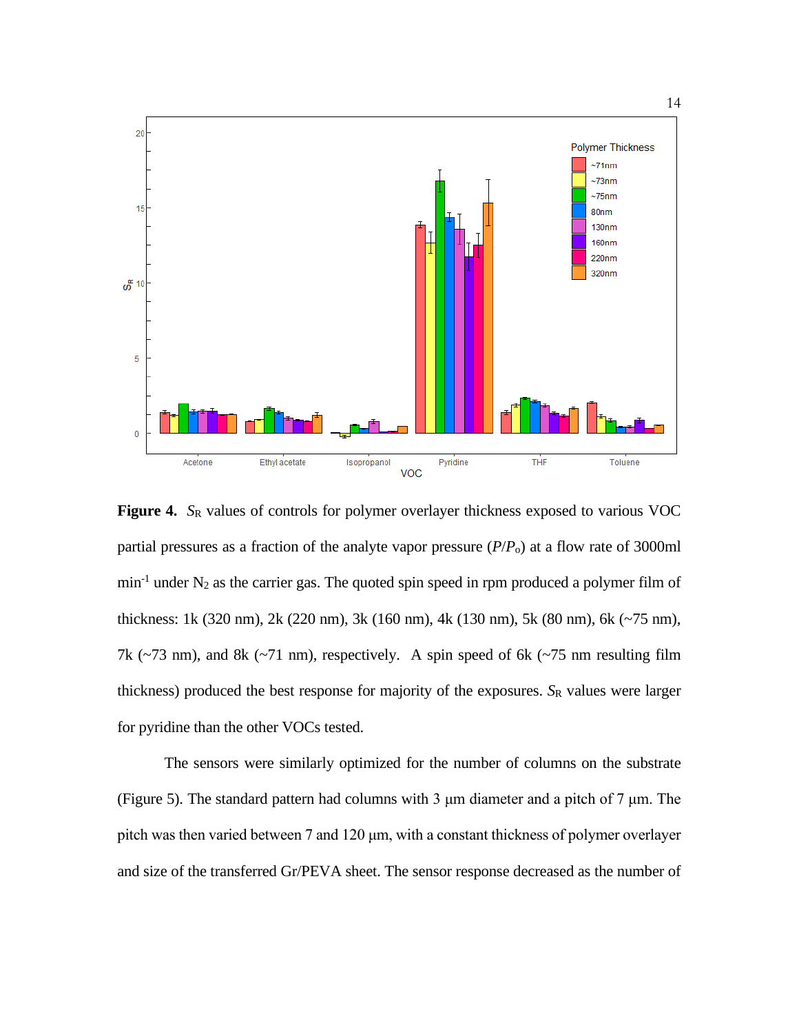**Figure 4.** $S_R$ values of controls for polymer overlayer thickness exposed to various VOC partial pressures as a fraction of the analyte vapor pressure ($P/P_o$) at a flow rate of 3000ml min$^{-1}$ under $N_2$ as the carrier gas. The quoted spin speed in rpm produced a polymer film of thickness: 1k (320 nm), 2k (220 nm), 3k (160 nm), 4k (130 nm), 5k (80 nm), 6k (~75 nm), 7k (~73 nm), and 8k (~71 nm), respectively. A spin speed of 6k (~75 nm resulting film thickness) produced the best response for majority of the exposures. $S_R$ values were larger for pyridine than the other VOCs tested.

The sensors were similarly optimized for the number of columns on the substrate (Figure 5). The standard pattern had columns with 3 μm diameter and a pitch of 7 μm. The pitch was then varied between 7 and 120 μm, with a constant thickness of polymer overlayer and size of the transferred Gr/PEVA sheet. The sensor response decreased as the number of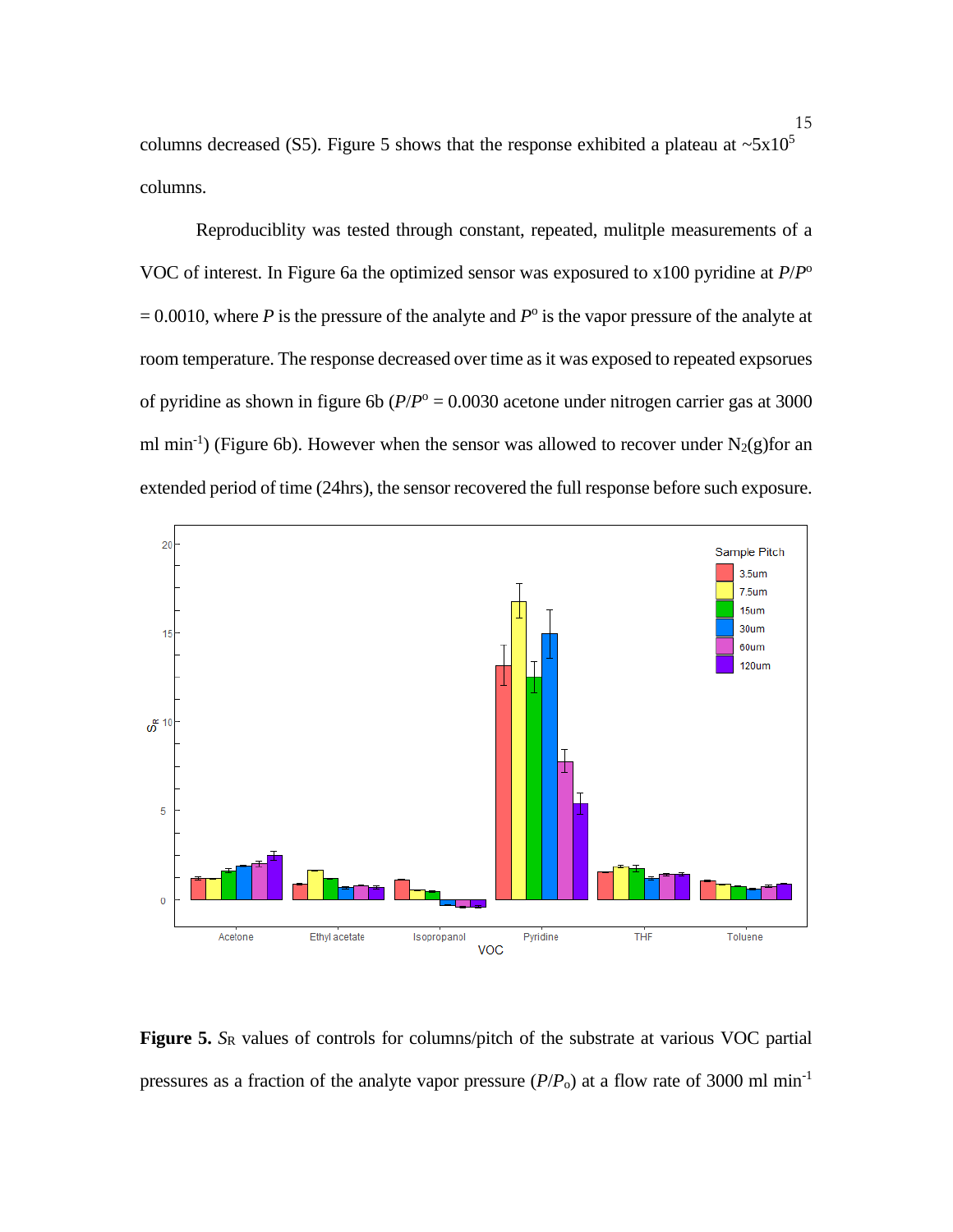columns decreased (S5). Figure 5 shows that the response exhibited a plateau at ~5x10$^5$ columns.

Reproduciblity was tested through constant, repeated, mulitple measurements of a VOC of interest. In Figure 6a the optimized sensor was exposured to x100 pyridine at $P/P^o = 0.0010$, where $P$ is the pressure of the analyte and $P^o$ is the vapor pressure of the analyte at room temperature. The response decreased over time as it was exposed to repeated expsorues of pyridine as shown in figure 6b ($P/P^o = 0.0030$ acetone under nitrogen carrier gas at 3000 ml min$^{-1}$) (Figure 6b). However when the sensor was allowed to recover under $N_2$(g)for an extended period of time (24hrs), the sensor recovered the full response before such exposure.

**Figure 5.** $S_R$ values of controls for columns/pitch of the substrate at various VOC partial pressures as a fraction of the analyte vapor pressure ($P/P_o$) at a flow rate of 3000 ml min$^{-1}$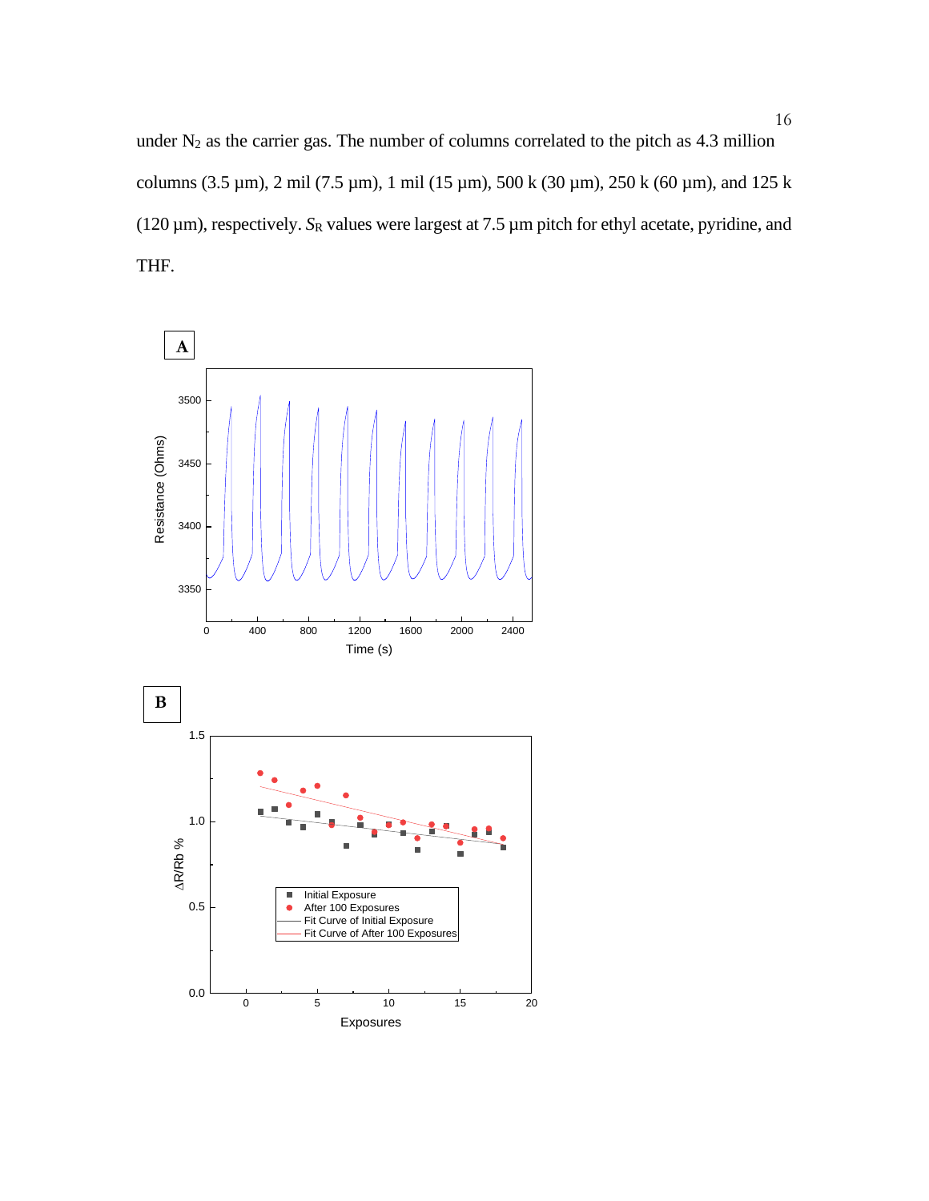under $N_2$ as the carrier gas. The number of columns correlated to the pitch as 4.3 million columns (3.5 µm), 2 mil (7.5 µm), 1 mil (15 µm), 500 k (30 µm), 250 k (60 µm), and 125 k (120 µm), respectively. $S_R$ values were largest at 7.5 µm pitch for ethyl acetate, pyridine, and THF.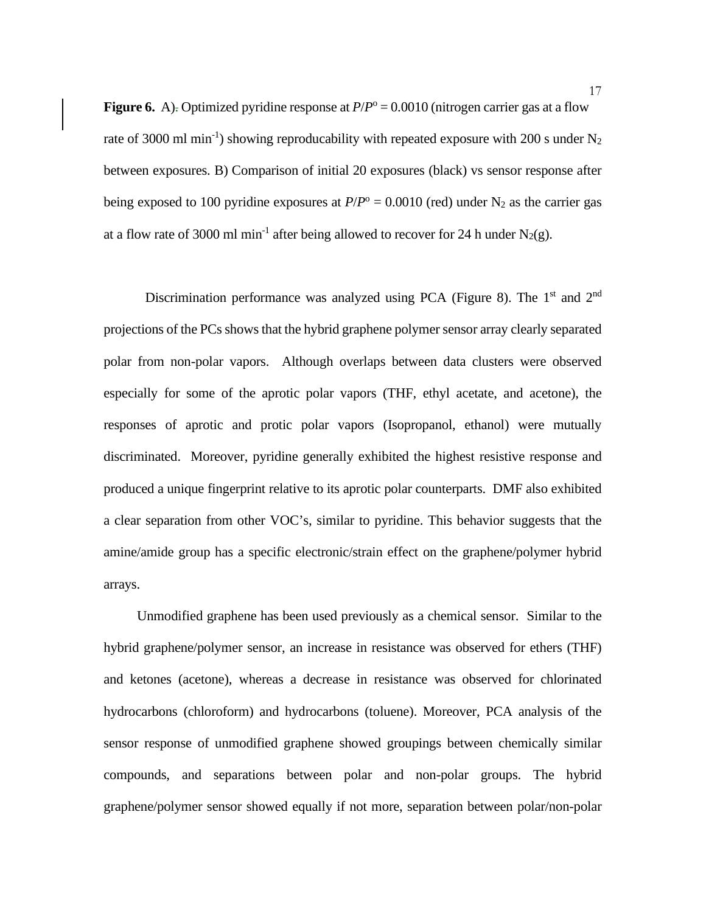**Figure 6.** A) Optimized pyridine response at $P/P^o = 0.0010$ (nitrogen carrier gas at a flow rate of 3000 ml $min^{-1}$) showing reproducability with repeated exposure with 200 s under $N_2$ between exposures. B) Comparison of initial 20 exposures (black) vs sensor response after being exposed to 100 pyridine exposures at $P/P^o = 0.0010$ (red) under $N_2$ as the carrier gas at a flow rate of 3000 ml $min^{-1}$ after being allowed to recover for 24 h under $N_2$(g).

Discrimination performance was analyzed using PCA (Figure 8). The 1st and 2nd projections of the PCs shows that the hybrid graphene polymer sensor array clearly separated polar from non-polar vapors. Although overlaps between data clusters were observed especially for some of the aprotic polar vapors (THF, ethyl acetate, and acetone), the responses of aprotic and protic polar vapors (Isopropanol, ethanol) were mutually discriminated. Moreover, pyridine generally exhibited the highest resistive response and produced a unique fingerprint relative to its aprotic polar counterparts. DMF also exhibited a clear separation from other VOC's, similar to pyridine. This behavior suggests that the amine/amide group has a specific electronic/strain effect on the graphene/polymer hybrid arrays.

Unmodified graphene has been used previously as a chemical sensor. Similar to the hybrid graphene/polymer sensor, an increase in resistance was observed for ethers (THF) and ketones (acetone), whereas a decrease in resistance was observed for chlorinated hydrocarbons (chloroform) and hydrocarbons (toluene). Moreover, PCA analysis of the sensor response of unmodified graphene showed groupings between chemically similar compounds, and separations between polar and non-polar groups. The hybrid graphene/polymer sensor showed equally if not more, separation between polar/non-polar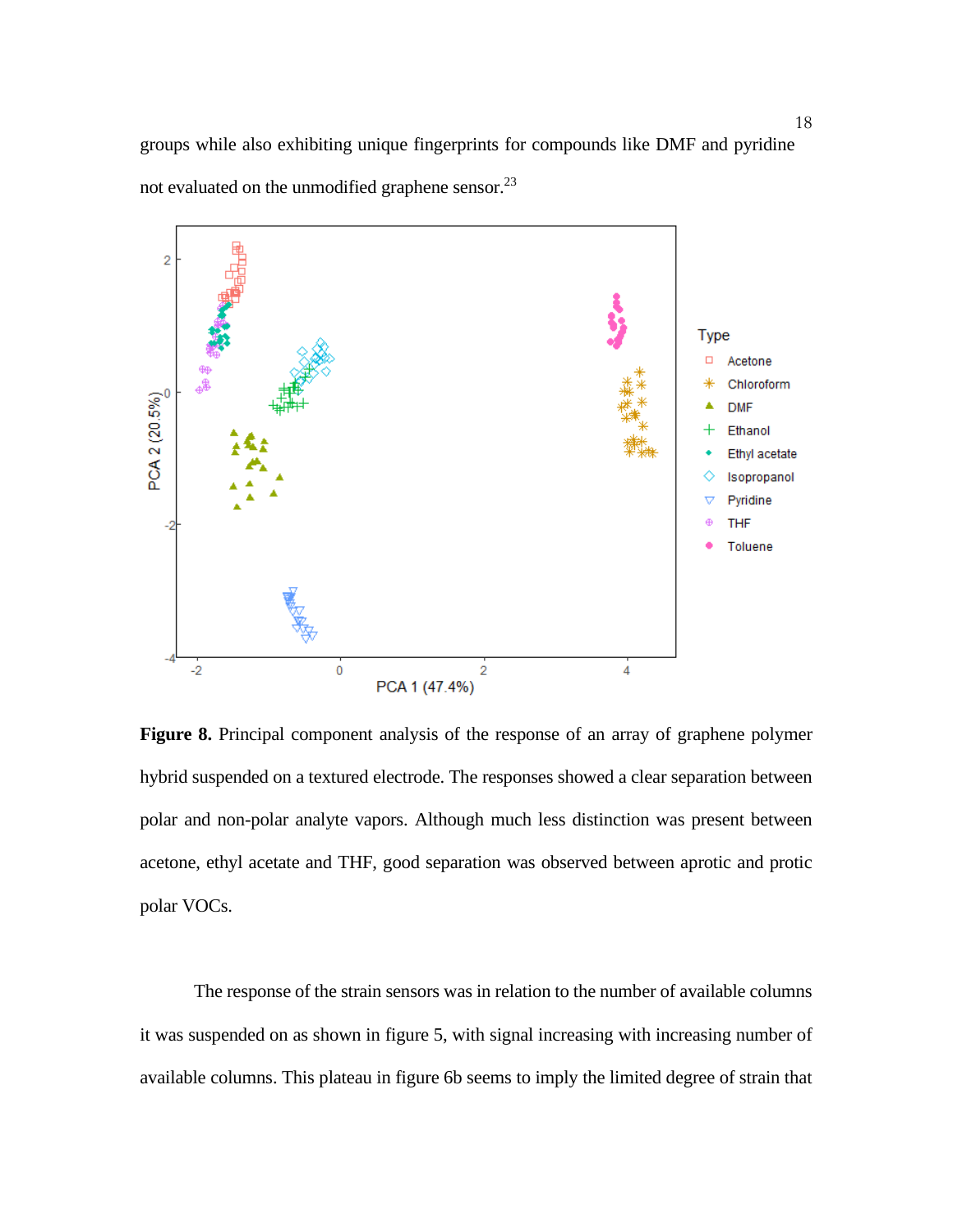groups while also exhibiting unique fingerprints for compounds like DMF and pyridine not evaluated on the unmodified graphene sensor.[23]

**Figure 8.** Principal component analysis of the response of an array of graphene polymer hybrid suspended on a textured electrode. The responses showed a clear separation between polar and non-polar analyte vapors. Although much less distinction was present between acetone, ethyl acetate and THF, good separation was observed between aprotic and protic polar VOCs.

The response of the strain sensors was in relation to the number of available columns it was suspended on as shown in figure 5, with signal increasing with increasing number of available columns. This plateau in figure 6b seems to imply the limited degree of strain that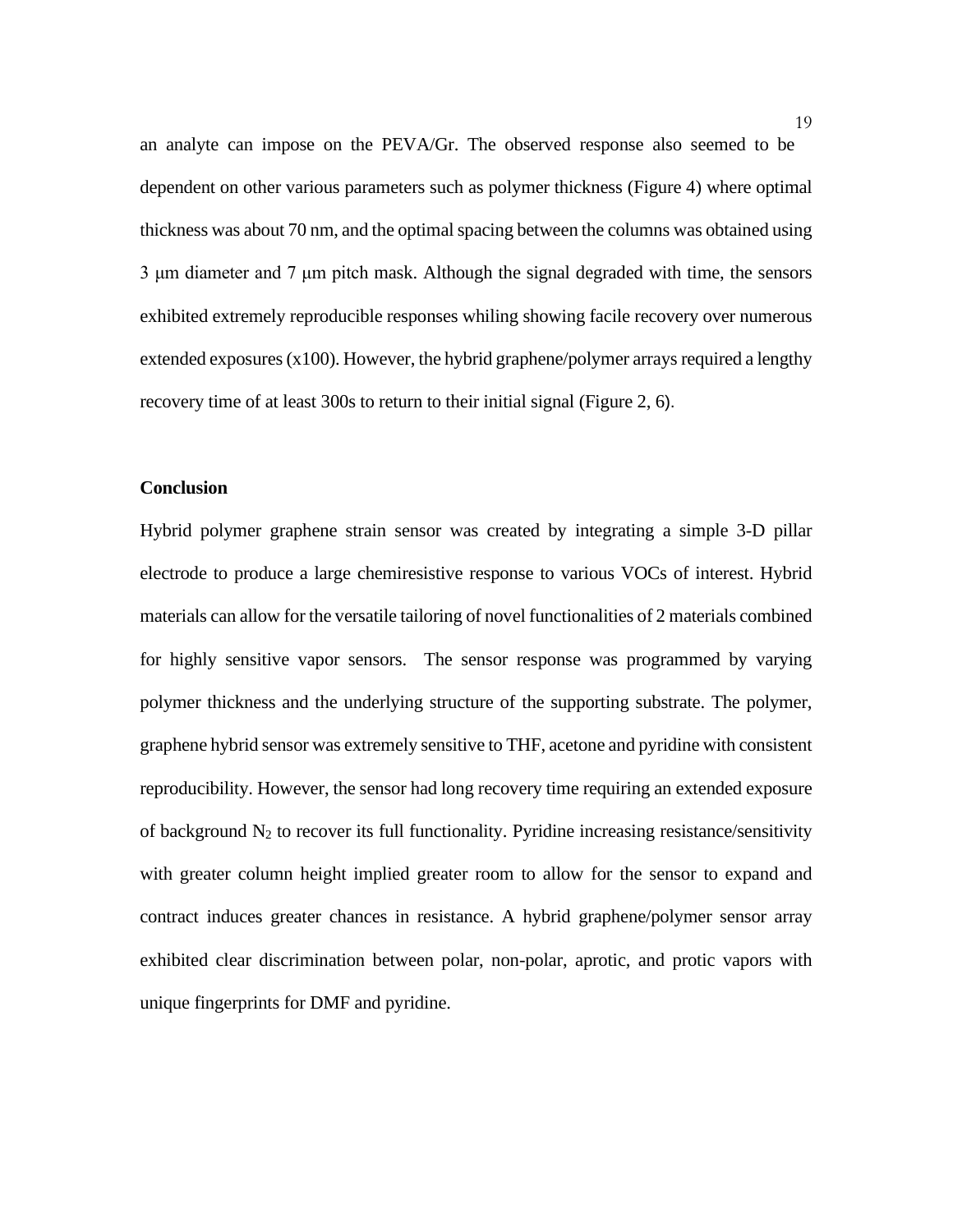an analyte can impose on the PEVA/Gr. The observed response also seemed to be dependent on other various parameters such as polymer thickness (Figure 4) where optimal thickness was about 70 nm, and the optimal spacing between the columns was obtained using 3 μm diameter and 7 μm pitch mask. Although the signal degraded with time, the sensors exhibited extremely reproducible responses whiling showing facile recovery over numerous extended exposures (x100). However, the hybrid graphene/polymer arrays required a lengthy recovery time of at least 300s to return to their initial signal (Figure 2, 6).

**Conclusion**

Hybrid polymer graphene strain sensor was created by integrating a simple 3-D pillar electrode to produce a large chemiresistive response to various VOCs of interest. Hybrid materials can allow for the versatile tailoring of novel functionalities of 2 materials combined for highly sensitive vapor sensors. The sensor response was programmed by varying polymer thickness and the underlying structure of the supporting substrate. The polymer, graphene hybrid sensor was extremely sensitive to THF, acetone and pyridine with consistent reproducibility. However, the sensor had long recovery time requiring an extended exposure of background $N_2$ to recover its full functionality. Pyridine increasing resistance/sensitivity with greater column height implied greater room to allow for the sensor to expand and contract induces greater chances in resistance. A hybrid graphene/polymer sensor array exhibited clear discrimination between polar, non-polar, aprotic, and protic vapors with unique fingerprints for DMF and pyridine.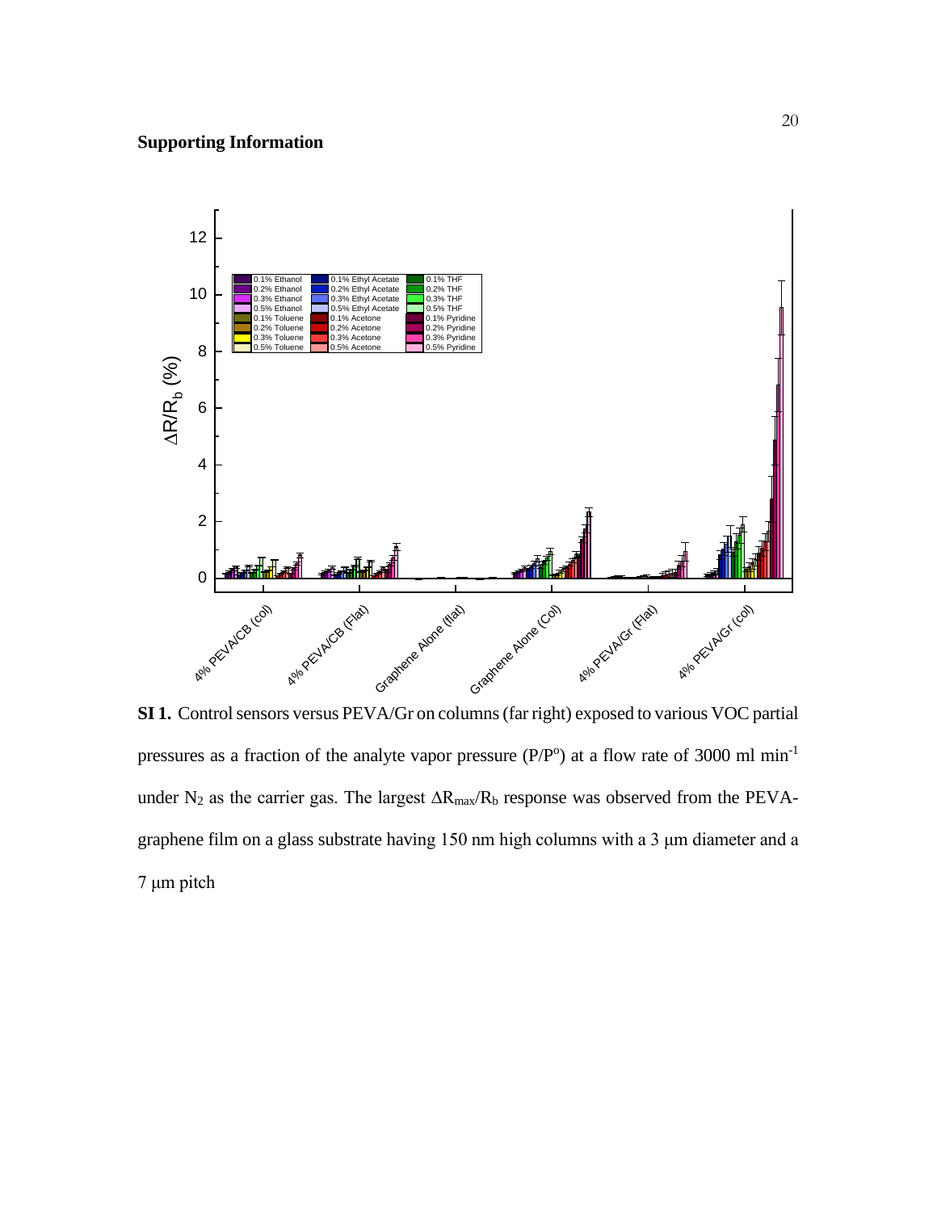**Supporting Information**

**SI 1.** Control sensors versus PEVA/Gr on columns (far right) exposed to various VOC partial pressures as a fraction of the analyte vapor pressure ($P/P^o$) at a flow rate of 3000 ml min$^{-1}$ under $N_2$ as the carrier gas. The largest $\Delta R_{max}/R_b$ response was observed from the PEVA-graphene film on a glass substrate having 150 nm high columns with a 3 μm diameter and a 7 μm pitch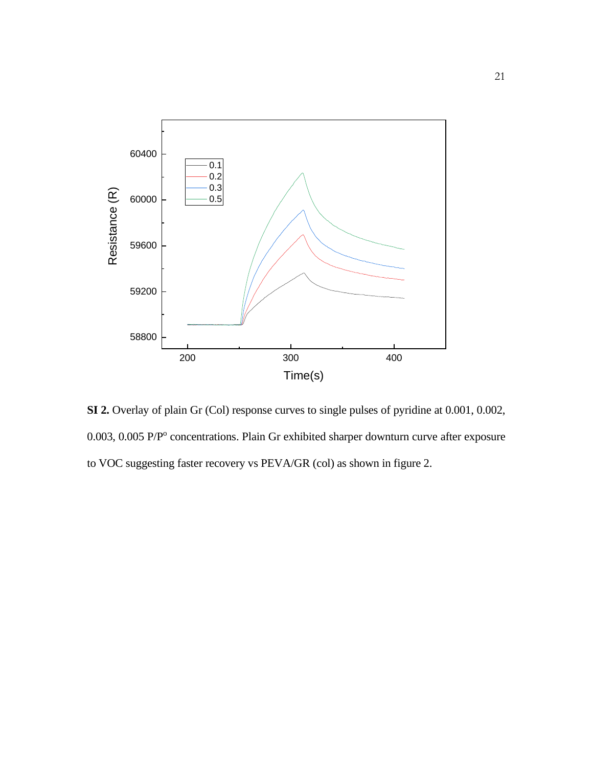**SI 2.** Overlay of plain Gr (Col) response curves to single pulses of pyridine at 0.001, 0.002, 0.003, 0.005 $P/P^o$ concentrations. Plain Gr exhibited sharper downturn curve after exposure to VOC suggesting faster recovery vs PEVA/GR (col) as shown in figure 2.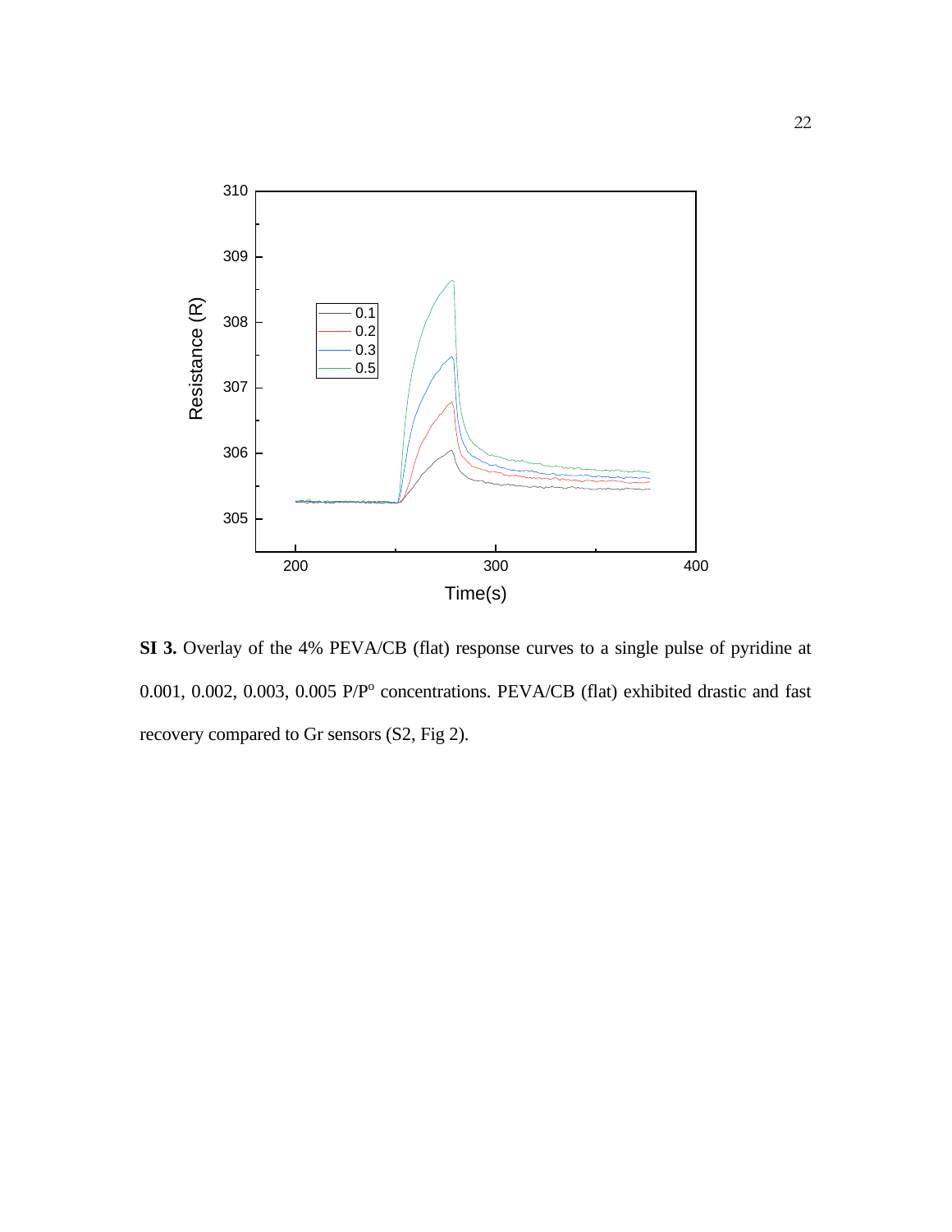**SI 3.** Overlay of the 4% PEVA/CB (flat) response curves to a single pulse of pyridine at 0.001, 0.002, 0.003, 0.005 P/P$^o$ concentrations. PEVA/CB (flat) exhibited drastic and fast recovery compared to Gr sensors (S2, Fig 2).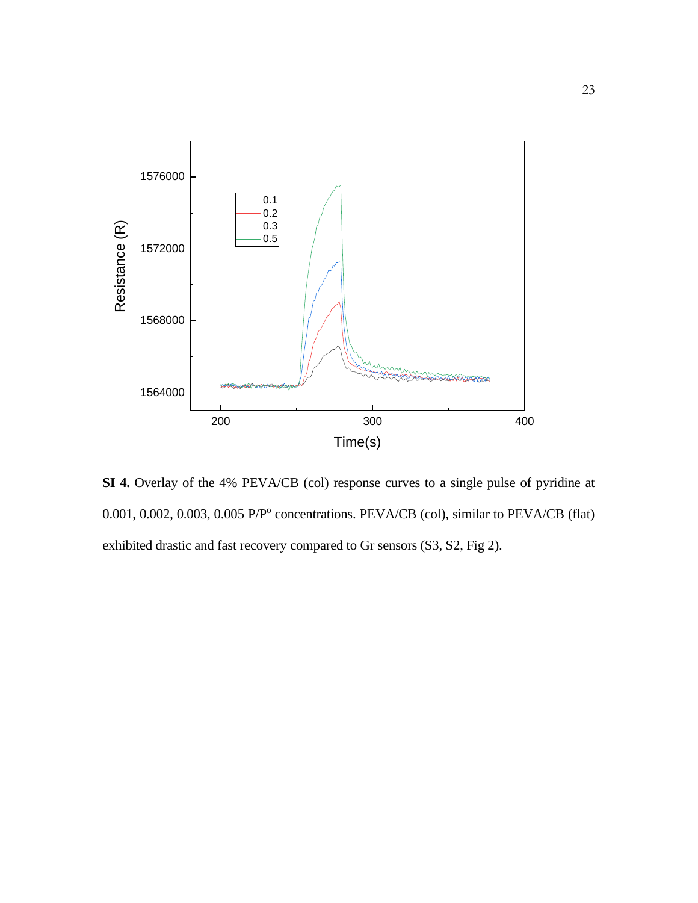**SI 4.** Overlay of the 4% PEVA/CB (col) response curves to a single pulse of pyridine at 0.001, 0.002, 0.003, 0.005 $P/P^o$ concentrations. PEVA/CB (col), similar to PEVA/CB (flat) exhibited drastic and fast recovery compared to Gr sensors (S3, S2, Fig 2).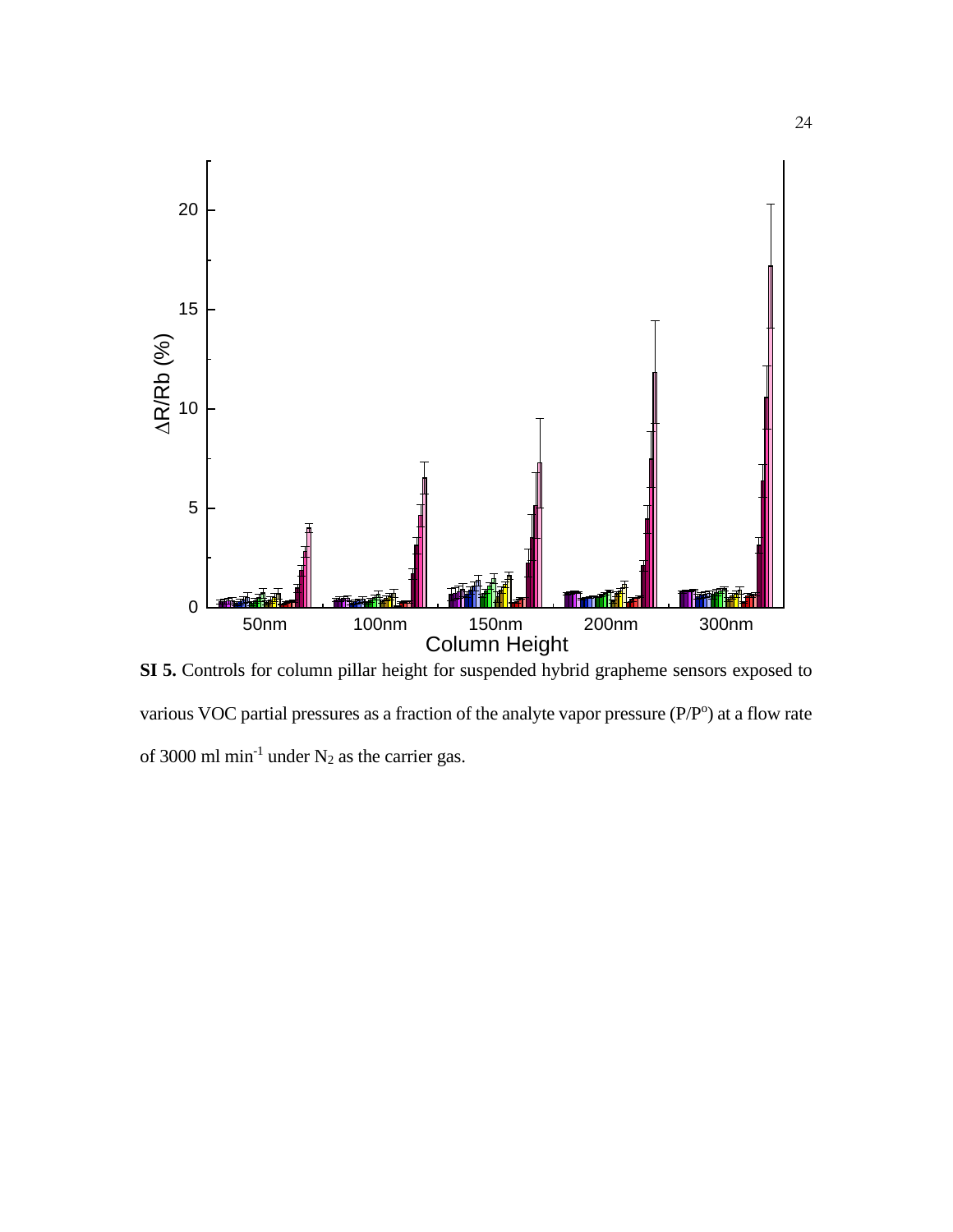**SI 5.** Controls for column pillar height for suspended hybrid grapheme sensors exposed to various VOC partial pressures as a fraction of the analyte vapor pressure ($P/P^o$) at a flow rate of 3000 ml $min^{-1}$ under $N_2$ as the carrier gas.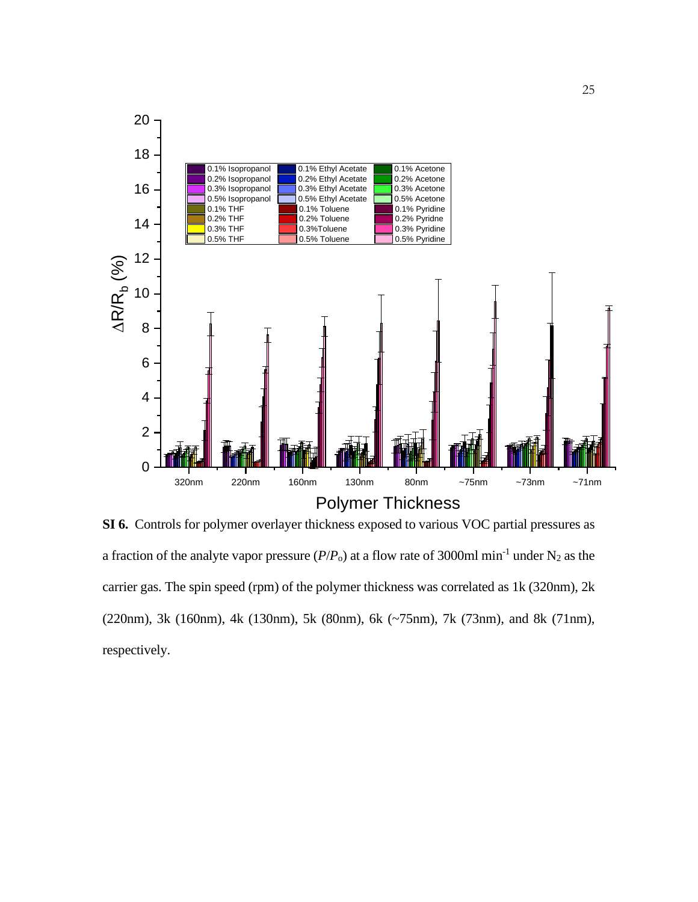**SI 6.** Controls for polymer overlayer thickness exposed to various VOC partial pressures as a fraction of the analyte vapor pressure ($P/P_o$) at a flow rate of 3000ml min$^{-1}$ under $N_2$ as the carrier gas. The spin speed (rpm) of the polymer thickness was correlated as 1k (320nm), 2k (220nm), 3k (160nm), 4k (130nm), 5k (80nm), 6k (~75nm), 7k (73nm), and 8k (71nm), respectively.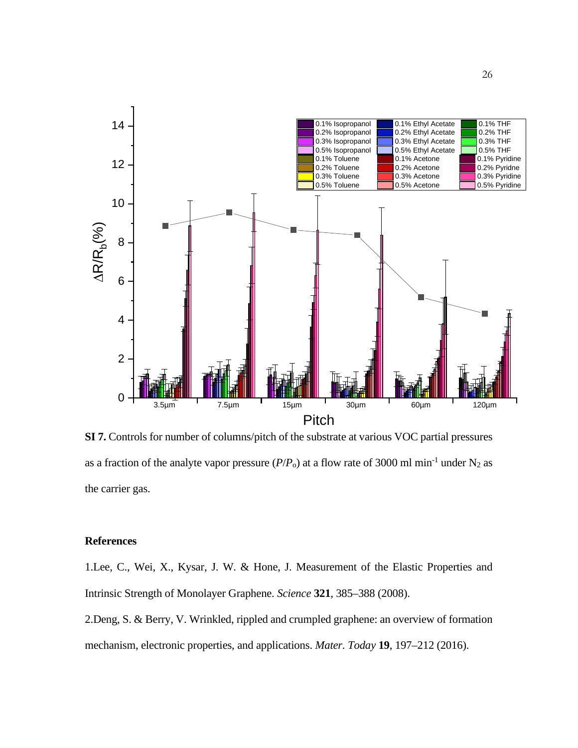**SI 7.** Controls for number of columns/pitch of the substrate at various VOC partial pressures as a fraction of the analyte vapor pressure ($P/P_o$) at a flow rate of 3000 ml min$^{-1}$ under $N_2$ as the carrier gas.

## References

1.Lee, C., Wei, X., Kysar, J. W. & Hone, J. Measurement of the Elastic Properties and Intrinsic Strength of Monolayer Graphene. *Science* **321**, 385–388 (2008).

2.Deng, S. & Berry, V. Wrinkled, rippled and crumpled graphene: an overview of formation mechanism, electronic properties, and applications. *Mater. Today* **19**, 197–212 (2016).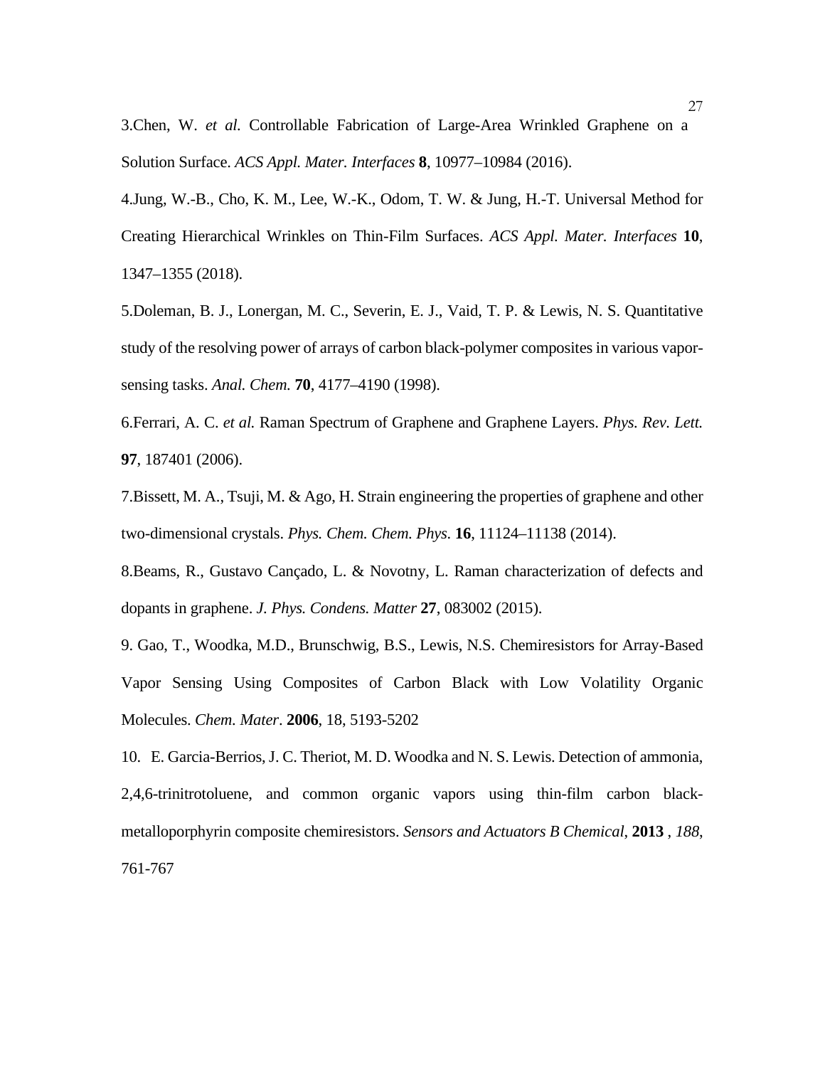3.Chen, W. *et al.* Controllable Fabrication of Large-Area Wrinkled Graphene on a Solution Surface. *ACS Appl. Mater. Interfaces* **8**, 10977–10984 (2016).

4.Jung, W.-B., Cho, K. M., Lee, W.-K., Odom, T. W. & Jung, H.-T. Universal Method for Creating Hierarchical Wrinkles on Thin-Film Surfaces. *ACS Appl. Mater. Interfaces* **10**, 1347–1355 (2018).

5.Doleman, B. J., Lonergan, M. C., Severin, E. J., Vaid, T. P. & Lewis, N. S. Quantitative study of the resolving power of arrays of carbon black-polymer composites in various vapor-sensing tasks. *Anal. Chem.* **70**, 4177–4190 (1998).

6.Ferrari, A. C. *et al.* Raman Spectrum of Graphene and Graphene Layers. *Phys. Rev. Lett.* **97**, 187401 (2006).

7.Bissett, M. A., Tsuji, M. & Ago, H. Strain engineering the properties of graphene and other two-dimensional crystals. *Phys. Chem. Chem. Phys.* **16**, 11124–11138 (2014).

8.Beams, R., Gustavo Cançado, L. & Novotny, L. Raman characterization of defects and dopants in graphene. *J. Phys. Condens. Matter* **27**, 083002 (2015).

9. Gao, T., Woodka, M.D., Brunschwig, B.S., Lewis, N.S. Chemiresistors for Array-Based Vapor Sensing Using Composites of Carbon Black with Low Volatility Organic Molecules. *Chem. Mater*. **2006**, 18, 5193-5202

10. E. Garcia-Berrios, J. C. Theriot, M. D. Woodka and N. S. Lewis. Detection of ammonia, 2,4,6-trinitrotoluene, and common organic vapors using thin-film carbon black-metalloporphyrin composite chemiresistors. *Sensors and Actuators B Chemical*, **2013** , *188*, 761-767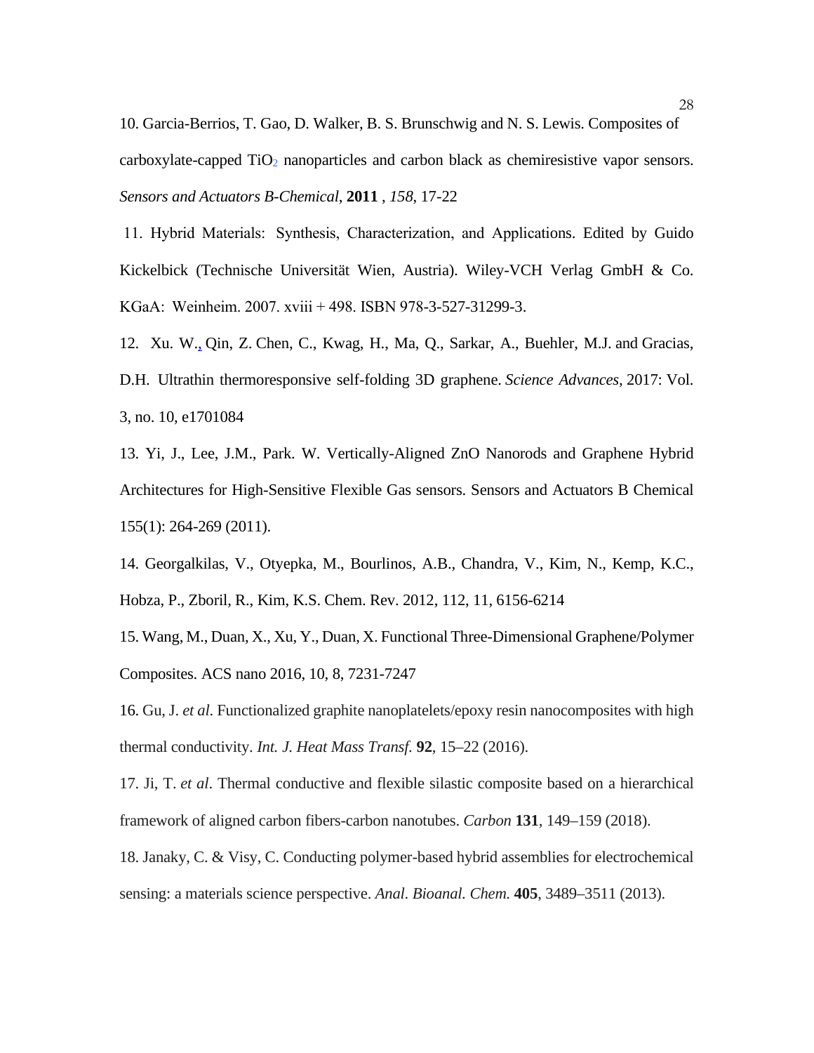10. Garcia-Berrios, T. Gao, D. Walker, B. S. Brunschwig and N. S. Lewis. Composites of carboxylate-capped $TiO_2$ nanoparticles and carbon black as chemiresistive vapor sensors. *Sensors and Actuators B-Chemical*, **2011** , *158*, 17-22

11. Hybrid Materials: Synthesis, Characterization, and Applications. Edited by Guido Kickelbick (Technische Universität Wien, Austria). Wiley-VCH Verlag GmbH & Co. KGaA: Weinheim. 2007. xviii + 498. ISBN 978-3-527-31299-3.

12. Xu. W., Qin, Z. Chen, C., Kwag, H., Ma, Q., Sarkar, A., Buehler, M.J. and Gracias, D.H. Ultrathin thermoresponsive self-folding 3D graphene. *Science Advances*, 2017: Vol. 3, no. 10, e1701084

13. Yi, J., Lee, J.M., Park. W. Vertically-Aligned ZnO Nanorods and Graphene Hybrid Architectures for High-Sensitive Flexible Gas sensors. Sensors and Actuators B Chemical 155(1): 264-269 (2011).

14. Georgalkilas, V., Otyepka, M., Bourlinos, A.B., Chandra, V., Kim, N., Kemp, K.C., Hobza, P., Zboril, R., Kim, K.S. Chem. Rev. 2012, 112, 11, 6156-6214

15. Wang, M., Duan, X., Xu, Y., Duan, X. Functional Three-Dimensional Graphene/Polymer Composites. ACS nano 2016, 10, 8, 7231-7247

16. Gu, J. *et al*. Functionalized graphite nanoplatelets/epoxy resin nanocomposites with high thermal conductivity. *Int. J. Heat Mass Transf.* **92**, 15–22 (2016).

17. Ji, T. *et al*. Thermal conductive and flexible silastic composite based on a hierarchical framework of aligned carbon fibers-carbon nanotubes. *Carbon* **131**, 149–159 (2018).

18. Janaky, C. & Visy, C. Conducting polymer-based hybrid assemblies for electrochemical sensing: a materials science perspective. *Anal. Bioanal. Chem.* **405**, 3489–3511 (2013).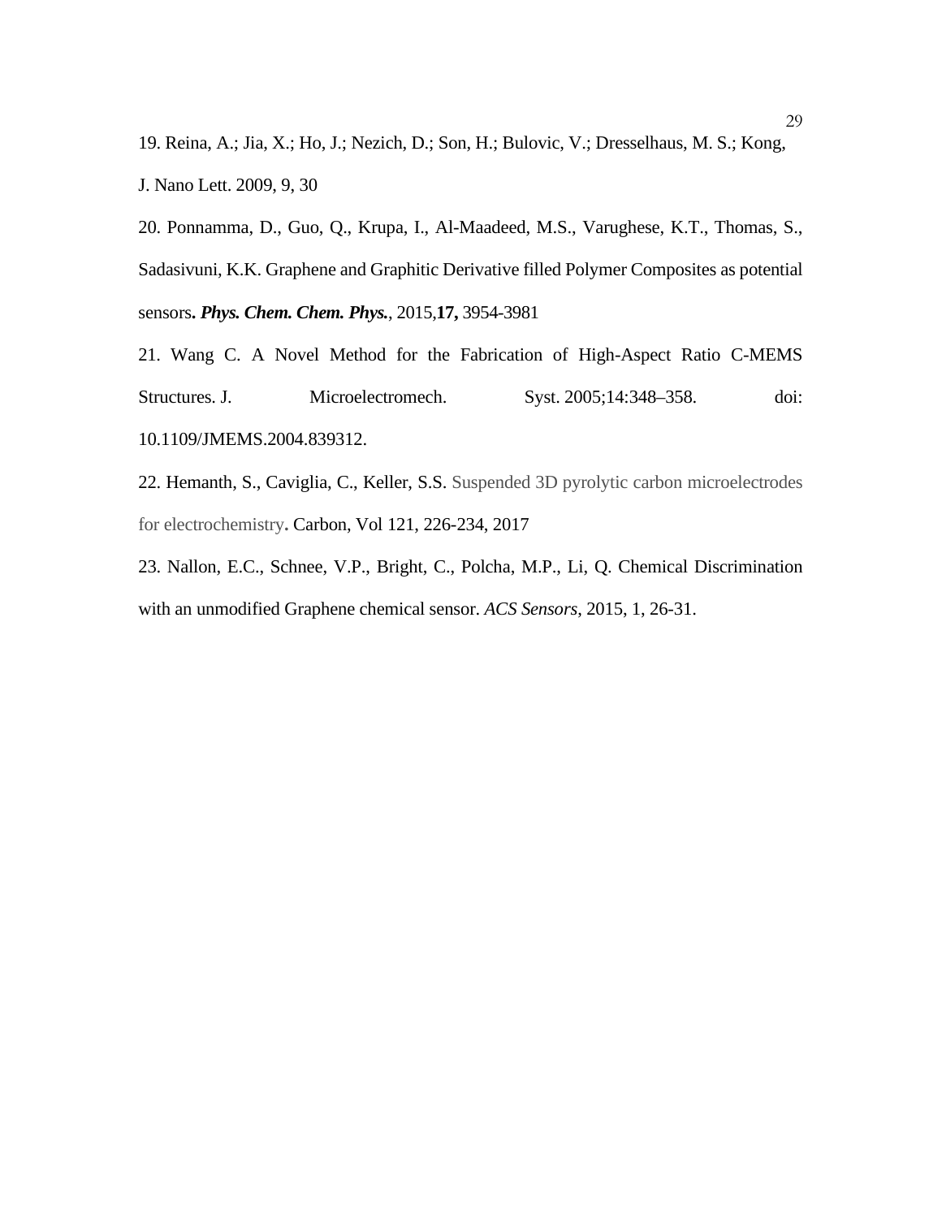19. Reina, A.; Jia, X.; Ho, J.; Nezich, D.; Son, H.; Bulovic, V.; Dresselhaus, M. S.; Kong, J. Nano Lett. 2009, 9, 30

20. Ponnamma, D., Guo, Q., Krupa, I., Al-Maadeed, M.S., Varughese, K.T., Thomas, S., Sadasivuni, K.K. Graphene and Graphitic Derivative filled Polymer Composites as potential sensors**.** ***Phys. Chem. Chem. Phys.***, 2015,**17,** 3954-3981

21. Wang C. A Novel Method for the Fabrication of High-Aspect Ratio C-MEMS Structures. J. Microelectromech. Syst. 2005;14:348–358. doi: 10.1109/JMEMS.2004.839312.

22. Hemanth, S., Caviglia, C., Keller, S.S. Suspended 3D pyrolytic carbon microelectrodes for electrochemistry**.** Carbon, Vol 121, 226-234, 2017

23. Nallon, E.C., Schnee, V.P., Bright, C., Polcha, M.P., Li, Q. Chemical Discrimination with an unmodified Graphene chemical sensor. *ACS Sensors*, 2015, 1, 26-31.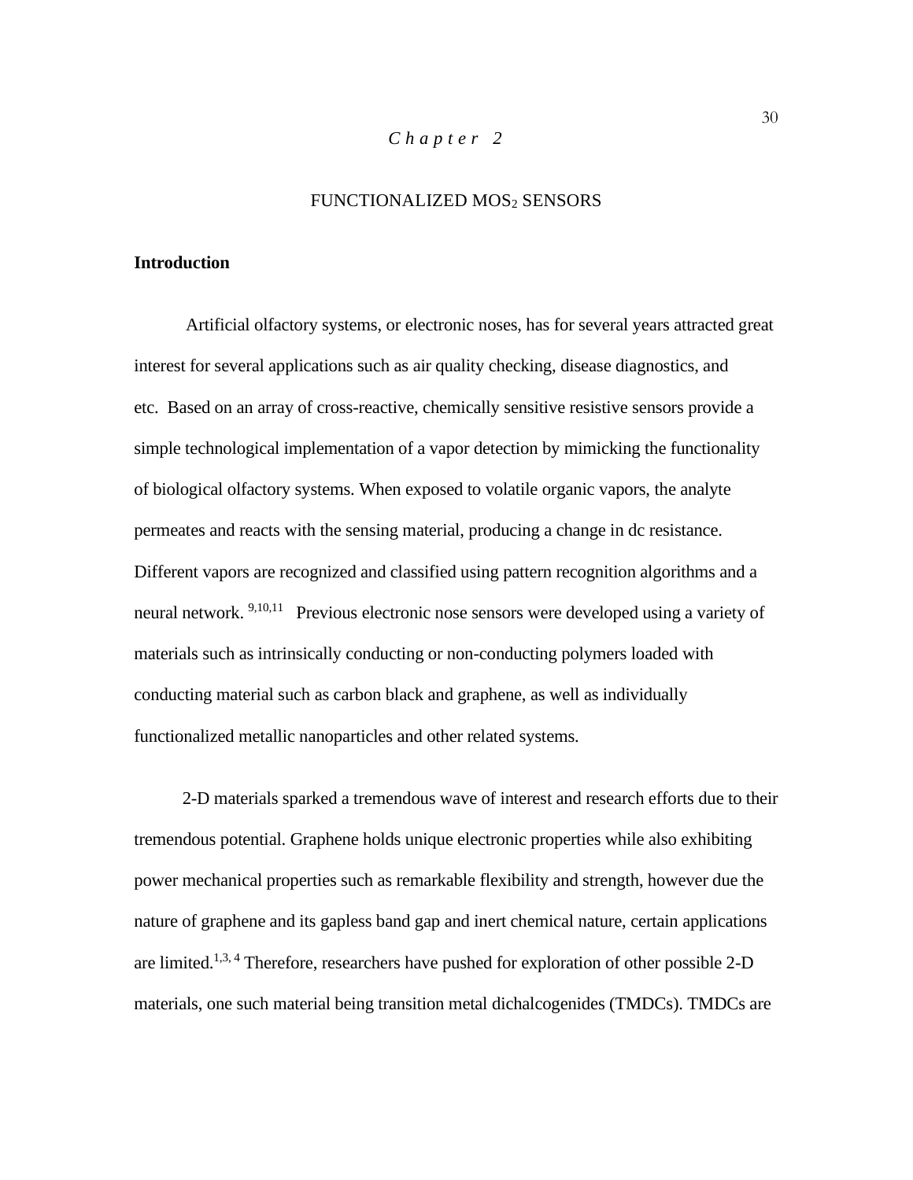*Chapter 2*

# FUNCTIONALIZED $MOS_2$ SENSORS

## Introduction

Artificial olfactory systems, or electronic noses, has for several years attracted great interest for several applications such as air quality checking, disease diagnostics, and etc. Based on an array of cross-reactive, chemically sensitive resistive sensors provide a simple technological implementation of a vapor detection by mimicking the functionality of biological olfactory systems. When exposed to volatile organic vapors, the analyte permeates and reacts with the sensing material, producing a change in dc resistance. Different vapors are recognized and classified using pattern recognition algorithms and a neural network. [9,10,11] Previous electronic nose sensors were developed using a variety of materials such as intrinsically conducting or non-conducting polymers loaded with conducting material such as carbon black and graphene, as well as individually functionalized metallic nanoparticles and other related systems.

2-D materials sparked a tremendous wave of interest and research efforts due to their tremendous potential. Graphene holds unique electronic properties while also exhibiting power mechanical properties such as remarkable flexibility and strength, however due the nature of graphene and its gapless band gap and inert chemical nature, certain applications are limited.[1,3, 4] Therefore, researchers have pushed for exploration of other possible 2-D materials, one such material being transition metal dichalcogenides (TMDCs). TMDCs are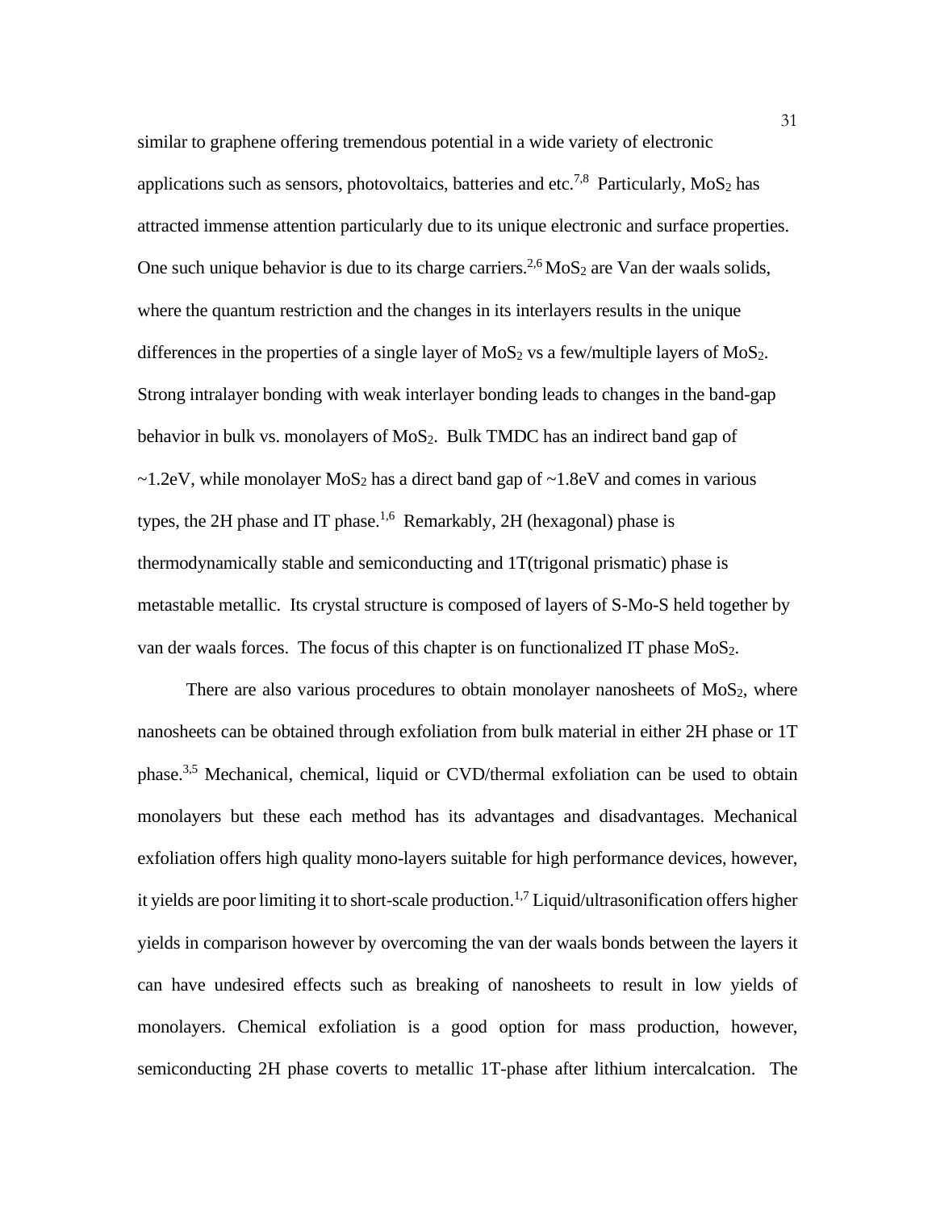similar to graphene offering tremendous potential in a wide variety of electronic applications such as sensors, photovoltaics, batteries and etc.[7,8] Particularly, $MoS_2$ has attracted immense attention particularly due to its unique electronic and surface properties. One such unique behavior is due to its charge carriers.[2,6] $MoS_2$ are Van der waals solids, where the quantum restriction and the changes in its interlayers results in the unique differences in the properties of a single layer of $MoS_2$ vs a few/multiple layers of $MoS_2$. Strong intralayer bonding with weak interlayer bonding leads to changes in the band-gap behavior in bulk vs. monolayers of $MoS_2$. Bulk TMDC has an indirect band gap of ~1.2eV, while monolayer $MoS_2$ has a direct band gap of ~1.8eV and comes in various types, the 2H phase and IT phase.[1,6] Remarkably, 2H (hexagonal) phase is thermodynamically stable and semiconducting and 1T(trigonal prismatic) phase is metastable metallic. Its crystal structure is composed of layers of S-Mo-S held together by van der waals forces. The focus of this chapter is on functionalized IT phase $MoS_2$.

There are also various procedures to obtain monolayer nanosheets of $MoS_2$, where nanosheets can be obtained through exfoliation from bulk material in either 2H phase or 1T phase.[3,5] Mechanical, chemical, liquid or CVD/thermal exfoliation can be used to obtain monolayers but these each method has its advantages and disadvantages. Mechanical exfoliation offers high quality mono-layers suitable for high performance devices, however, it yields are poor limiting it to short-scale production.[1,7] Liquid/ultrasonification offers higher yields in comparison however by overcoming the van der waals bonds between the layers it can have undesired effects such as breaking of nanosheets to result in low yields of monolayers. Chemical exfoliation is a good option for mass production, however, semiconducting 2H phase coverts to metallic 1T-phase after lithium intercalcation. The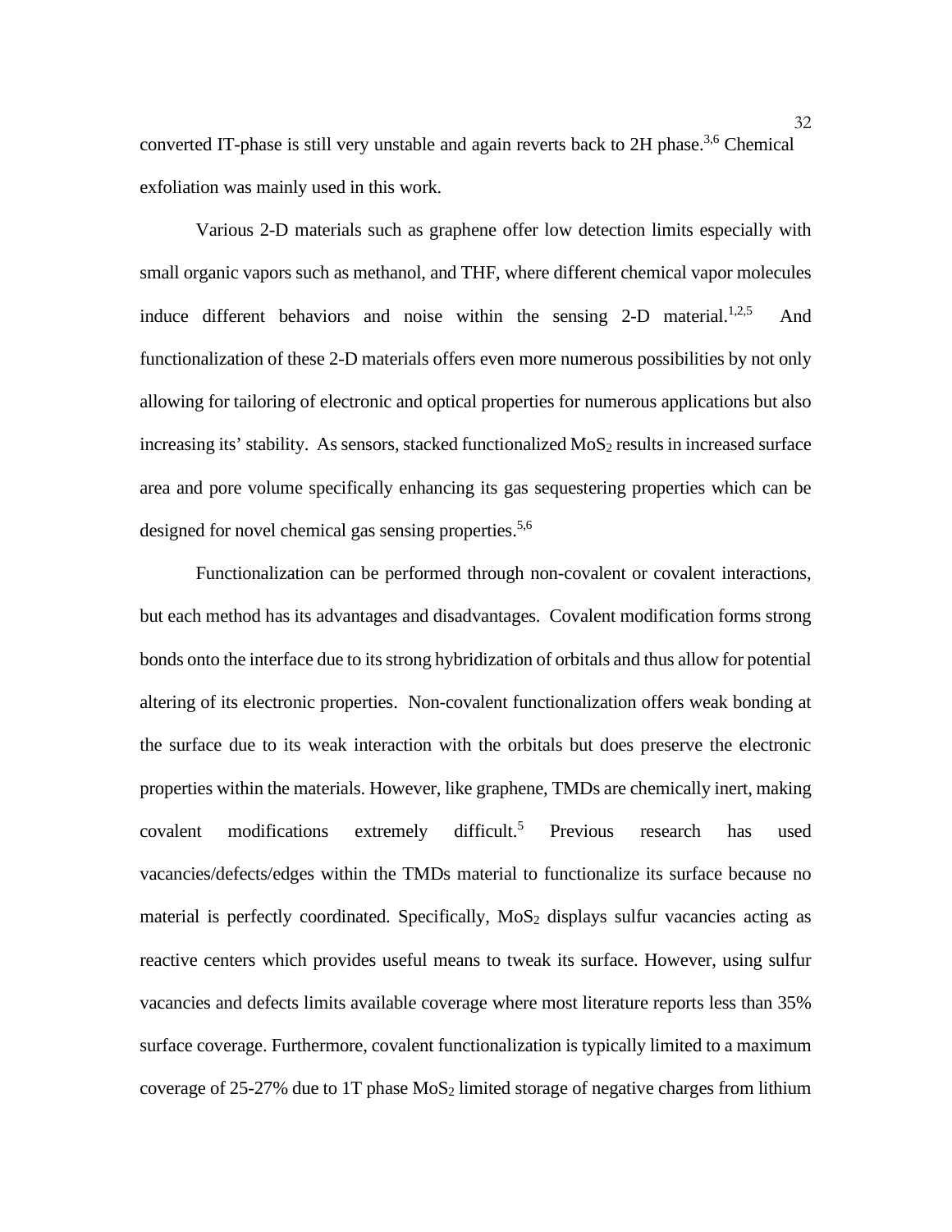converted IT-phase is still very unstable and again reverts back to 2H phase.[3,6] Chemical exfoliation was mainly used in this work.

Various 2-D materials such as graphene offer low detection limits especially with small organic vapors such as methanol, and THF, where different chemical vapor molecules induce different behaviors and noise within the sensing 2-D material.[1,2,5] And functionalization of these 2-D materials offers even more numerous possibilities by not only allowing for tailoring of electronic and optical properties for numerous applications but also increasing its' stability. As sensors, stacked functionalized $MoS_2$ results in increased surface area and pore volume specifically enhancing its gas sequestering properties which can be designed for novel chemical gas sensing properties.[5,6]

Functionalization can be performed through non-covalent or covalent interactions, but each method has its advantages and disadvantages. Covalent modification forms strong bonds onto the interface due to its strong hybridization of orbitals and thus allow for potential altering of its electronic properties. Non-covalent functionalization offers weak bonding at the surface due to its weak interaction with the orbitals but does preserve the electronic properties within the materials. However, like graphene, TMDs are chemically inert, making covalent modifications extremely difficult.[5] Previous research has used vacancies/defects/edges within the TMDs material to functionalize its surface because no material is perfectly coordinated. Specifically, $MoS_2$ displays sulfur vacancies acting as reactive centers which provides useful means to tweak its surface. However, using sulfur vacancies and defects limits available coverage where most literature reports less than 35% surface coverage. Furthermore, covalent functionalization is typically limited to a maximum coverage of 25-27% due to 1T phase $MoS_2$ limited storage of negative charges from lithium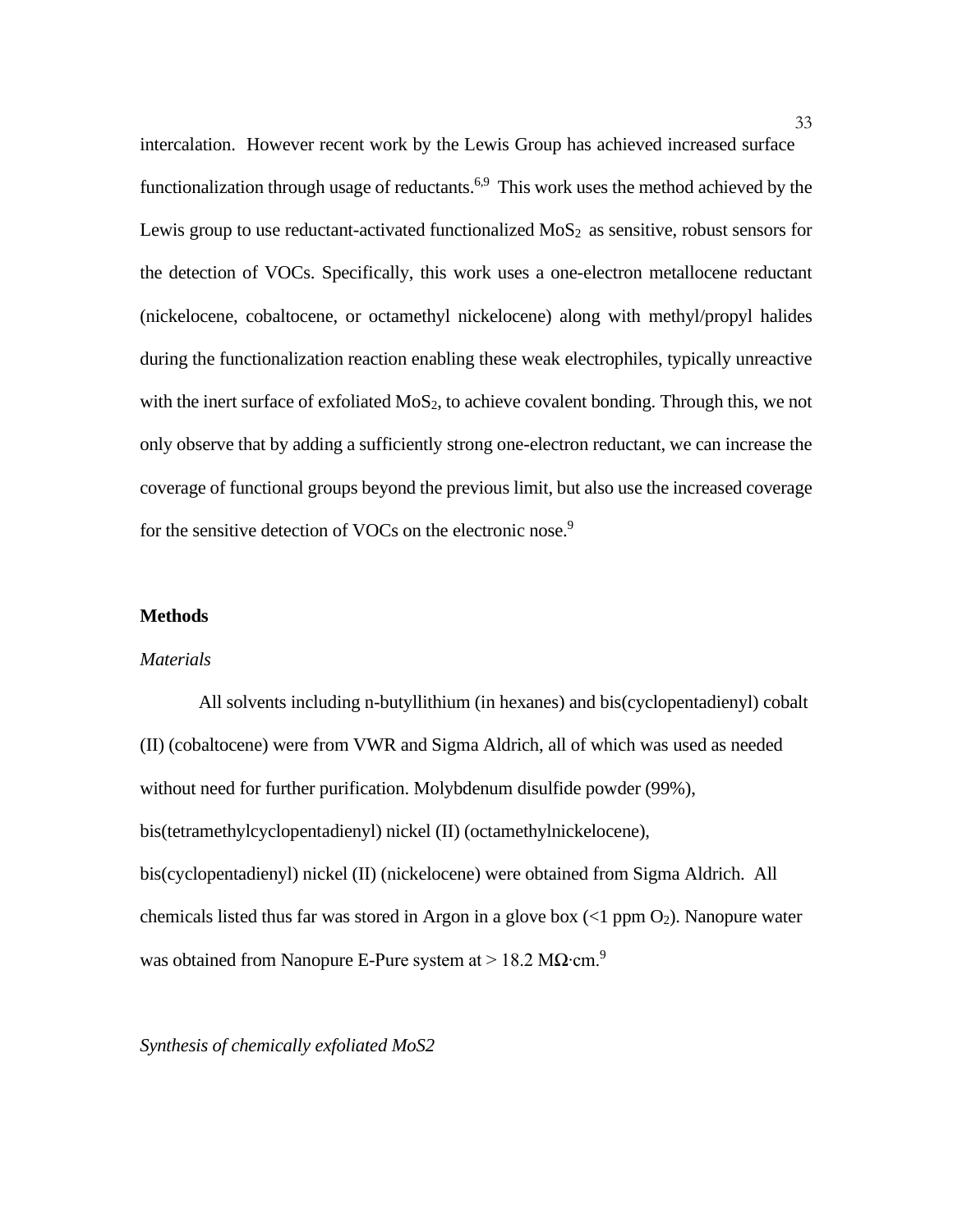intercalation. However recent work by the Lewis Group has achieved increased surface functionalization through usage of reductants.[6,9] This work uses the method achieved by the Lewis group to use reductant-activated functionalized $MoS_2$ as sensitive, robust sensors for the detection of VOCs. Specifically, this work uses a one-electron metallocene reductant (nickelocene, cobaltocene, or octamethyl nickelocene) along with methyl/propyl halides during the functionalization reaction enabling these weak electrophiles, typically unreactive with the inert surface of exfoliated $MoS_2$, to achieve covalent bonding. Through this, we not only observe that by adding a sufficiently strong one-electron reductant, we can increase the coverage of functional groups beyond the previous limit, but also use the increased coverage for the sensitive detection of VOCs on the electronic nose.[9]

## Methods

### *Materials*

All solvents including n-butyllithium (in hexanes) and bis(cyclopentadienyl) cobalt (II) (cobaltocene) were from VWR and Sigma Aldrich, all of which was used as needed without need for further purification. Molybdenum disulfide powder (99%), bis(tetramethylcyclopentadienyl) nickel (II) (octamethylnickelocene), bis(cyclopentadienyl) nickel (II) (nickelocene) were obtained from Sigma Aldrich. All chemicals listed thus far was stored in Argon in a glove box (<1 ppm $O_2$). Nanopure water was obtained from Nanopure E-Pure system at > 18.2 MΩ·cm.[9]

### *Synthesis of chemically exfoliated MoS2*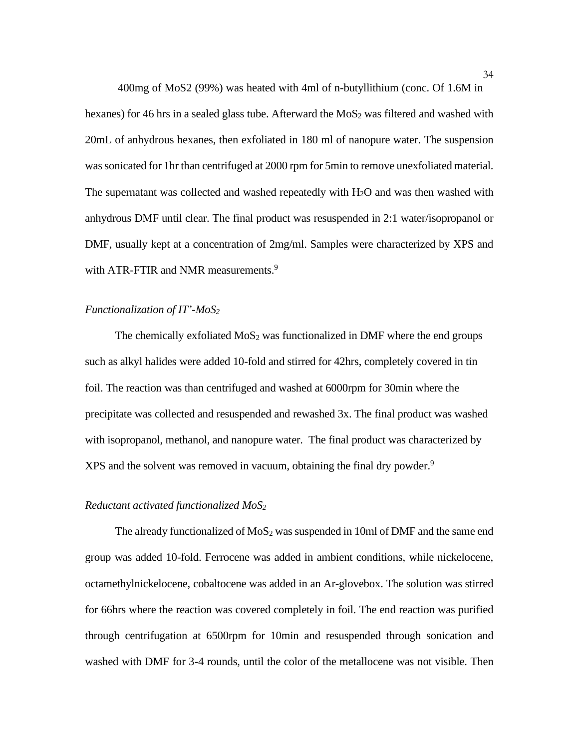400mg of MoS2 (99%) was heated with 4ml of n-butyllithium (conc. Of 1.6M in hexanes) for 46 hrs in a sealed glass tube. Afterward the $MoS_2$ was filtered and washed with 20mL of anhydrous hexanes, then exfoliated in 180 ml of nanopure water. The suspension was sonicated for 1hr than centrifuged at 2000 rpm for 5min to remove unexfoliated material. The supernatant was collected and washed repeatedly with $H_2O$ and was then washed with anhydrous DMF until clear. The final product was resuspended in 2:1 water/isopropanol or DMF, usually kept at a concentration of 2mg/ml. Samples were characterized by XPS and with ATR-FTIR and NMR measurements.[9]

*Functionalization of IT'-$MoS_2$*

The chemically exfoliated $MoS_2$ was functionalized in DMF where the end groups such as alkyl halides were added 10-fold and stirred for 42hrs, completely covered in tin foil. The reaction was than centrifuged and washed at 6000rpm for 30min where the precipitate was collected and resuspended and rewashed 3x. The final product was washed with isopropanol, methanol, and nanopure water. The final product was characterized by XPS and the solvent was removed in vacuum, obtaining the final dry powder.[9]

*Reductant activated functionalized $MoS_2$*

The already functionalized of $MoS_2$ was suspended in 10ml of DMF and the same end group was added 10-fold. Ferrocene was added in ambient conditions, while nickelocene, octamethylnickelocene, cobaltocene was added in an Ar-glovebox. The solution was stirred for 66hrs where the reaction was covered completely in foil. The end reaction was purified through centrifugation at 6500rpm for 10min and resuspended through sonication and washed with DMF for 3-4 rounds, until the color of the metallocene was not visible. Then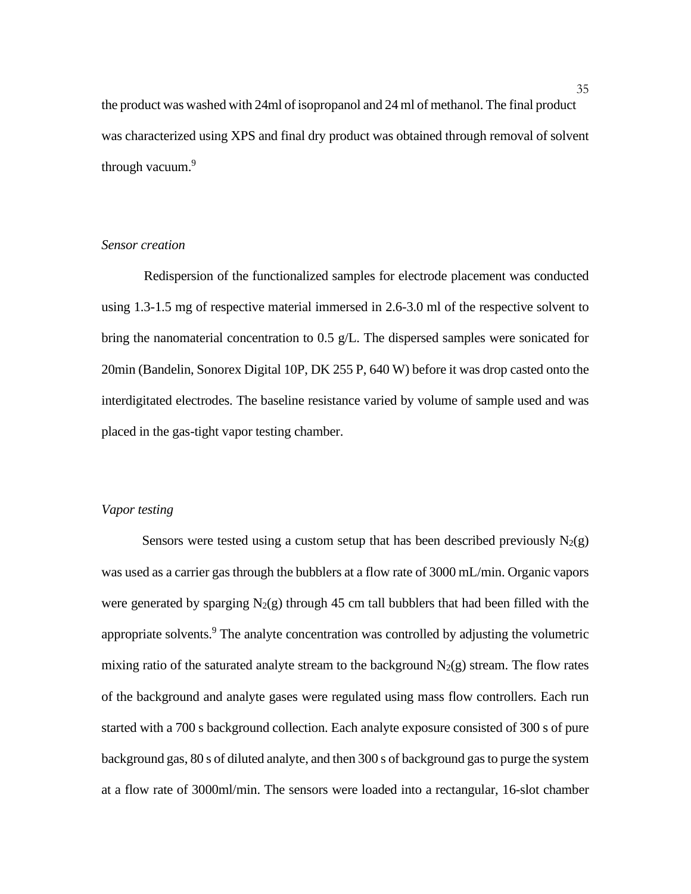the product was washed with 24ml of isopropanol and 24 ml of methanol. The final product was characterized using XPS and final dry product was obtained through removal of solvent through vacuum.[9]

*Sensor creation*

Redispersion of the functionalized samples for electrode placement was conducted using 1.3-1.5 mg of respective material immersed in 2.6-3.0 ml of the respective solvent to bring the nanomaterial concentration to 0.5 g/L. The dispersed samples were sonicated for 20min (Bandelin, Sonorex Digital 10P, DK 255 P, 640 W) before it was drop casted onto the interdigitated electrodes. The baseline resistance varied by volume of sample used and was placed in the gas-tight vapor testing chamber.

*Vapor testing*

Sensors were tested using a custom setup that has been described previously $N_2$(g) was used as a carrier gas through the bubblers at a flow rate of 3000 mL/min. Organic vapors were generated by sparging $N_2$(g) through 45 cm tall bubblers that had been filled with the appropriate solvents.[9] The analyte concentration was controlled by adjusting the volumetric mixing ratio of the saturated analyte stream to the background $N_2$(g) stream. The flow rates of the background and analyte gases were regulated using mass flow controllers. Each run started with a 700 s background collection. Each analyte exposure consisted of 300 s of pure background gas, 80 s of diluted analyte, and then 300 s of background gas to purge the system at a flow rate of 3000ml/min. The sensors were loaded into a rectangular, 16-slot chamber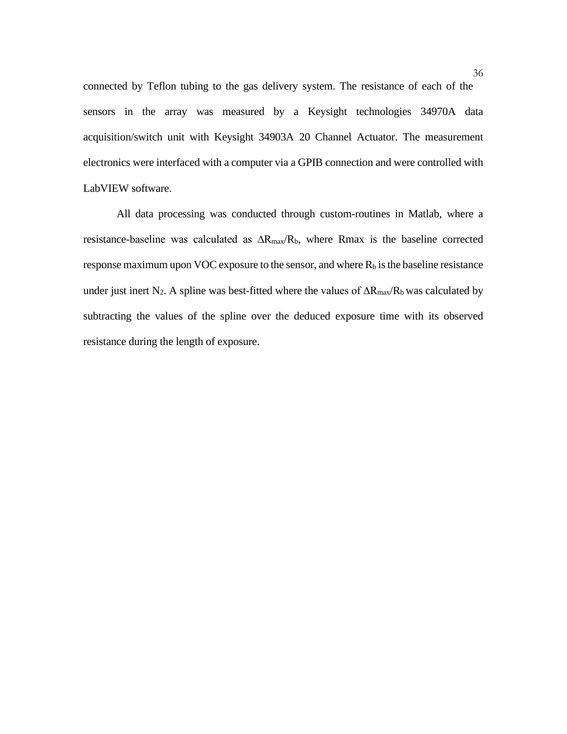connected by Teflon tubing to the gas delivery system. The resistance of each of the sensors in the array was measured by a Keysight technologies 34970A data acquisition/switch unit with Keysight 34903A 20 Channel Actuator. The measurement electronics were interfaced with a computer via a GPIB connection and were controlled with LabVIEW software.

All data processing was conducted through custom-routines in Matlab, where a resistance-baseline was calculated as $\Delta R_{max}/R_b$, where Rmax is the baseline corrected response maximum upon VOC exposure to the sensor, and where $R_b$ is the baseline resistance under just inert $N_2$. A spline was best-fitted where the values of $\Delta R_{max}/R_b$ was calculated by subtracting the values of the spline over the deduced exposure time with its observed resistance during the length of exposure.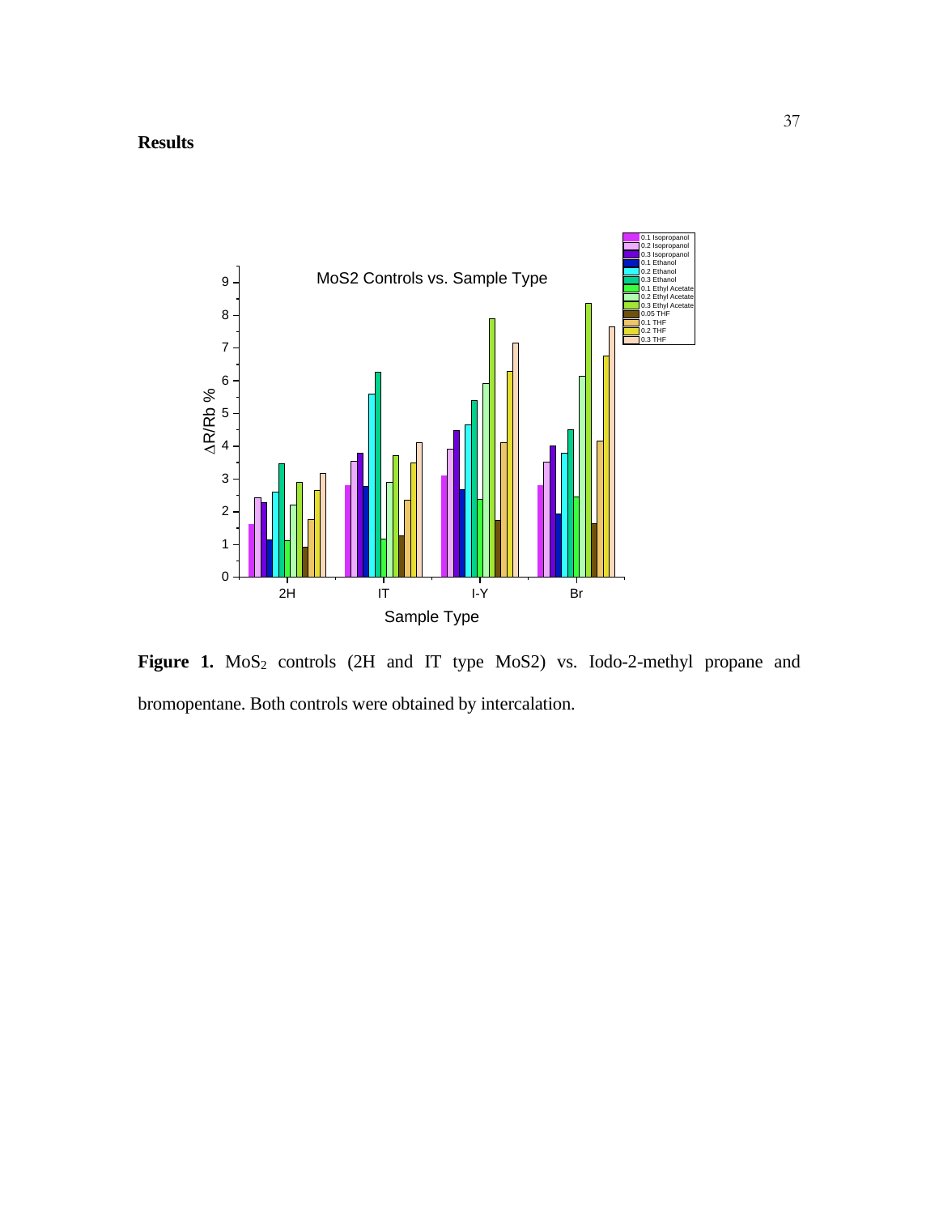# Results

**Figure 1.** $MoS_2$ controls (2H and IT type MoS2) vs. Iodo-2-methyl propane and bromopentane. Both controls were obtained by intercalation.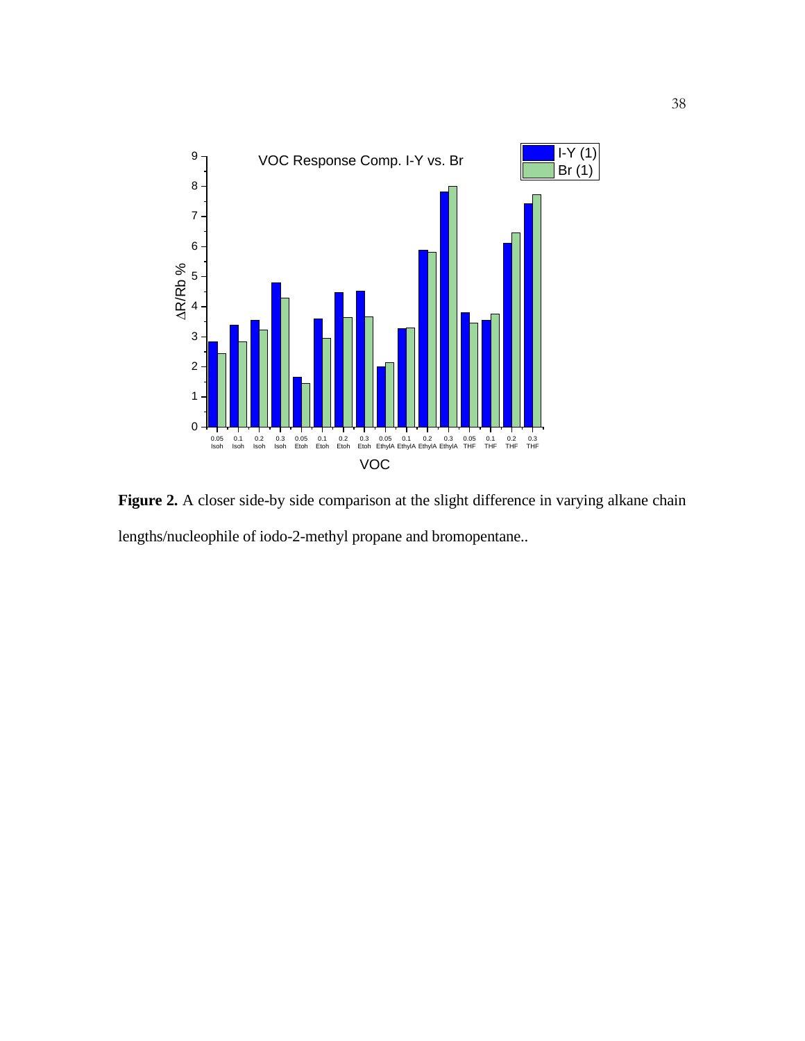**Figure 2.** A closer side-by side comparison at the slight difference in varying alkane chain lengths/nucleophile of iodo-2-methyl propane and bromopentane..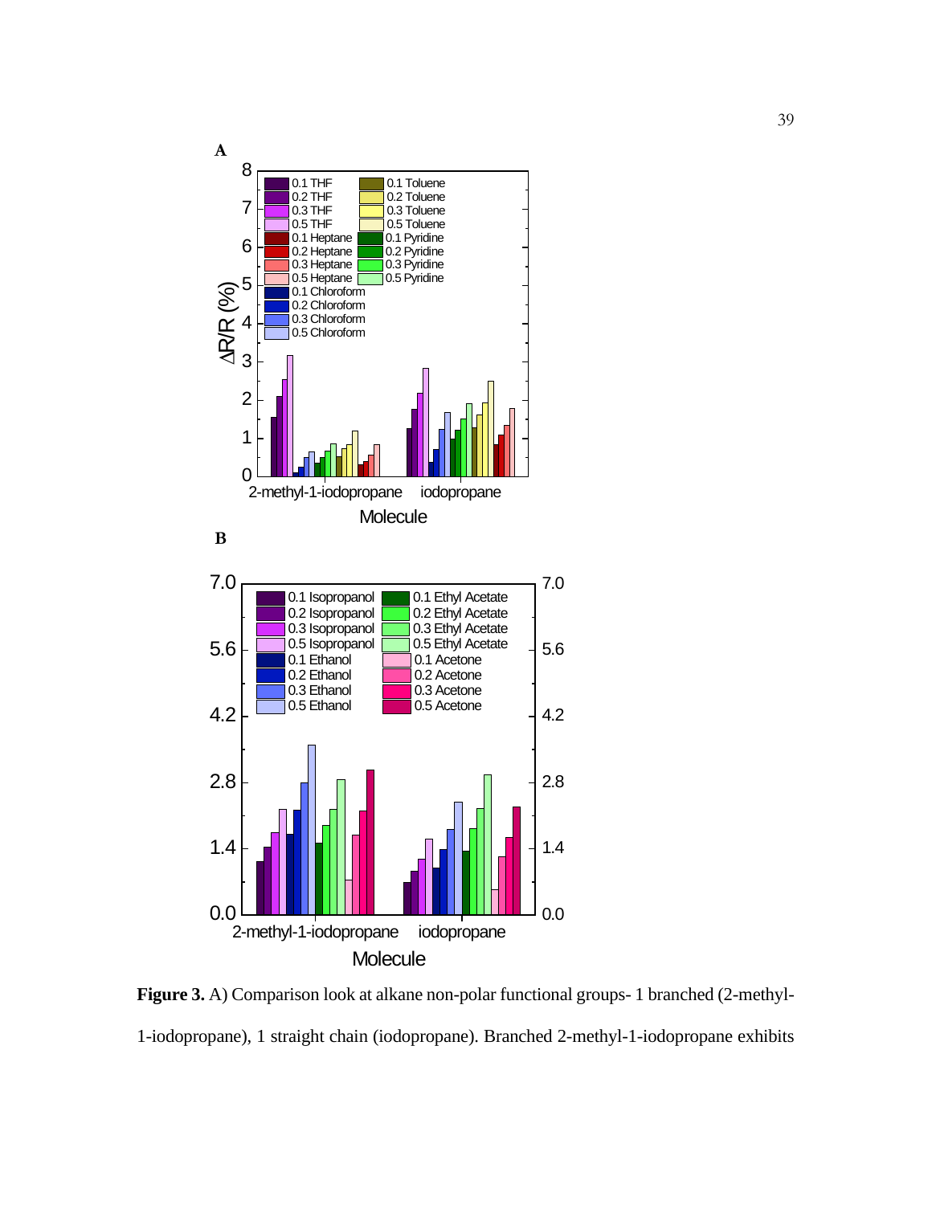**Figure 3.** A) Comparison look at alkane non-polar functional groups- 1 branched (2-methyl-1-iodopropane), 1 straight chain (iodopropane). Branched 2-methyl-1-iodopropane exhibits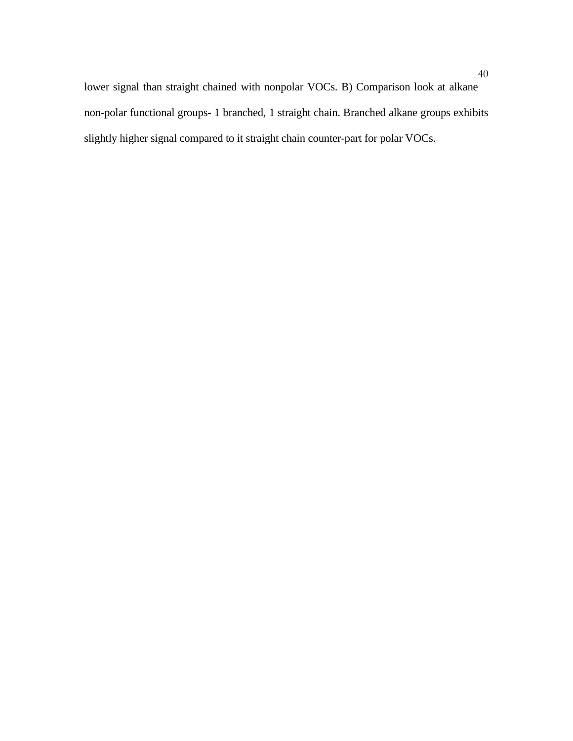lower signal than straight chained with nonpolar VOCs. B) Comparison look at alkane non-polar functional groups- 1 branched, 1 straight chain. Branched alkane groups exhibits slightly higher signal compared to it straight chain counter-part for polar VOCs.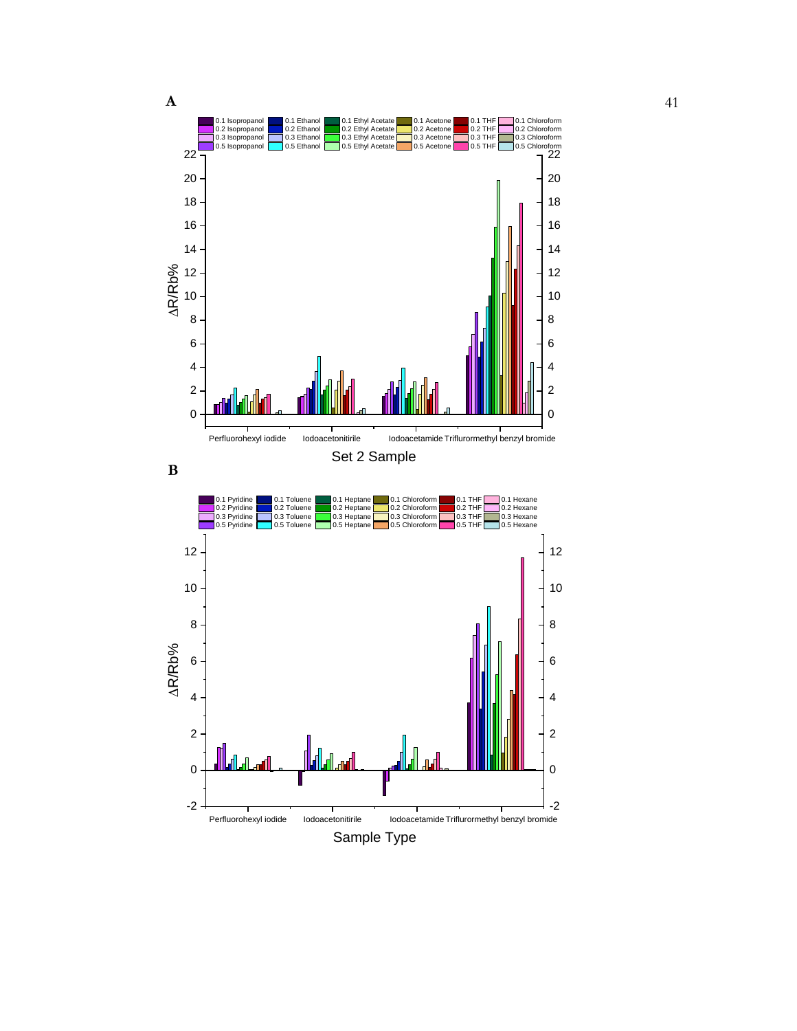**A**

**B**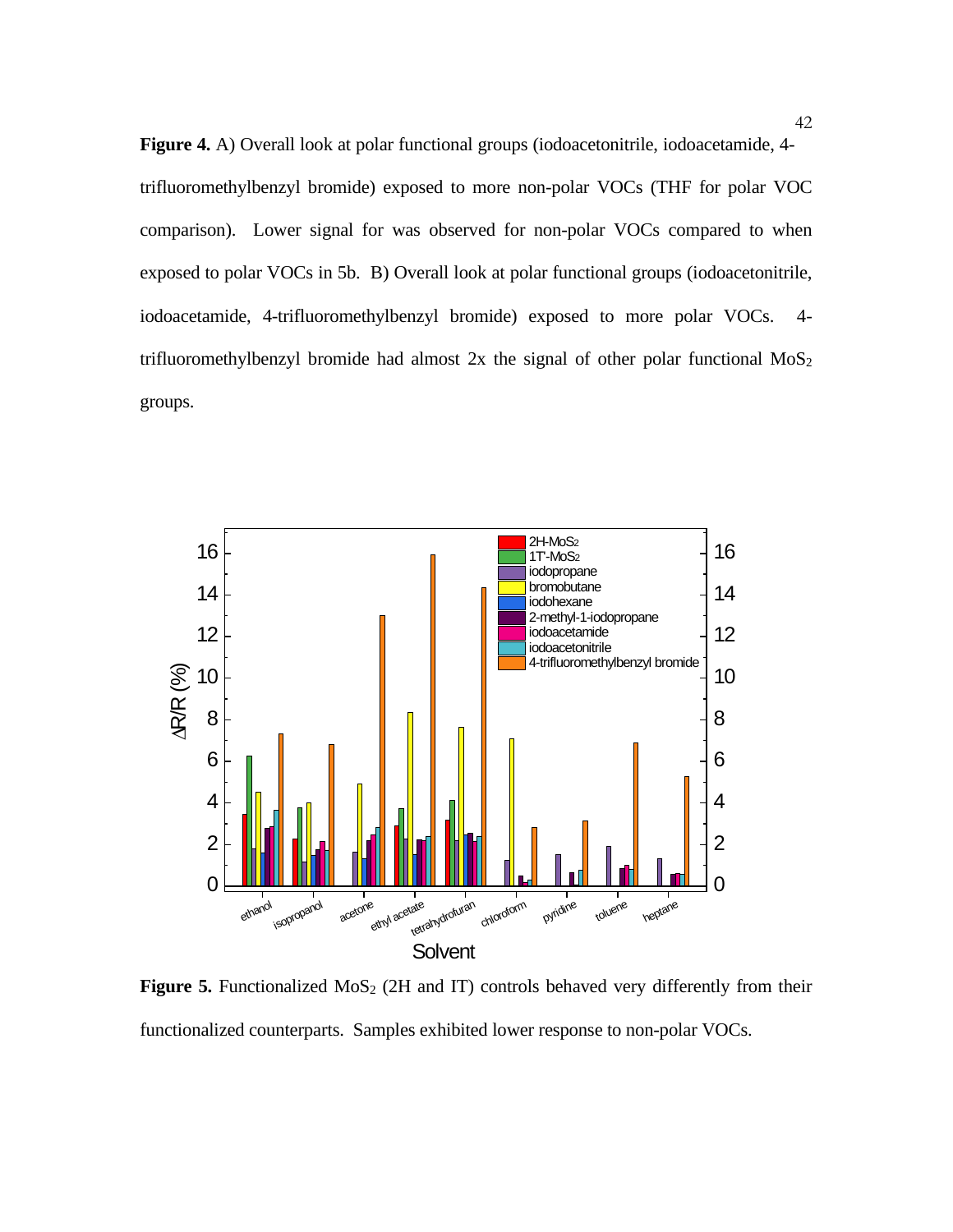**Figure 4.** A) Overall look at polar functional groups (iodoacetonitrile, iodoacetamide, 4-trifluoromethylbenzyl bromide) exposed to more non-polar VOCs (THF for polar VOC comparison). Lower signal for was observed for non-polar VOCs compared to when exposed to polar VOCs in 5b. B) Overall look at polar functional groups (iodoacetonitrile, iodoacetamide, 4-trifluoromethylbenzyl bromide) exposed to more polar VOCs. 4-trifluoromethylbenzyl bromide had almost 2x the signal of other polar functional $MoS_2$ groups.

**Figure 5.** Functionalized $MoS_2$ (2H and IT) controls behaved very differently from their functionalized counterparts. Samples exhibited lower response to non-polar VOCs.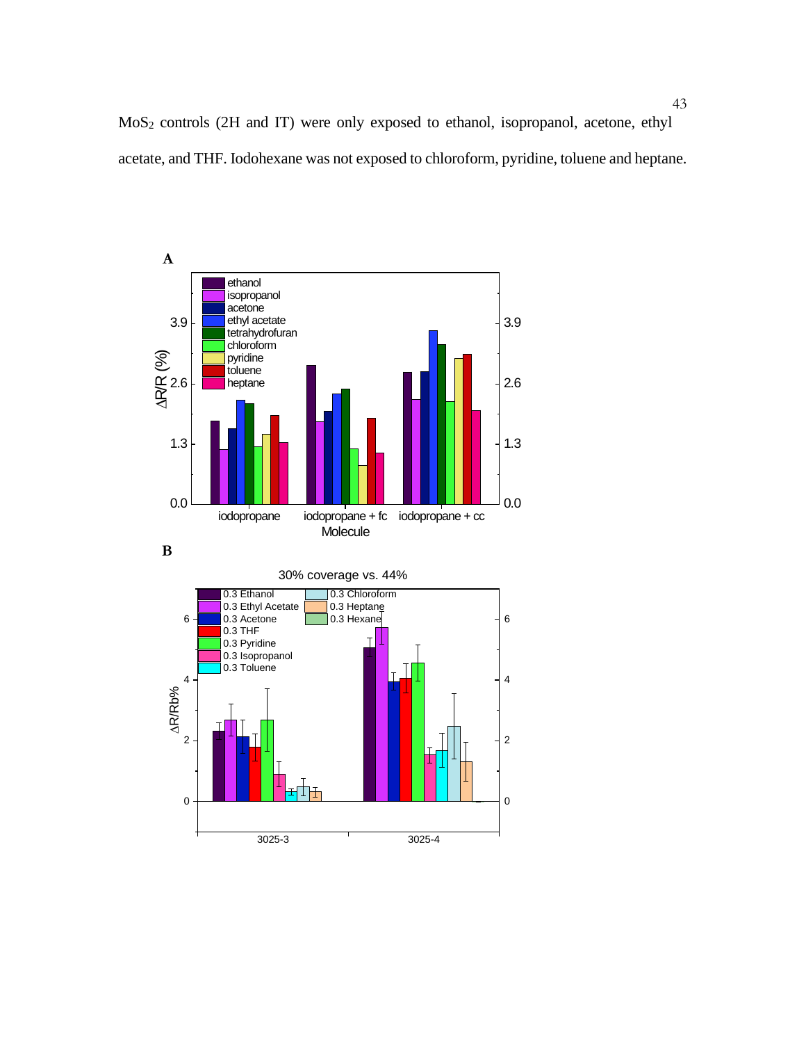$MoS_2$ controls (2H and IT) were only exposed to ethanol, isopropanol, acetone, ethyl acetate, and THF. Iodohexane was not exposed to chloroform, pyridine, toluene and heptane.

**A**

**B**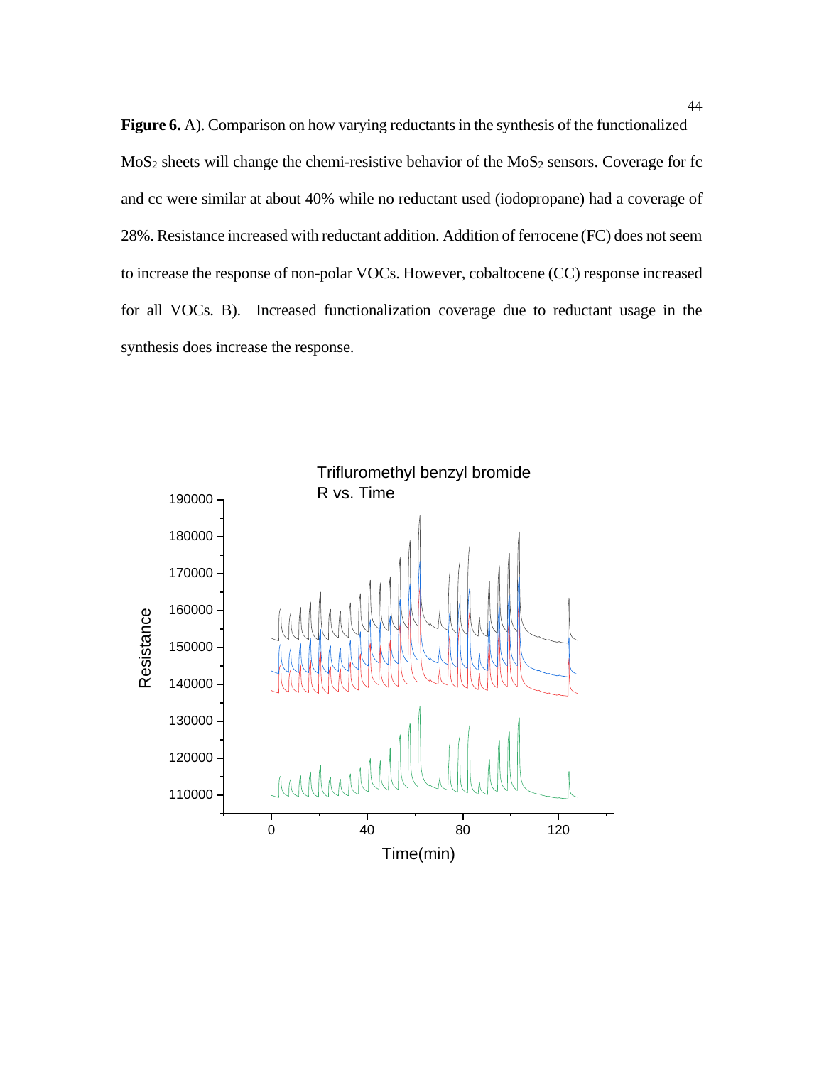**Figure 6.** A). Comparison on how varying reductants in the synthesis of the functionalized $MoS_2$ sheets will change the chemi-resistive behavior of the $MoS_2$ sensors. Coverage for fc and cc were similar at about 40% while no reductant used (iodopropane) had a coverage of 28%. Resistance increased with reductant addition. Addition of ferrocene (FC) does not seem to increase the response of non-polar VOCs. However, cobaltocene (CC) response increased for all VOCs. B). Increased functionalization coverage due to reductant usage in the synthesis does increase the response.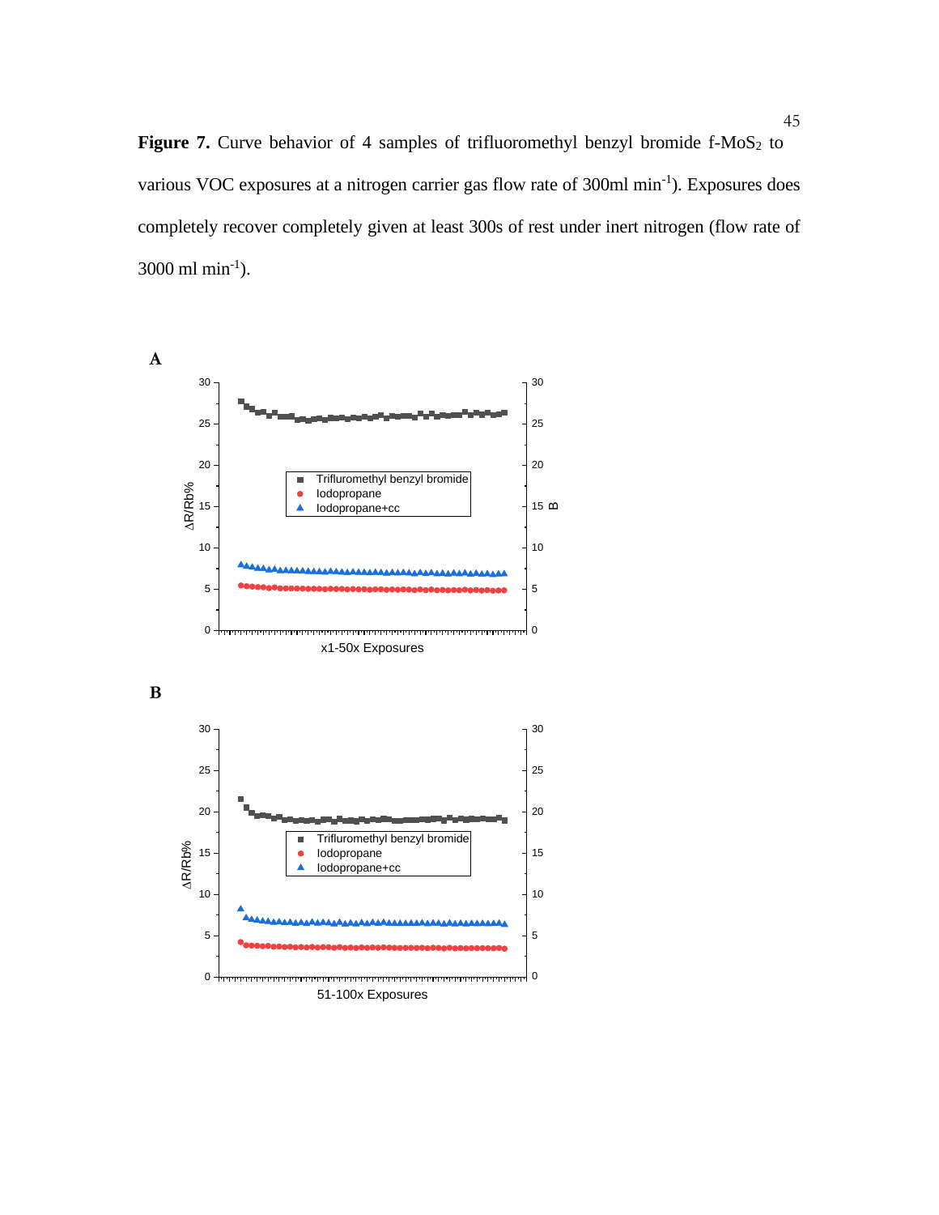**Figure 7.** Curve behavior of 4 samples of trifluoromethyl benzyl bromide f-$MoS_2$ to various VOC exposures at a nitrogen carrier gas flow rate of 300ml $min^{-1}$). Exposures does completely recover completely given at least 300s of rest under inert nitrogen (flow rate of 3000 ml $min^{-1}$).

**A**

**B**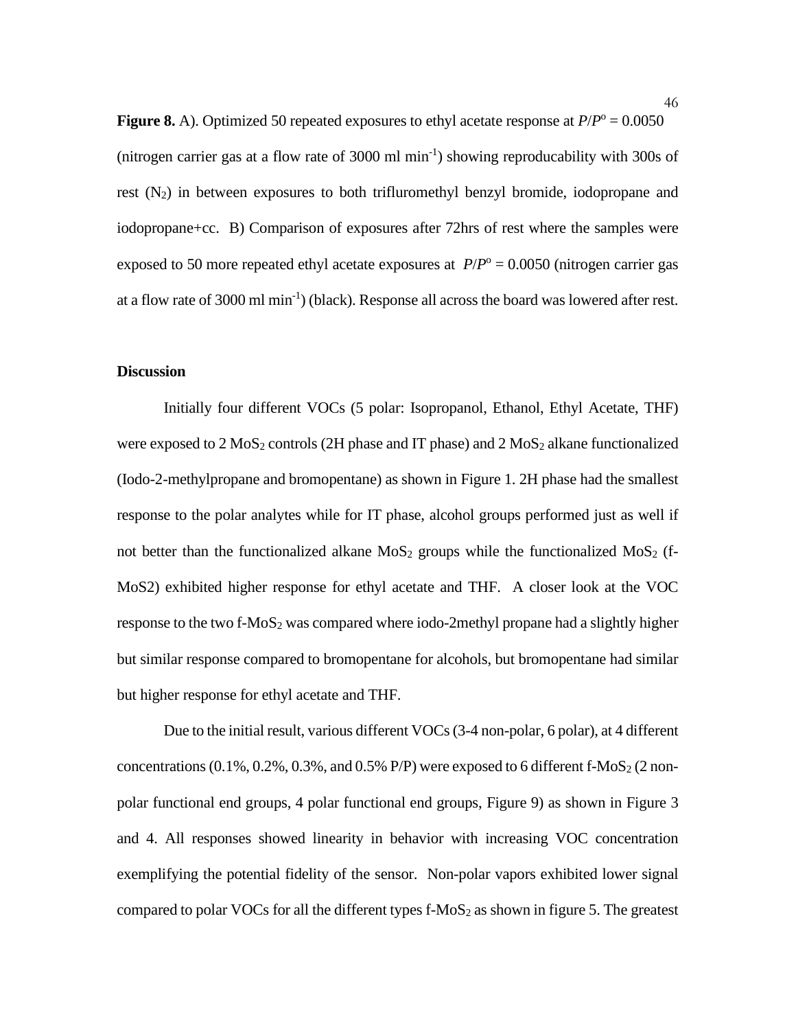**Figure 8.** A). Optimized 50 repeated exposures to ethyl acetate response at $P/P^o = 0.0050$ (nitrogen carrier gas at a flow rate of 3000 ml min$^{-1}$) showing reproducability with 300s of rest ($N_2$) in between exposures to both trifluromethyl benzyl bromide, iodopropane and iodopropane+cc. B) Comparison of exposures after 72hrs of rest where the samples were exposed to 50 more repeated ethyl acetate exposures at $P/P^o = 0.0050$ (nitrogen carrier gas at a flow rate of 3000 ml min$^{-1}$) (black). Response all across the board was lowered after rest.

**Discussion**

Initially four different VOCs (5 polar: Isopropanol, Ethanol, Ethyl Acetate, THF) were exposed to 2 $MoS_2$ controls (2H phase and IT phase) and 2 $MoS_2$ alkane functionalized (Iodo-2-methylpropane and bromopentane) as shown in Figure 1. 2H phase had the smallest response to the polar analytes while for IT phase, alcohol groups performed just as well if not better than the functionalized alkane $MoS_2$ groups while the functionalized $MoS_2$ (f-MoS2) exhibited higher response for ethyl acetate and THF. A closer look at the VOC response to the two f-$MoS_2$ was compared where iodo-2methyl propane had a slightly higher but similar response compared to bromopentane for alcohols, but bromopentane had similar but higher response for ethyl acetate and THF.

Due to the initial result, various different VOCs (3-4 non-polar, 6 polar), at 4 different concentrations (0.1%, 0.2%, 0.3%, and 0.5% P/P) were exposed to 6 different f-$MoS_2$ (2 non-polar functional end groups, 4 polar functional end groups, Figure 9) as shown in Figure 3 and 4. All responses showed linearity in behavior with increasing VOC concentration exemplifying the potential fidelity of the sensor. Non-polar vapors exhibited lower signal compared to polar VOCs for all the different types f-$MoS_2$ as shown in figure 5. The greatest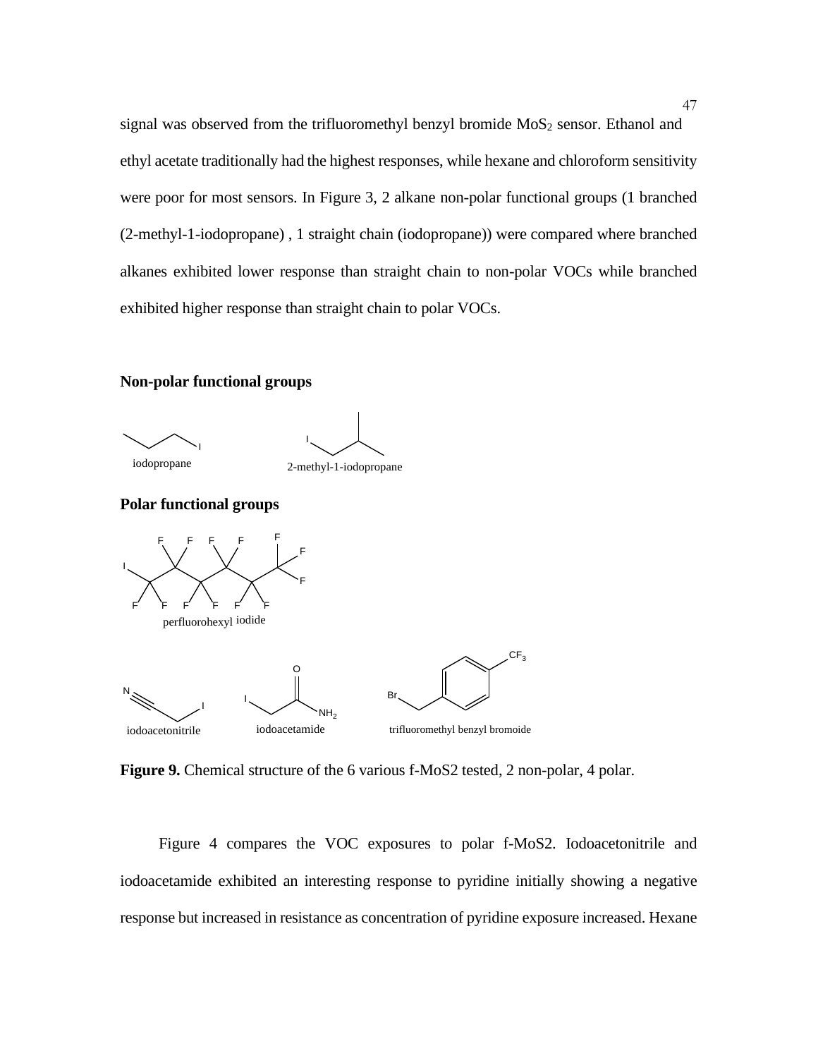signal was observed from the trifluoromethyl benzyl bromide $MoS_2$ sensor. Ethanol and ethyl acetate traditionally had the highest responses, while hexane and chloroform sensitivity were poor for most sensors. In Figure 3, 2 alkane non-polar functional groups (1 branched (2-methyl-1-iodopropane) , 1 straight chain (iodopropane)) were compared where branched alkanes exhibited lower response than straight chain to non-polar VOCs while branched exhibited higher response than straight chain to polar VOCs.

**Non-polar functional groups**

iodopropane

2-methyl-1-iodopropane

**Polar functional groups**

perfluorohexyl iodide

iodoacetonitrile

iodoacetamide

trifluoromethyl benzyl bromoide

**Figure 9.** Chemical structure of the 6 various f-MoS2 tested, 2 non-polar, 4 polar.

Figure 4 compares the VOC exposures to polar f-MoS2. Iodoacetonitrile and iodoacetamide exhibited an interesting response to pyridine initially showing a negative response but increased in resistance as concentration of pyridine exposure increased. Hexane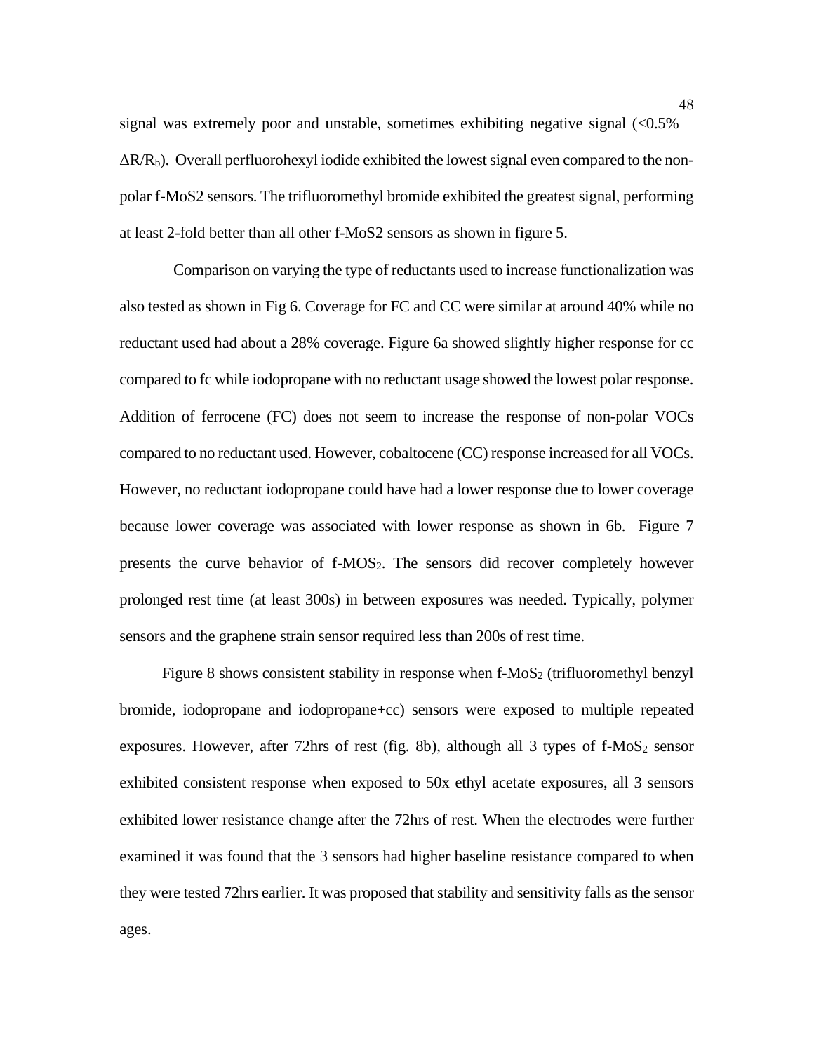signal was extremely poor and unstable, sometimes exhibiting negative signal (<0.5% $\Delta R/R_b$). Overall perfluorohexyl iodide exhibited the lowest signal even compared to the non-polar f-MoS2 sensors. The trifluoromethyl bromide exhibited the greatest signal, performing at least 2-fold better than all other f-MoS2 sensors as shown in figure 5.

Comparison on varying the type of reductants used to increase functionalization was also tested as shown in Fig 6. Coverage for FC and CC were similar at around 40% while no reductant used had about a 28% coverage. Figure 6a showed slightly higher response for cc compared to fc while iodopropane with no reductant usage showed the lowest polar response. Addition of ferrocene (FC) does not seem to increase the response of non-polar VOCs compared to no reductant used. However, cobaltocene (CC) response increased for all VOCs. However, no reductant iodopropane could have had a lower response due to lower coverage because lower coverage was associated with lower response as shown in 6b. Figure 7 presents the curve behavior of f-$MOS_2$. The sensors did recover completely however prolonged rest time (at least 300s) in between exposures was needed. Typically, polymer sensors and the graphene strain sensor required less than 200s of rest time.

Figure 8 shows consistent stability in response when f-$MoS_2$ (trifluoromethyl benzyl bromide, iodopropane and iodopropane+cc) sensors were exposed to multiple repeated exposures. However, after 72hrs of rest (fig. 8b), although all 3 types of f-$MoS_2$ sensor exhibited consistent response when exposed to 50x ethyl acetate exposures, all 3 sensors exhibited lower resistance change after the 72hrs of rest. When the electrodes were further examined it was found that the 3 sensors had higher baseline resistance compared to when they were tested 72hrs earlier. It was proposed that stability and sensitivity falls as the sensor ages.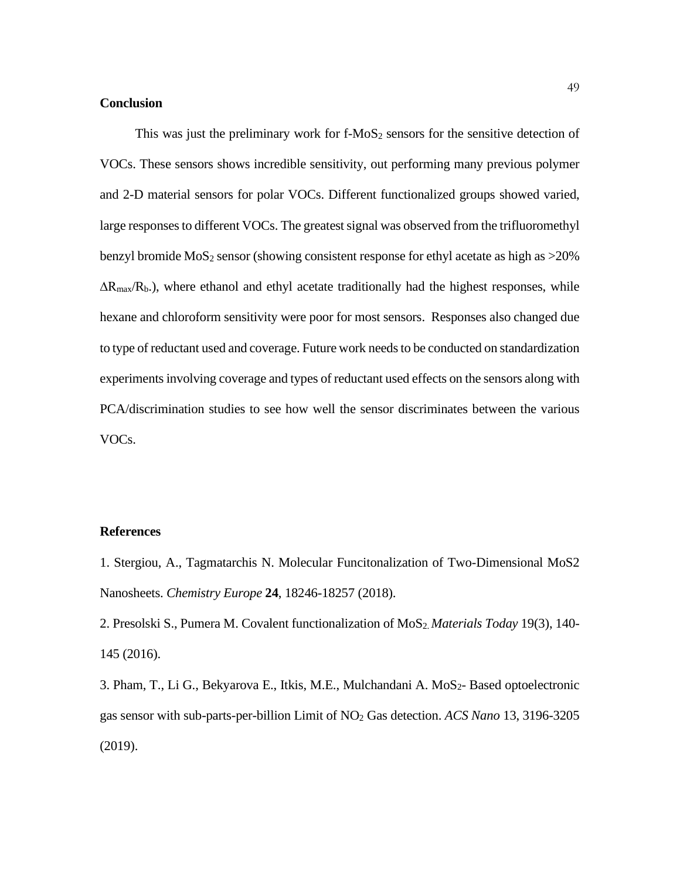## Conclusion

This was just the preliminary work for f-$MoS_2$ sensors for the sensitive detection of VOCs. These sensors shows incredible sensitivity, out performing many previous polymer and 2-D material sensors for polar VOCs. Different functionalized groups showed varied, large responses to different VOCs. The greatest signal was observed from the trifluoromethyl benzyl bromide $MoS_2$ sensor (showing consistent response for ethyl acetate as high as >20% $\Delta R_{max}/R_b$.), where ethanol and ethyl acetate traditionally had the highest responses, while hexane and chloroform sensitivity were poor for most sensors. Responses also changed due to type of reductant used and coverage. Future work needs to be conducted on standardization experiments involving coverage and types of reductant used effects on the sensors along with PCA/discrimination studies to see how well the sensor discriminates between the various VOCs.

## References

1. Stergiou, A., Tagmatarchis N. Molecular Funcitonalization of Two-Dimensional MoS2 Nanosheets. *Chemistry Europe* **24**, 18246-18257 (2018).

2. Presolski S., Pumera M. Covalent functionalization of $MoS_2$. *Materials Today* 19(3), 140-145 (2016).

3. Pham, T., Li G., Bekyarova E., Itkis, M.E., Mulchandani A. $MoS_2$- Based optoelectronic gas sensor with sub-parts-per-billion Limit of $NO_2$ Gas detection. *ACS Nano* 13, 3196-3205 (2019).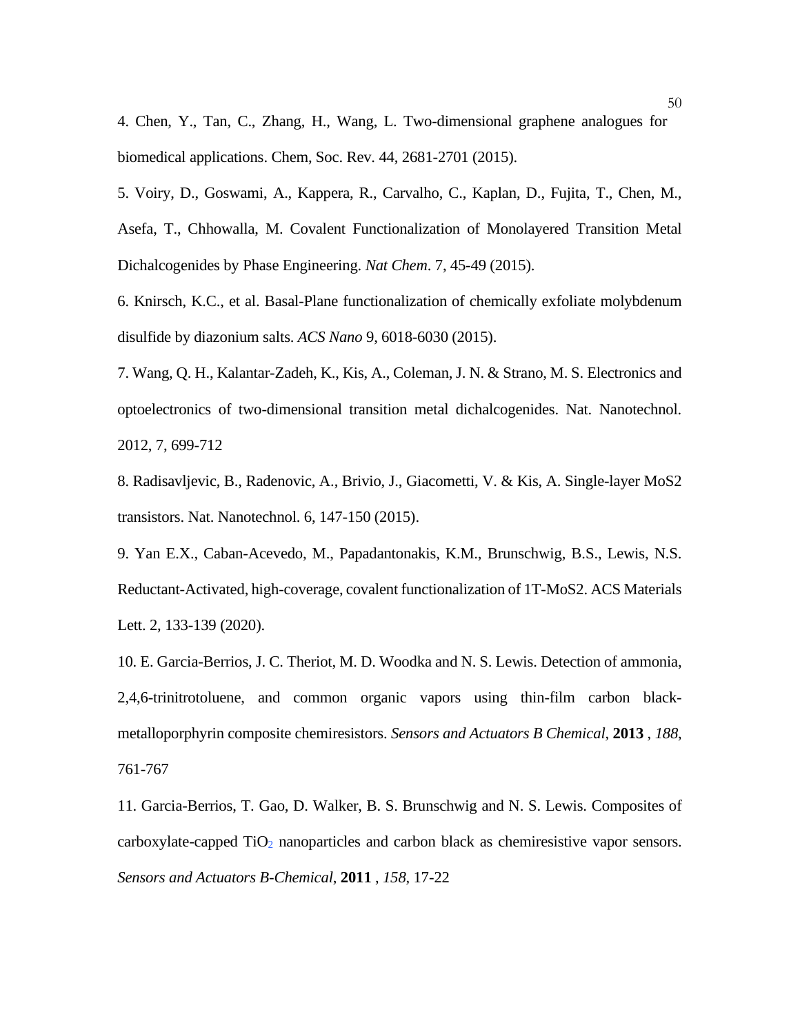4. Chen, Y., Tan, C., Zhang, H., Wang, L. Two-dimensional graphene analogues for biomedical applications. Chem, Soc. Rev. 44, 2681-2701 (2015).

5. Voiry, D., Goswami, A., Kappera, R., Carvalho, C., Kaplan, D., Fujita, T., Chen, M., Asefa, T., Chhowalla, M. Covalent Functionalization of Monolayered Transition Metal Dichalcogenides by Phase Engineering. *Nat Chem*. 7, 45-49 (2015).

6. Knirsch, K.C., et al. Basal-Plane functionalization of chemically exfoliate molybdenum disulfide by diazonium salts. *ACS Nano* 9, 6018-6030 (2015).

7. Wang, Q. H., Kalantar-Zadeh, K., Kis, A., Coleman, J. N. & Strano, M. S. Electronics and optoelectronics of two-dimensional transition metal dichalcogenides. Nat. Nanotechnol. 2012, 7, 699-712

8. Radisavljevic, B., Radenovic, A., Brivio, J., Giacometti, V. & Kis, A. Single-layer MoS2 transistors. Nat. Nanotechnol. 6, 147-150 (2015).

9. Yan E.X., Caban-Acevedo, M., Papadantonakis, K.M., Brunschwig, B.S., Lewis, N.S. Reductant-Activated, high-coverage, covalent functionalization of 1T-MoS2. ACS Materials Lett. 2, 133-139 (2020).

10. E. Garcia-Berrios, J. C. Theriot, M. D. Woodka and N. S. Lewis. Detection of ammonia, 2,4,6-trinitrotoluene, and common organic vapors using thin-film carbon black-metalloporphyrin composite chemiresistors. *Sensors and Actuators B Chemical*, **2013** , *188*, 761-767

11. Garcia-Berrios, T. Gao, D. Walker, B. S. Brunschwig and N. S. Lewis. Composites of carboxylate-capped $TiO_2$ nanoparticles and carbon black as chemiresistive vapor sensors. *Sensors and Actuators B-Chemical*, **2011** , *158*, 17-22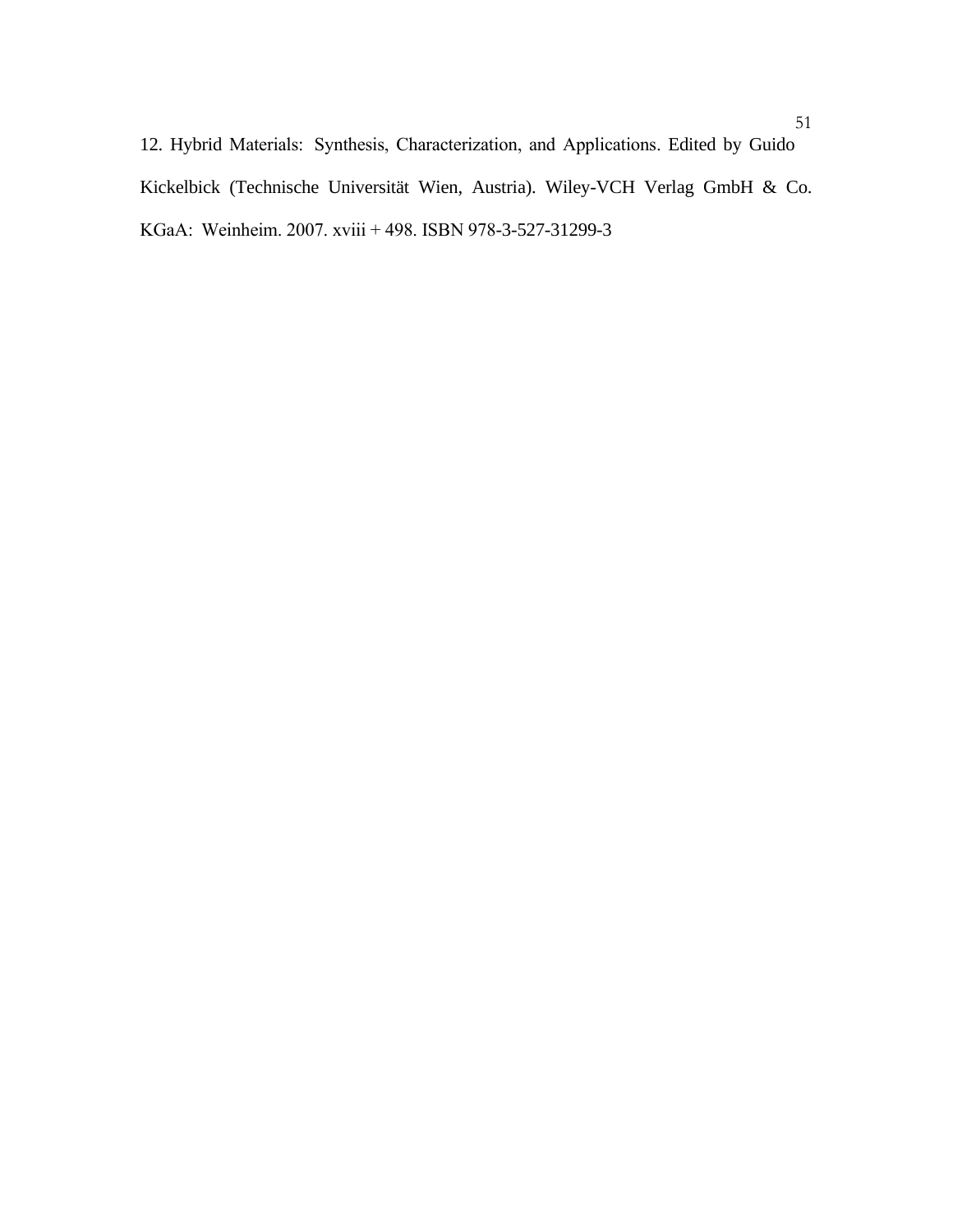12. Hybrid Materials: Synthesis, Characterization, and Applications. Edited by Guido Kickelbick (Technische Universität Wien, Austria). Wiley-VCH Verlag GmbH & Co. KGaA: Weinheim. 2007. xviii + 498. ISBN 978-3-527-31299-3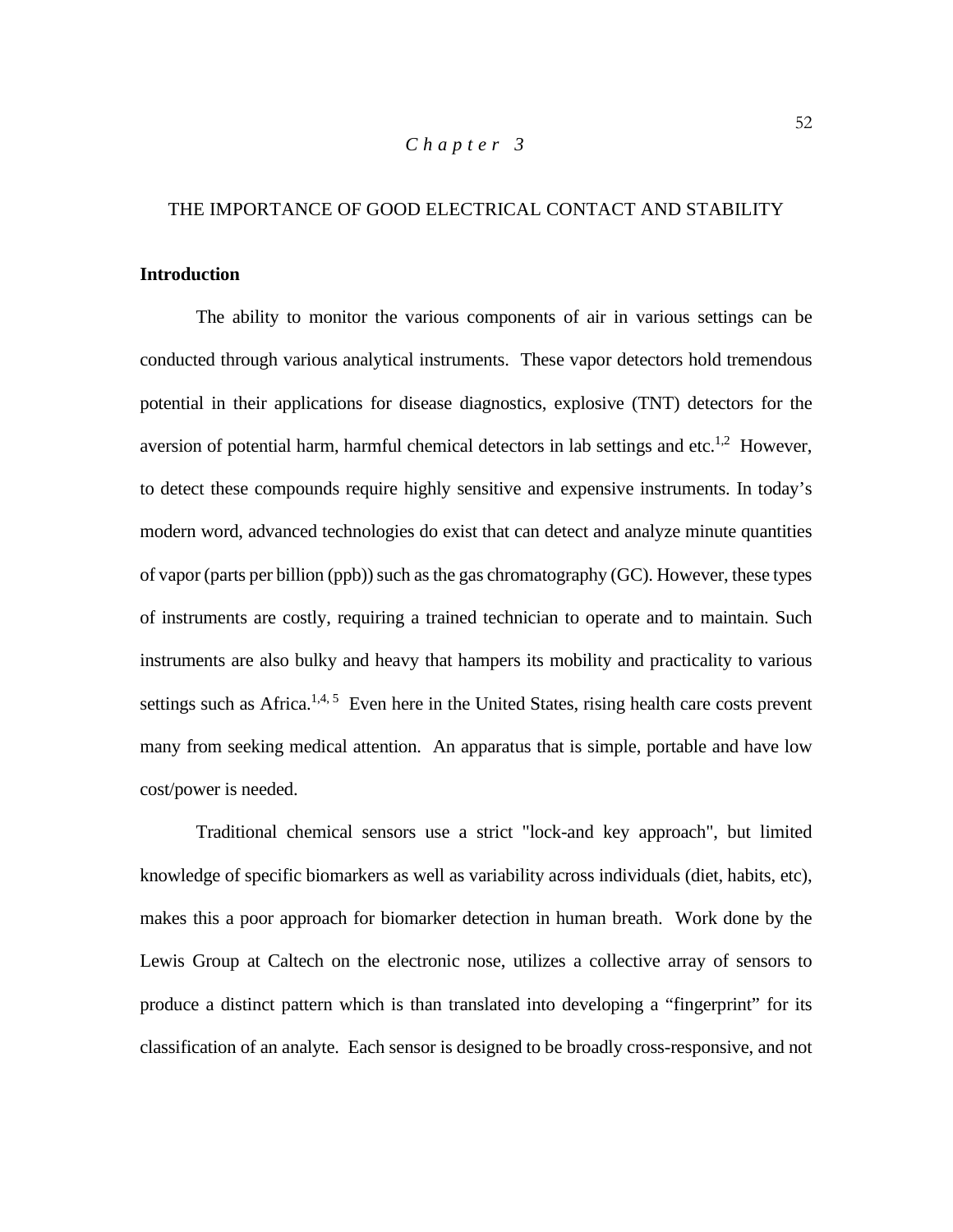*Chapter 3*

# THE IMPORTANCE OF GOOD ELECTRICAL CONTACT AND STABILITY

## Introduction

The ability to monitor the various components of air in various settings can be conducted through various analytical instruments. These vapor detectors hold tremendous potential in their applications for disease diagnostics, explosive (TNT) detectors for the aversion of potential harm, harmful chemical detectors in lab settings and etc.[1,2] However, to detect these compounds require highly sensitive and expensive instruments. In today's modern word, advanced technologies do exist that can detect and analyze minute quantities of vapor (parts per billion (ppb)) such as the gas chromatography (GC). However, these types of instruments are costly, requiring a trained technician to operate and to maintain. Such instruments are also bulky and heavy that hampers its mobility and practicality to various settings such as Africa.[1,4, 5] Even here in the United States, rising health care costs prevent many from seeking medical attention. An apparatus that is simple, portable and have low cost/power is needed.

Traditional chemical sensors use a strict "lock-and key approach", but limited knowledge of specific biomarkers as well as variability across individuals (diet, habits, etc), makes this a poor approach for biomarker detection in human breath. Work done by the Lewis Group at Caltech on the electronic nose, utilizes a collective array of sensors to produce a distinct pattern which is than translated into developing a "fingerprint" for its classification of an analyte. Each sensor is designed to be broadly cross-responsive, and not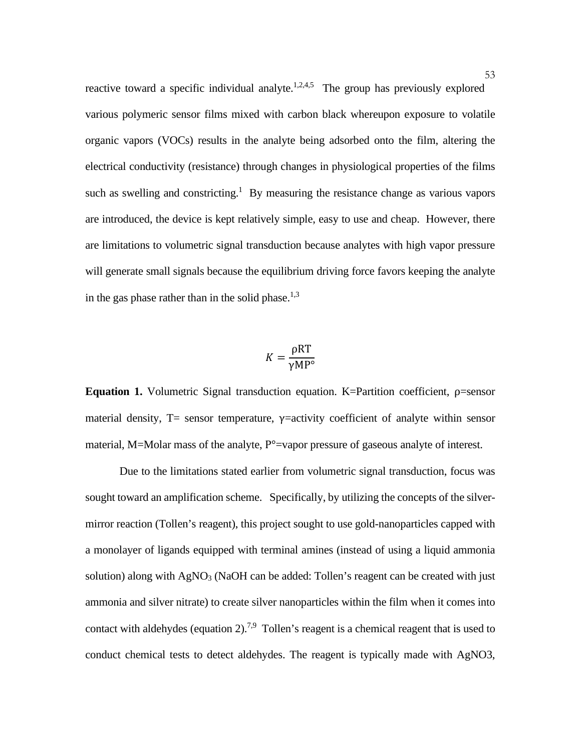reactive toward a specific individual analyte.[1,2,4,5] The group has previously explored various polymeric sensor films mixed with carbon black whereupon exposure to volatile organic vapors (VOCs) results in the analyte being adsorbed onto the film, altering the electrical conductivity (resistance) through changes in physiological properties of the films such as swelling and constricting.[1] By measuring the resistance change as various vapors are introduced, the device is kept relatively simple, easy to use and cheap. However, there are limitations to volumetric signal transduction because analytes with high vapor pressure will generate small signals because the equilibrium driving force favors keeping the analyte in the gas phase rather than in the solid phase.[1,3]

$$K = \frac{\rho RT}{\gamma M P^{\circ}}$$

**Equation 1.** Volumetric Signal transduction equation. K=Partition coefficient, ρ=sensor material density, T= sensor temperature, γ=activity coefficient of analyte within sensor material, M=Molar mass of the analyte, P°=vapor pressure of gaseous analyte of interest.

Due to the limitations stated earlier from volumetric signal transduction, focus was sought toward an amplification scheme. Specifically, by utilizing the concepts of the silver-mirror reaction (Tollen's reagent), this project sought to use gold-nanoparticles capped with a monolayer of ligands equipped with terminal amines (instead of using a liquid ammonia solution) along with $AgNO_3$ (NaOH can be added: Tollen's reagent can be created with just ammonia and silver nitrate) to create silver nanoparticles within the film when it comes into contact with aldehydes (equation 2).[7,9] Tollen's reagent is a chemical reagent that is used to conduct chemical tests to detect aldehydes. The reagent is typically made with AgNO3,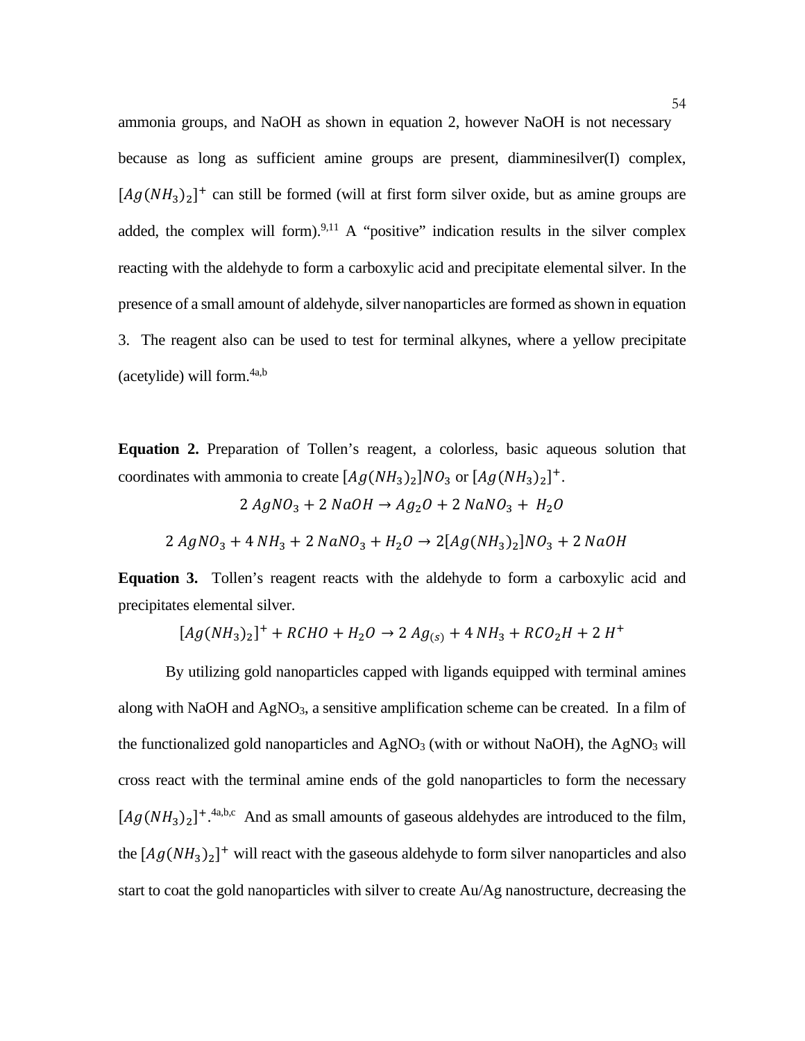ammonia groups, and NaOH as shown in equation 2, however NaOH is not necessary because as long as sufficient amine groups are present, diamminesilver(I) complex, $[Ag(NH_3)_2]^+$ can still be formed (will at first form silver oxide, but as amine groups are added, the complex will form).[9,11] A "positive" indication results in the silver complex reacting with the aldehyde to form a carboxylic acid and precipitate elemental silver. In the presence of a small amount of aldehyde, silver nanoparticles are formed as shown in equation 3. The reagent also can be used to test for terminal alkynes, where a yellow precipitate (acetylide) will form.[4a,b]

**Equation 2.** Preparation of Tollen's reagent, a colorless, basic aqueous solution that coordinates with ammonia to create $[Ag(NH_3)_2]NO_3$ or $[Ag(NH_3)_2]^+$.

$$2\ AgNO_3 + 2\ NaOH \rightarrow Ag_2O + 2\ NaNO_3 +\ H_2O$$

$$2\ AgNO_3 + 4\ NH_3 + 2\ NaNO_3 + H_2O \rightarrow 2[Ag(NH_3)_2]NO_3 + 2\ NaOH$$

**Equation 3.** Tollen's reagent reacts with the aldehyde to form a carboxylic acid and precipitates elemental silver.

$$[Ag(NH_3)_2]^+ + RCHO + H_2O \rightarrow 2\ Ag_{(s)} + 4\ NH_3 + RCO_2H + 2\ H^+$$

By utilizing gold nanoparticles capped with ligands equipped with terminal amines along with NaOH and $AgNO_3$, a sensitive amplification scheme can be created. In a film of the functionalized gold nanoparticles and $AgNO_3$ (with or without NaOH), the $AgNO_3$ will cross react with the terminal amine ends of the gold nanoparticles to form the necessary $[Ag(NH_3)_2]^+$.[4a,b,c] And as small amounts of gaseous aldehydes are introduced to the film, the $[Ag(NH_3)_2]^+$ will react with the gaseous aldehyde to form silver nanoparticles and also start to coat the gold nanoparticles with silver to create Au/Ag nanostructure, decreasing the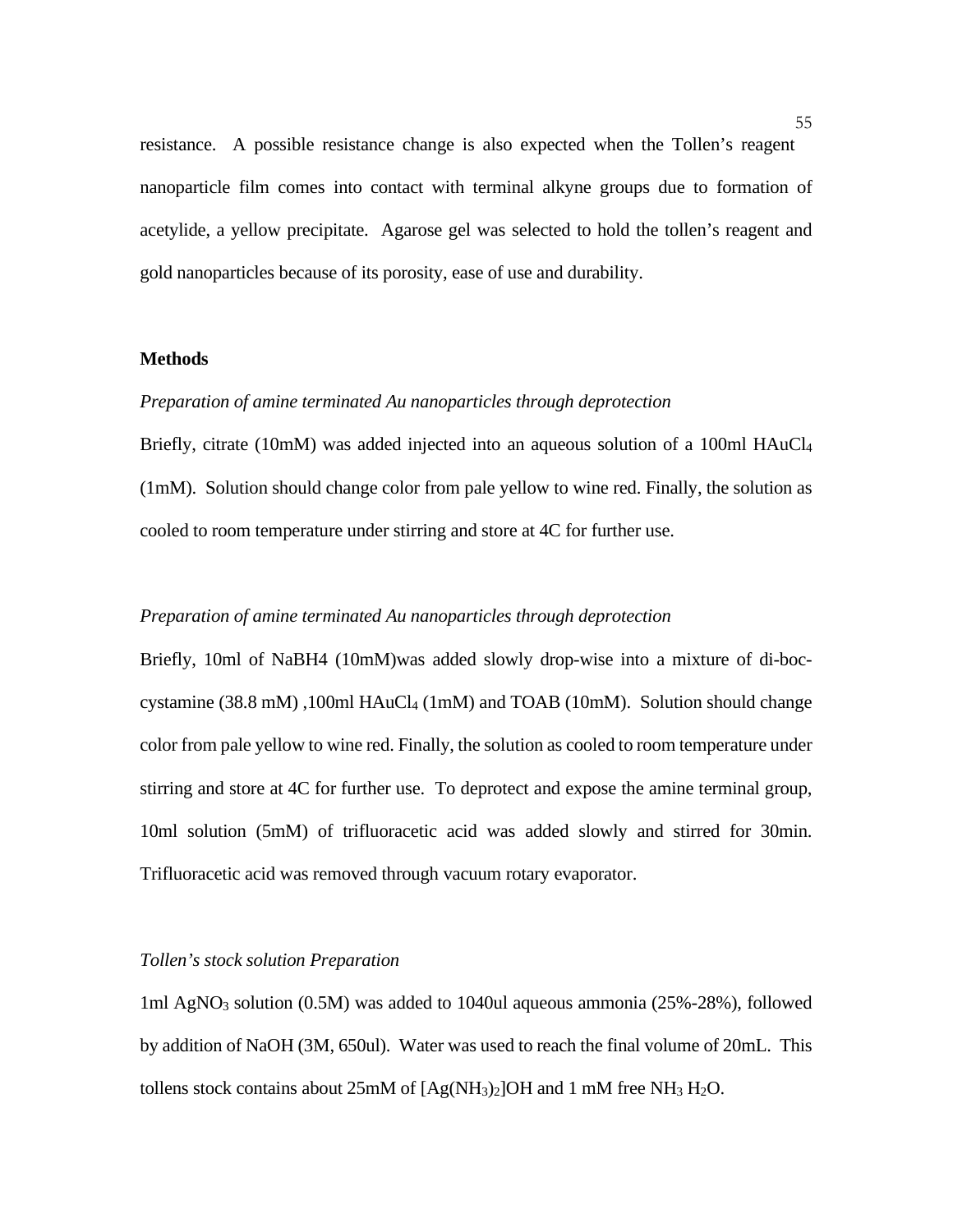resistance. A possible resistance change is also expected when the Tollen's reagent nanoparticle film comes into contact with terminal alkyne groups due to formation of acetylide, a yellow precipitate. Agarose gel was selected to hold the tollen's reagent and gold nanoparticles because of its porosity, ease of use and durability.

**Methods**

*Preparation of amine terminated Au nanoparticles through deprotection*

Briefly, citrate (10mM) was added injected into an aqueous solution of a 100ml $HAuCl_4$ (1mM). Solution should change color from pale yellow to wine red. Finally, the solution as cooled to room temperature under stirring and store at 4C for further use.

*Preparation of amine terminated Au nanoparticles through deprotection*

Briefly, 10ml of NaBH4 (10mM)was added slowly drop-wise into a mixture of di-boc-cystamine (38.8 mM) ,100ml $HAuCl_4$ (1mM) and TOAB (10mM). Solution should change color from pale yellow to wine red. Finally, the solution as cooled to room temperature under stirring and store at 4C for further use. To deprotect and expose the amine terminal group, 10ml solution (5mM) of trifluoracetic acid was added slowly and stirred for 30min. Trifluoracetic acid was removed through vacuum rotary evaporator.

*Tollen's stock solution Preparation*

1ml $AgNO_3$ solution (0.5M) was added to 1040ul aqueous ammonia (25%-28%), followed by addition of NaOH (3M, 650ul). Water was used to reach the final volume of 20mL. This tollens stock contains about 25mM of $[Ag(NH_3)_2]OH$ and 1 mM free $NH_3$ $H_2O$.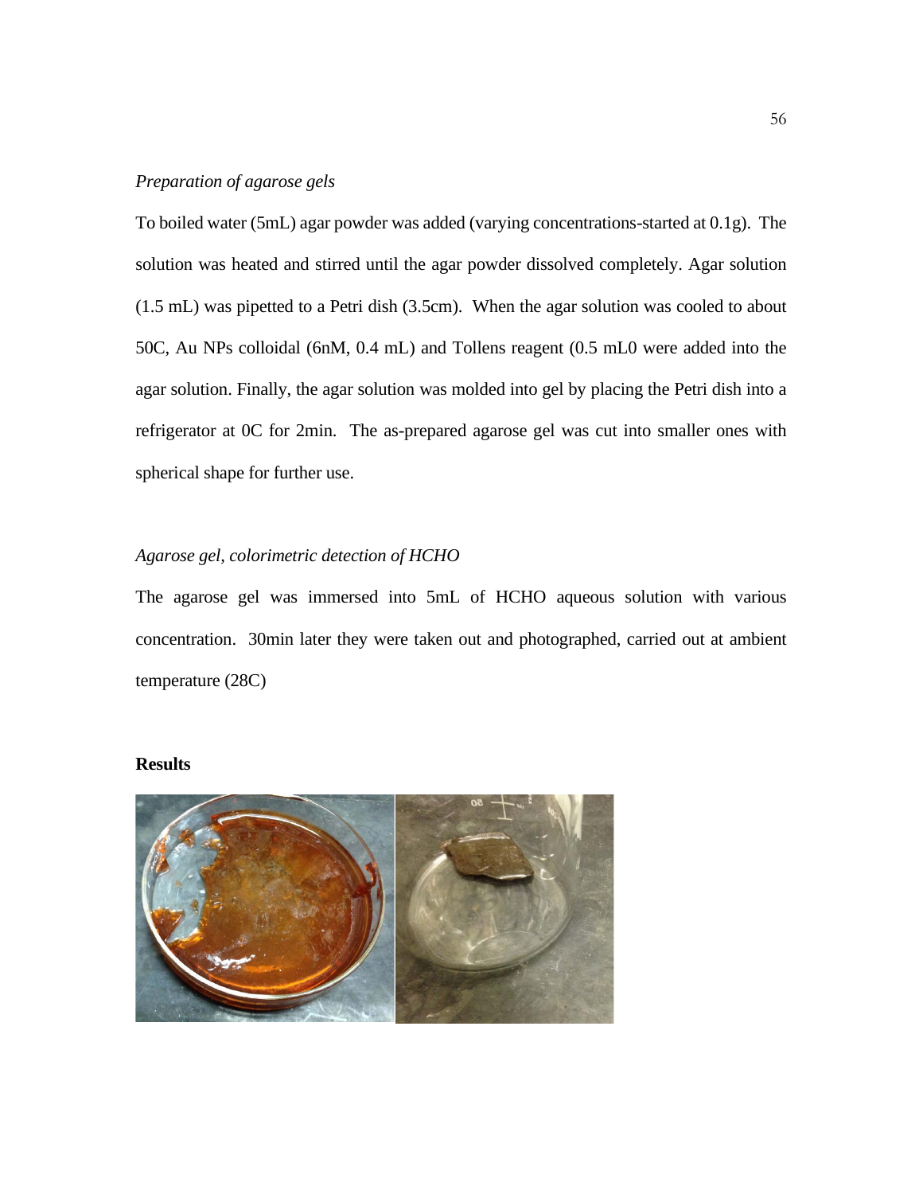*Preparation of agarose gels*

To boiled water (5mL) agar powder was added (varying concentrations-started at 0.1g). The solution was heated and stirred until the agar powder dissolved completely. Agar solution (1.5 mL) was pipetted to a Petri dish (3.5cm). When the agar solution was cooled to about 50C, Au NPs colloidal (6nM, 0.4 mL) and Tollens reagent (0.5 mL0 were added into the agar solution. Finally, the agar solution was molded into gel by placing the Petri dish into a refrigerator at 0C for 2min. The as-prepared agarose gel was cut into smaller ones with spherical shape for further use.

*Agarose gel, colorimetric detection of HCHO*

The agarose gel was immersed into 5mL of HCHO aqueous solution with various concentration. 30min later they were taken out and photographed, carried out at ambient temperature (28C)

**Results**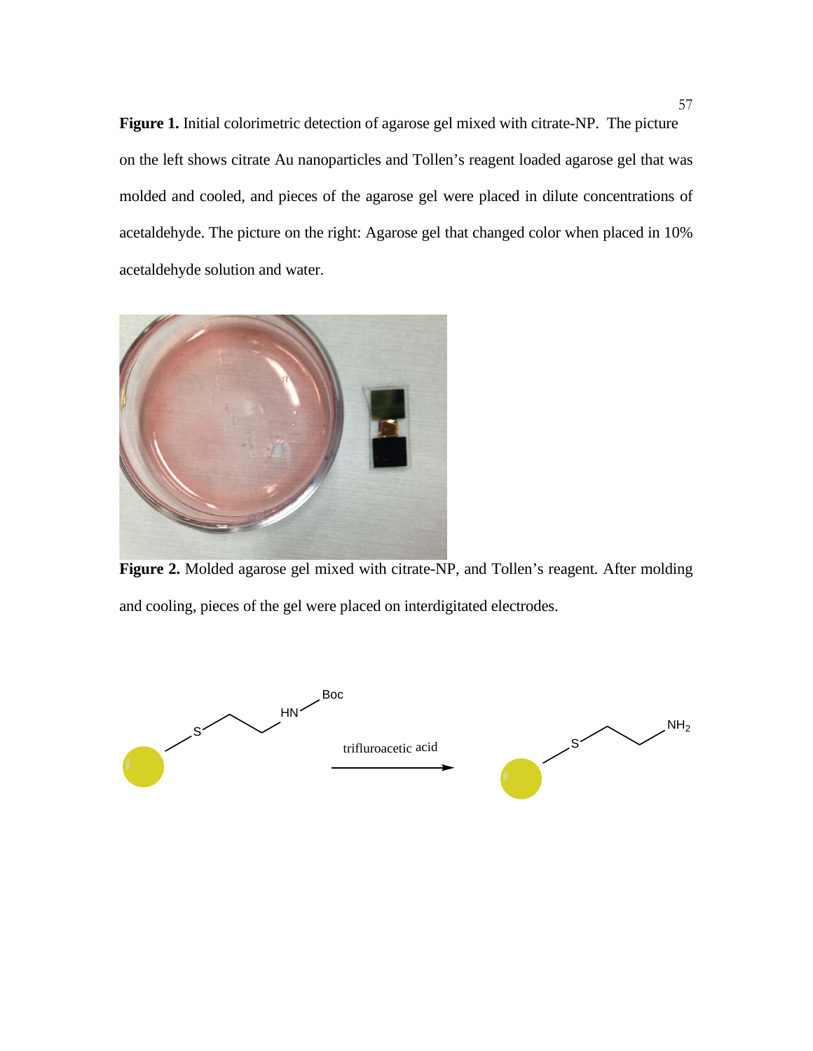**Figure 1.** Initial colorimetric detection of agarose gel mixed with citrate-NP. The picture on the left shows citrate Au nanoparticles and Tollen's reagent loaded agarose gel that was molded and cooled, and pieces of the agarose gel were placed in dilute concentrations of acetaldehyde. The picture on the right: Agarose gel that changed color when placed in 10% acetaldehyde solution and water.

**Figure 2.** Molded agarose gel mixed with citrate-NP, and Tollen's reagent. After molding and cooling, pieces of the gel were placed on interdigitated electrodes.

trifluroacetic acid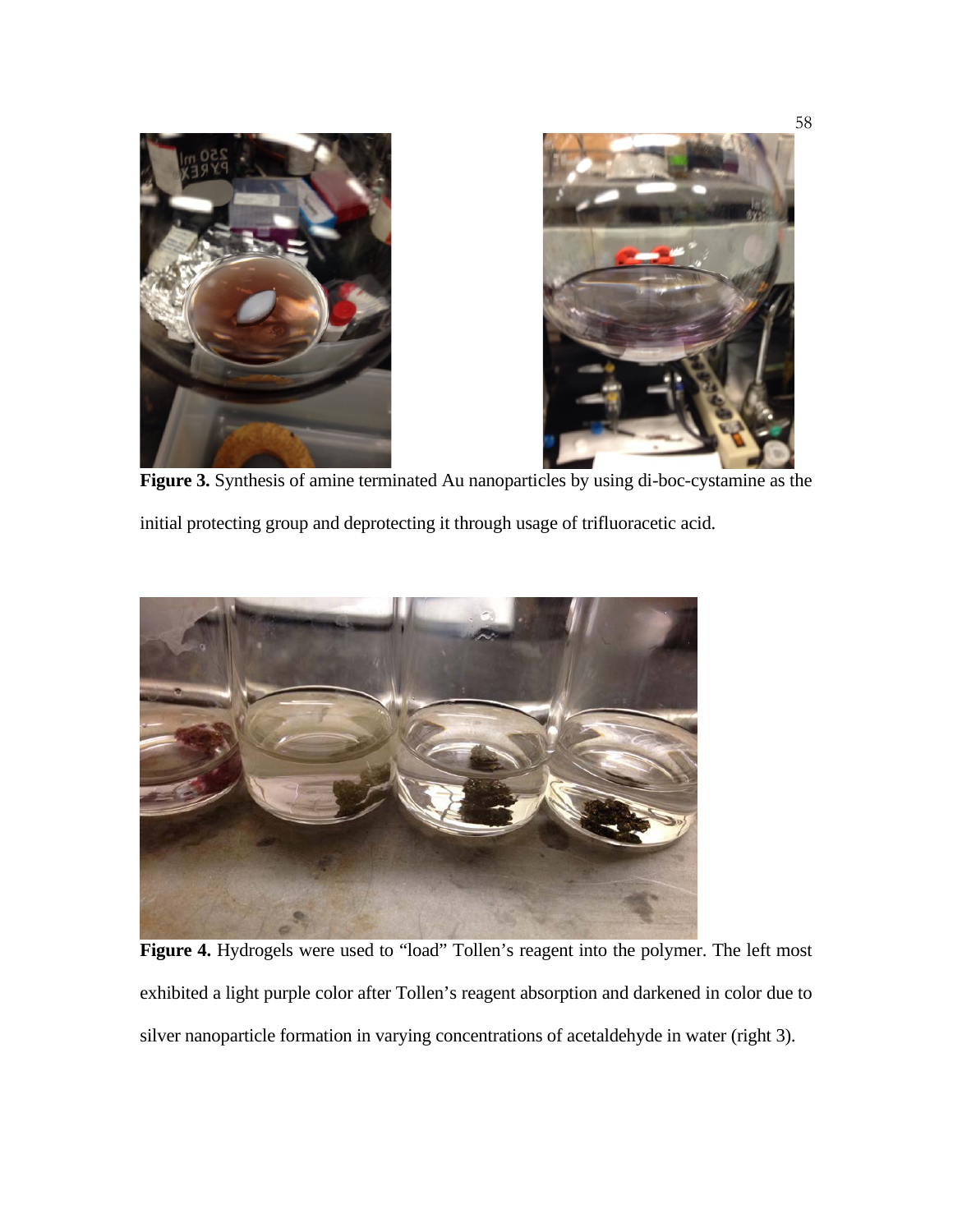**Figure 3.** Synthesis of amine terminated Au nanoparticles by using di-boc-cystamine as the initial protecting group and deprotecting it through usage of trifluoracetic acid.

**Figure 4.** Hydrogels were used to "load" Tollen's reagent into the polymer. The left most exhibited a light purple color after Tollen's reagent absorption and darkened in color due to silver nanoparticle formation in varying concentrations of acetaldehyde in water (right 3).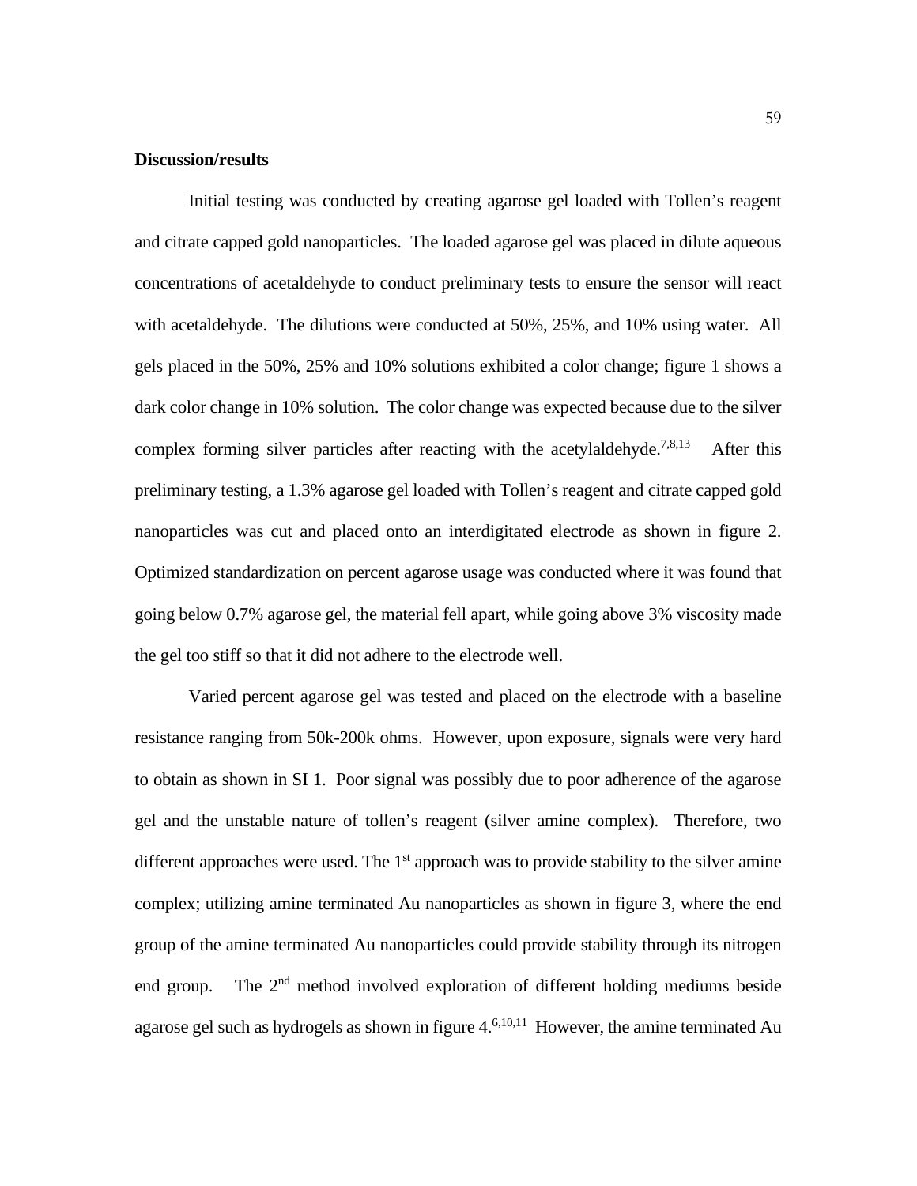**Discussion/results**

Initial testing was conducted by creating agarose gel loaded with Tollen's reagent and citrate capped gold nanoparticles. The loaded agarose gel was placed in dilute aqueous concentrations of acetaldehyde to conduct preliminary tests to ensure the sensor will react with acetaldehyde. The dilutions were conducted at 50%, 25%, and 10% using water. All gels placed in the 50%, 25% and 10% solutions exhibited a color change; figure 1 shows a dark color change in 10% solution. The color change was expected because due to the silver complex forming silver particles after reacting with the acetylaldehyde.[7,8,13] After this preliminary testing, a 1.3% agarose gel loaded with Tollen's reagent and citrate capped gold nanoparticles was cut and placed onto an interdigitated electrode as shown in figure 2. Optimized standardization on percent agarose usage was conducted where it was found that going below 0.7% agarose gel, the material fell apart, while going above 3% viscosity made the gel too stiff so that it did not adhere to the electrode well.

Varied percent agarose gel was tested and placed on the electrode with a baseline resistance ranging from 50k-200k ohms. However, upon exposure, signals were very hard to obtain as shown in SI 1. Poor signal was possibly due to poor adherence of the agarose gel and the unstable nature of tollen's reagent (silver amine complex). Therefore, two different approaches were used. The 1st approach was to provide stability to the silver amine complex; utilizing amine terminated Au nanoparticles as shown in figure 3, where the end group of the amine terminated Au nanoparticles could provide stability through its nitrogen end group. The 2nd method involved exploration of different holding mediums beside agarose gel such as hydrogels as shown in figure 4.[6,10,11] However, the amine terminated Au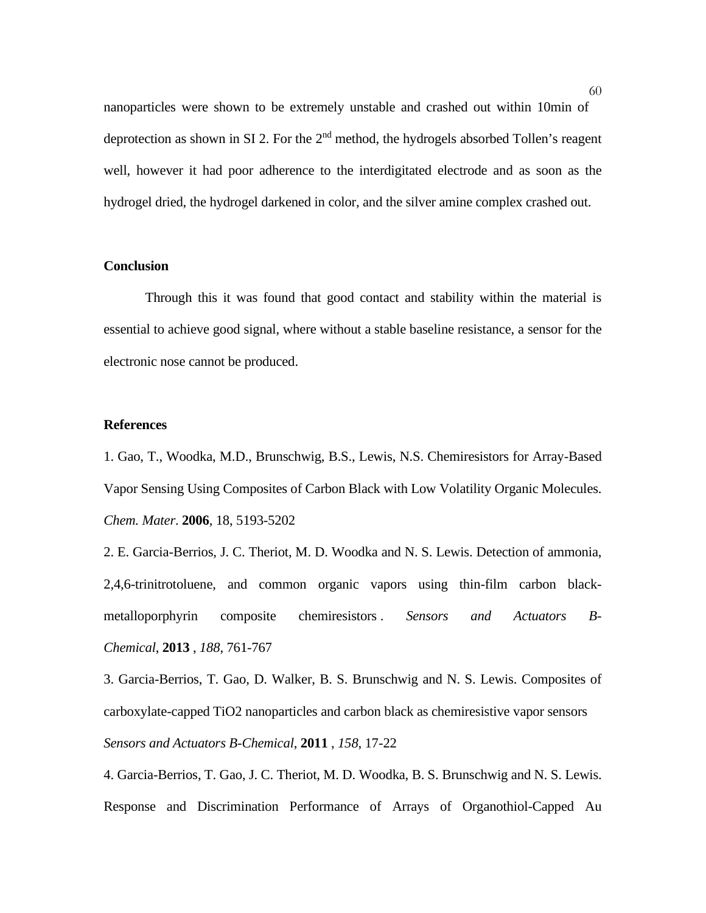nanoparticles were shown to be extremely unstable and crashed out within 10min of deprotection as shown in SI 2. For the 2nd method, the hydrogels absorbed Tollen's reagent well, however it had poor adherence to the interdigitated electrode and as soon as the hydrogel dried, the hydrogel darkened in color, and the silver amine complex crashed out.

**Conclusion**

Through this it was found that good contact and stability within the material is essential to achieve good signal, where without a stable baseline resistance, a sensor for the electronic nose cannot be produced.

**References**

1. Gao, T., Woodka, M.D., Brunschwig, B.S., Lewis, N.S. Chemiresistors for Array-Based Vapor Sensing Using Composites of Carbon Black with Low Volatility Organic Molecules. *Chem. Mater*. **2006**, 18, 5193-5202

2. E. Garcia-Berrios, J. C. Theriot, M. D. Woodka and N. S. Lewis. Detection of ammonia, 2,4,6-trinitrotoluene, and common organic vapors using thin-film carbon black-metalloporphyrin composite chemiresistors . *Sensors and Actuators B-Chemical*, **2013** , *188*, 761-767

3. Garcia-Berrios, T. Gao, D. Walker, B. S. Brunschwig and N. S. Lewis. Composites of carboxylate-capped TiO2 nanoparticles and carbon black as chemiresistive vapor sensors *Sensors and Actuators B-Chemical*, **2011** , *158*, 17-22

4. Garcia-Berrios, T. Gao, J. C. Theriot, M. D. Woodka, B. S. Brunschwig and N. S. Lewis. Response and Discrimination Performance of Arrays of Organothiol-Capped Au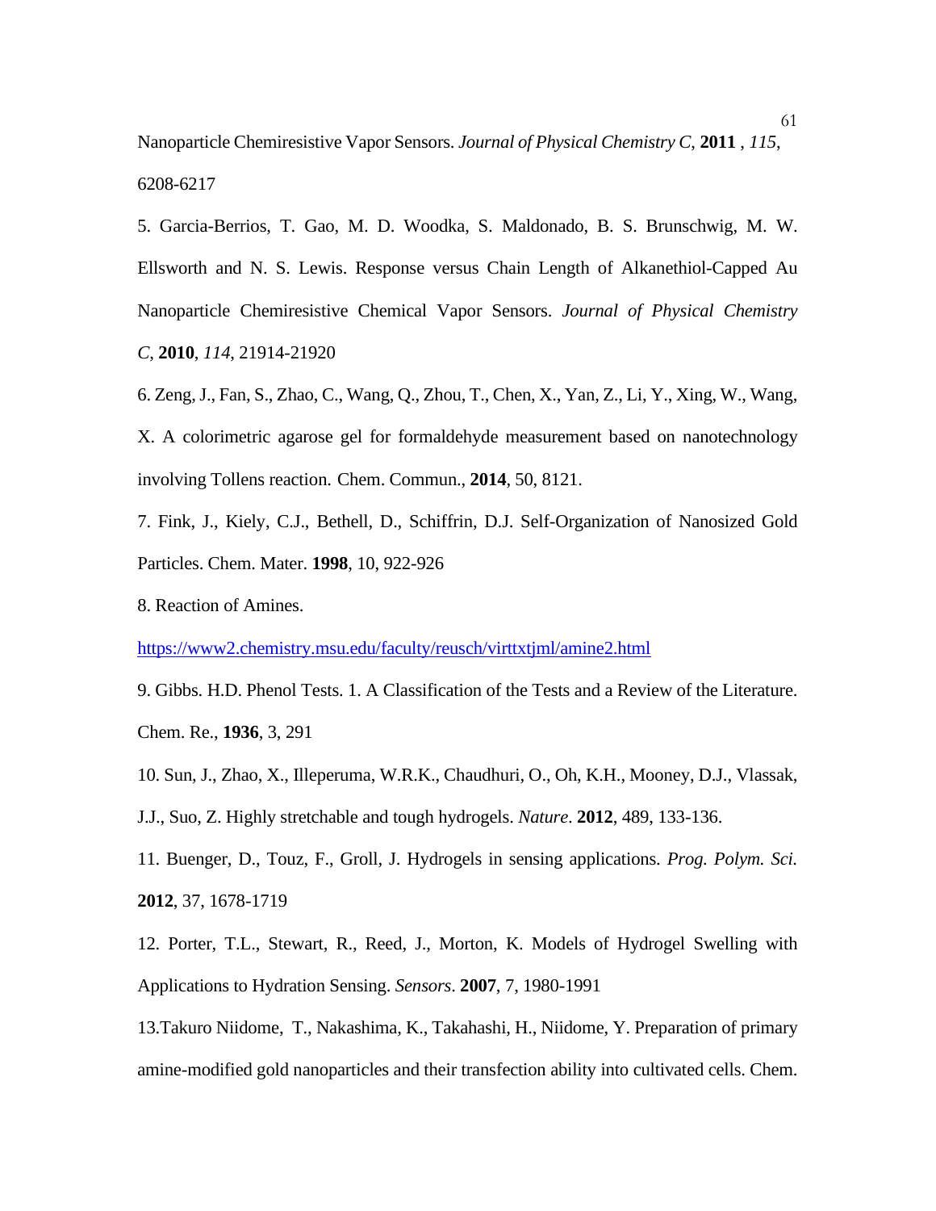Nanoparticle Chemiresistive Vapor Sensors. *Journal of Physical Chemistry C*, **2011** , *115*, 6208-6217

5. Garcia-Berrios, T. Gao, M. D. Woodka, S. Maldonado, B. S. Brunschwig, M. W. Ellsworth and N. S. Lewis. Response versus Chain Length of Alkanethiol-Capped Au Nanoparticle Chemiresistive Chemical Vapor Sensors. *Journal of Physical Chemistry C*, **2010**, *114*, 21914-21920

6. Zeng, J., Fan, S., Zhao, C., Wang, Q., Zhou, T., Chen, X., Yan, Z., Li, Y., Xing, W., Wang, X. A colorimetric agarose gel for formaldehyde measurement based on nanotechnology involving Tollens reaction. Chem. Commun., **2014**, 50, 8121.

7. Fink, J., Kiely, C.J., Bethell, D., Schiffrin, D.J. Self-Organization of Nanosized Gold Particles. Chem. Mater. **1998**, 10, 922-926

8. Reaction of Amines.

https://www2.chemistry.msu.edu/faculty/reusch/virttxtjml/amine2.html

9. Gibbs. H.D. Phenol Tests. 1. A Classification of the Tests and a Review of the Literature. Chem. Re., **1936**, 3, 291

10. Sun, J., Zhao, X., Illeperuma, W.R.K., Chaudhuri, O., Oh, K.H., Mooney, D.J., Vlassak, J.J., Suo, Z. Highly stretchable and tough hydrogels. *Nature*. **2012**, 489, 133-136.

11. Buenger, D., Touz, F., Groll, J. Hydrogels in sensing applications. *Prog. Polym. Sci.* **2012**, 37, 1678-1719

12. Porter, T.L., Stewart, R., Reed, J., Morton, K. Models of Hydrogel Swelling with Applications to Hydration Sensing. *Sensors*. **2007**, 7, 1980-1991

13.Takuro Niidome, T., Nakashima, K., Takahashi, H., Niidome, Y. Preparation of primary amine-modified gold nanoparticles and their transfection ability into cultivated cells. Chem.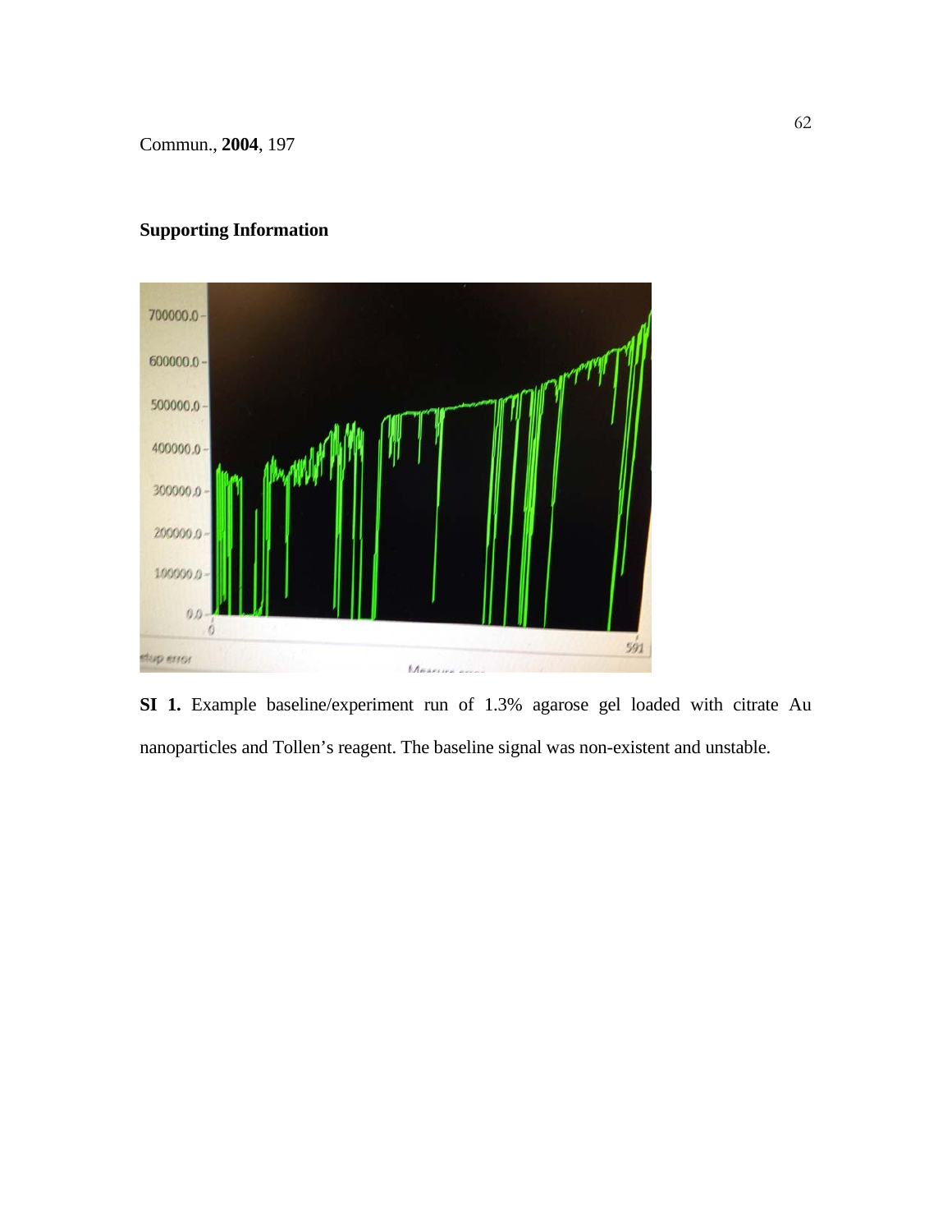Commun., **2004**, 197

**Supporting Information**

**SI 1.** Example baseline/experiment run of 1.3% agarose gel loaded with citrate Au nanoparticles and Tollen's reagent. The baseline signal was non-existent and unstable.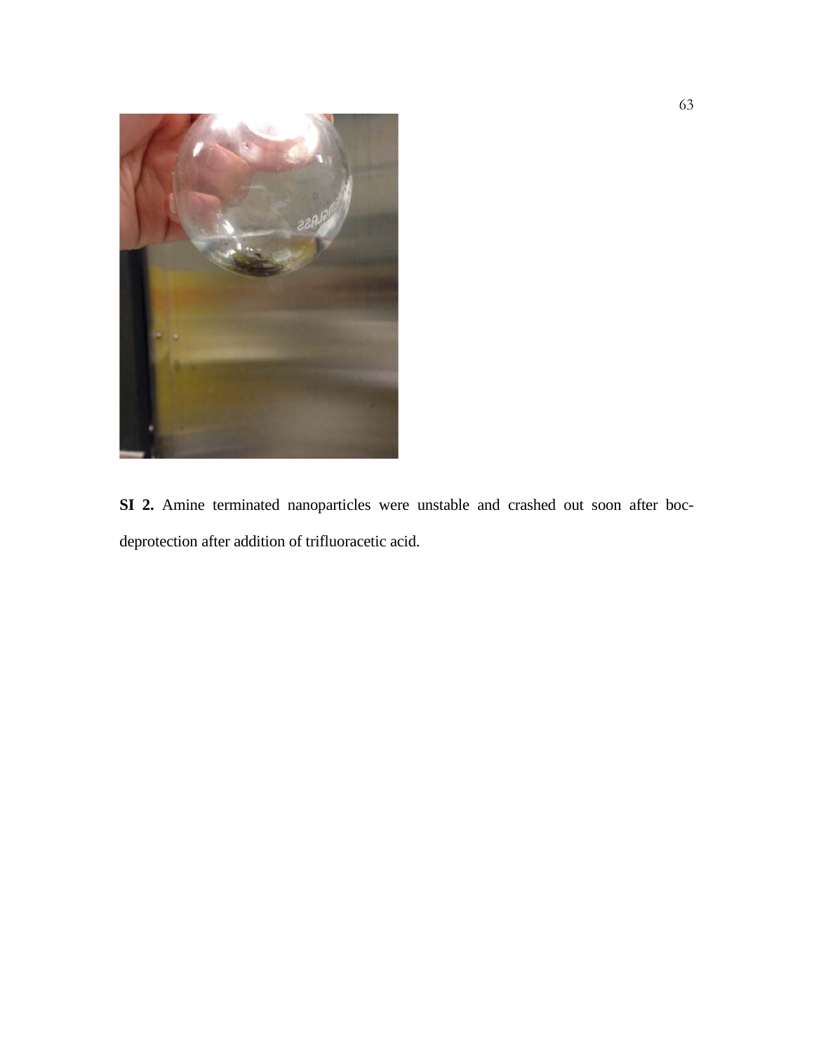**SI 2.** Amine terminated nanoparticles were unstable and crashed out soon after boc-deprotection after addition of trifluoracetic acid.